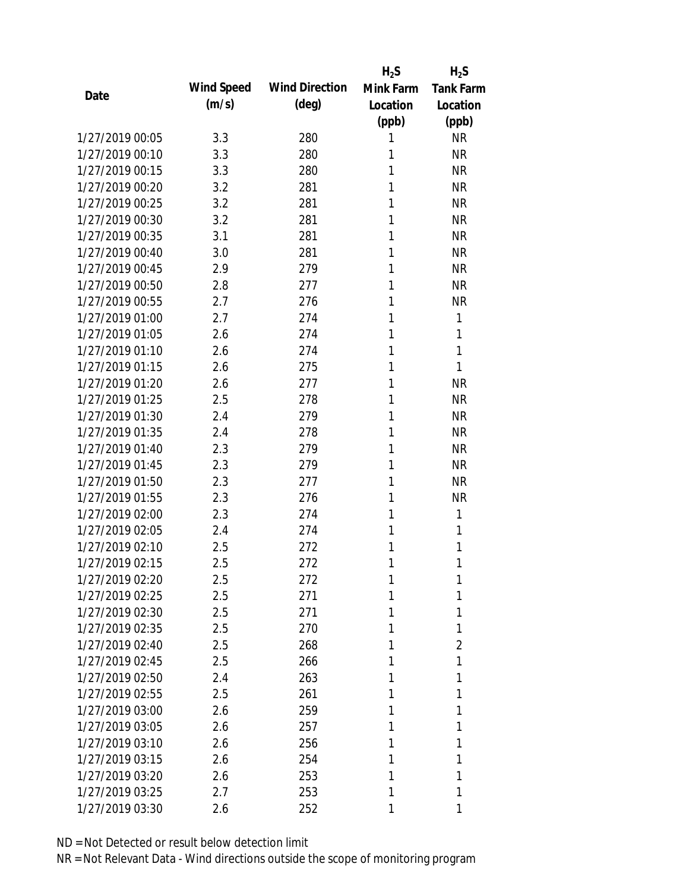| Date | Wind Speed (m/s) | Wind Direction (deg) | $H_2S$ Mink Farm Location (ppb) | $H_2S$ Tank Farm Location (ppb) |
|---|---|---|---|---|
| 1/27/2019 00:05 | 3.3 | 280 | 1 | NR |
| 1/27/2019 00:10 | 3.3 | 280 | 1 | NR |
| 1/27/2019 00:15 | 3.3 | 280 | 1 | NR |
| 1/27/2019 00:20 | 3.2 | 281 | 1 | NR |
| 1/27/2019 00:25 | 3.2 | 281 | 1 | NR |
| 1/27/2019 00:30 | 3.2 | 281 | 1 | NR |
| 1/27/2019 00:35 | 3.1 | 281 | 1 | NR |
| 1/27/2019 00:40 | 3.0 | 281 | 1 | NR |
| 1/27/2019 00:45 | 2.9 | 279 | 1 | NR |
| 1/27/2019 00:50 | 2.8 | 277 | 1 | NR |
| 1/27/2019 00:55 | 2.7 | 276 | 1 | NR |
| 1/27/2019 01:00 | 2.7 | 274 | 1 | 1 |
| 1/27/2019 01:05 | 2.6 | 274 | 1 | 1 |
| 1/27/2019 01:10 | 2.6 | 274 | 1 | 1 |
| 1/27/2019 01:15 | 2.6 | 275 | 1 | 1 |
| 1/27/2019 01:20 | 2.6 | 277 | 1 | NR |
| 1/27/2019 01:25 | 2.5 | 278 | 1 | NR |
| 1/27/2019 01:30 | 2.4 | 279 | 1 | NR |
| 1/27/2019 01:35 | 2.4 | 278 | 1 | NR |
| 1/27/2019 01:40 | 2.3 | 279 | 1 | NR |
| 1/27/2019 01:45 | 2.3 | 279 | 1 | NR |
| 1/27/2019 01:50 | 2.3 | 277 | 1 | NR |
| 1/27/2019 01:55 | 2.3 | 276 | 1 | NR |
| 1/27/2019 02:00 | 2.3 | 274 | 1 | 1 |
| 1/27/2019 02:05 | 2.4 | 274 | 1 | 1 |
| 1/27/2019 02:10 | 2.5 | 272 | 1 | 1 |
| 1/27/2019 02:15 | 2.5 | 272 | 1 | 1 |
| 1/27/2019 02:20 | 2.5 | 272 | 1 | 1 |
| 1/27/2019 02:25 | 2.5 | 271 | 1 | 1 |
| 1/27/2019 02:30 | 2.5 | 271 | 1 | 1 |
| 1/27/2019 02:35 | 2.5 | 270 | 1 | 1 |
| 1/27/2019 02:40 | 2.5 | 268 | 1 | 2 |
| 1/27/2019 02:45 | 2.5 | 266 | 1 | 1 |
| 1/27/2019 02:50 | 2.4 | 263 | 1 | 1 |
| 1/27/2019 02:55 | 2.5 | 261 | 1 | 1 |
| 1/27/2019 03:00 | 2.6 | 259 | 1 | 1 |
| 1/27/2019 03:05 | 2.6 | 257 | 1 | 1 |
| 1/27/2019 03:10 | 2.6 | 256 | 1 | 1 |
| 1/27/2019 03:15 | 2.6 | 254 | 1 | 1 |
| 1/27/2019 03:20 | 2.6 | 253 | 1 | 1 |
| 1/27/2019 03:25 | 2.7 | 253 | 1 | 1 |
| 1/27/2019 03:30 | 2.6 | 252 | 1 | 1 |

ND = Not Detected or result below detection limit

NR = Not Relevant Data - Wind directions outside the scope of monitoring program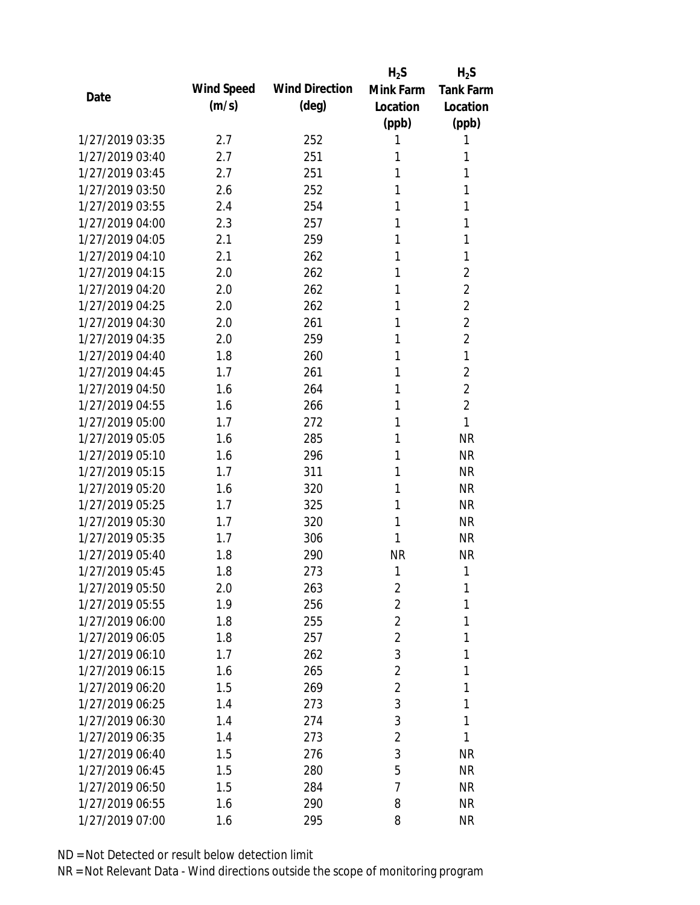| Date | Wind Speed (m/s) | Wind Direction (deg) | $H_2S$ Mink Farm Location (ppb) | $H_2S$ Tank Farm Location (ppb) |
|---|---|---|---|---|
| 1/27/2019 03:35 | 2.7 | 252 | 1 | 1 |
| 1/27/2019 03:40 | 2.7 | 251 | 1 | 1 |
| 1/27/2019 03:45 | 2.7 | 251 | 1 | 1 |
| 1/27/2019 03:50 | 2.6 | 252 | 1 | 1 |
| 1/27/2019 03:55 | 2.4 | 254 | 1 | 1 |
| 1/27/2019 04:00 | 2.3 | 257 | 1 | 1 |
| 1/27/2019 04:05 | 2.1 | 259 | 1 | 1 |
| 1/27/2019 04:10 | 2.1 | 262 | 1 | 1 |
| 1/27/2019 04:15 | 2.0 | 262 | 1 | 2 |
| 1/27/2019 04:20 | 2.0 | 262 | 1 | 2 |
| 1/27/2019 04:25 | 2.0 | 262 | 1 | 2 |
| 1/27/2019 04:30 | 2.0 | 261 | 1 | 2 |
| 1/27/2019 04:35 | 2.0 | 259 | 1 | 2 |
| 1/27/2019 04:40 | 1.8 | 260 | 1 | 1 |
| 1/27/2019 04:45 | 1.7 | 261 | 1 | 2 |
| 1/27/2019 04:50 | 1.6 | 264 | 1 | 2 |
| 1/27/2019 04:55 | 1.6 | 266 | 1 | 2 |
| 1/27/2019 05:00 | 1.7 | 272 | 1 | 1 |
| 1/27/2019 05:05 | 1.6 | 285 | 1 | NR |
| 1/27/2019 05:10 | 1.6 | 296 | 1 | NR |
| 1/27/2019 05:15 | 1.7 | 311 | 1 | NR |
| 1/27/2019 05:20 | 1.6 | 320 | 1 | NR |
| 1/27/2019 05:25 | 1.7 | 325 | 1 | NR |
| 1/27/2019 05:30 | 1.7 | 320 | 1 | NR |
| 1/27/2019 05:35 | 1.7 | 306 | 1 | NR |
| 1/27/2019 05:40 | 1.8 | 290 | NR | NR |
| 1/27/2019 05:45 | 1.8 | 273 | 1 | 1 |
| 1/27/2019 05:50 | 2.0 | 263 | 2 | 1 |
| 1/27/2019 05:55 | 1.9 | 256 | 2 | 1 |
| 1/27/2019 06:00 | 1.8 | 255 | 2 | 1 |
| 1/27/2019 06:05 | 1.8 | 257 | 2 | 1 |
| 1/27/2019 06:10 | 1.7 | 262 | 3 | 1 |
| 1/27/2019 06:15 | 1.6 | 265 | 2 | 1 |
| 1/27/2019 06:20 | 1.5 | 269 | 2 | 1 |
| 1/27/2019 06:25 | 1.4 | 273 | 3 | 1 |
| 1/27/2019 06:30 | 1.4 | 274 | 3 | 1 |
| 1/27/2019 06:35 | 1.4 | 273 | 2 | 1 |
| 1/27/2019 06:40 | 1.5 | 276 | 3 | NR |
| 1/27/2019 06:45 | 1.5 | 280 | 5 | NR |
| 1/27/2019 06:50 | 1.5 | 284 | 7 | NR |
| 1/27/2019 06:55 | 1.6 | 290 | 8 | NR |
| 1/27/2019 07:00 | 1.6 | 295 | 8 | NR |

ND = Not Detected or result below detection limit

NR = Not Relevant Data - Wind directions outside the scope of monitoring program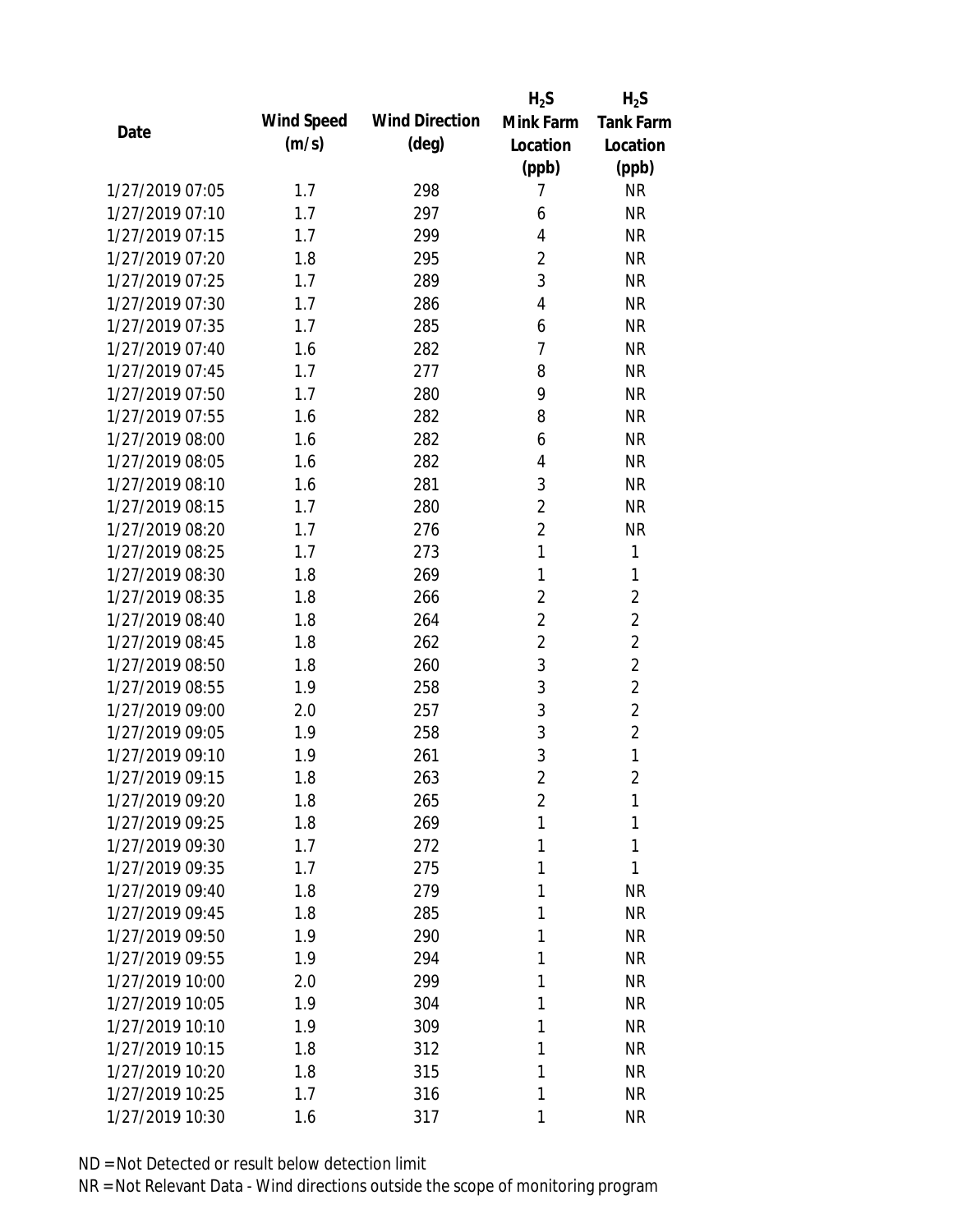| Date | Wind Speed (m/s) | Wind Direction (deg) | $H_2S$ Mink Farm Location (ppb) | $H_2S$ Tank Farm Location (ppb) |
|---|---|---|---|---|
| 1/27/2019 07:05 | 1.7 | 298 | 7 | NR |
| 1/27/2019 07:10 | 1.7 | 297 | 6 | NR |
| 1/27/2019 07:15 | 1.7 | 299 | 4 | NR |
| 1/27/2019 07:20 | 1.8 | 295 | 2 | NR |
| 1/27/2019 07:25 | 1.7 | 289 | 3 | NR |
| 1/27/2019 07:30 | 1.7 | 286 | 4 | NR |
| 1/27/2019 07:35 | 1.7 | 285 | 6 | NR |
| 1/27/2019 07:40 | 1.6 | 282 | 7 | NR |
| 1/27/2019 07:45 | 1.7 | 277 | 8 | NR |
| 1/27/2019 07:50 | 1.7 | 280 | 9 | NR |
| 1/27/2019 07:55 | 1.6 | 282 | 8 | NR |
| 1/27/2019 08:00 | 1.6 | 282 | 6 | NR |
| 1/27/2019 08:05 | 1.6 | 282 | 4 | NR |
| 1/27/2019 08:10 | 1.6 | 281 | 3 | NR |
| 1/27/2019 08:15 | 1.7 | 280 | 2 | NR |
| 1/27/2019 08:20 | 1.7 | 276 | 2 | NR |
| 1/27/2019 08:25 | 1.7 | 273 | 1 | 1 |
| 1/27/2019 08:30 | 1.8 | 269 | 1 | 1 |
| 1/27/2019 08:35 | 1.8 | 266 | 2 | 2 |
| 1/27/2019 08:40 | 1.8 | 264 | 2 | 2 |
| 1/27/2019 08:45 | 1.8 | 262 | 2 | 2 |
| 1/27/2019 08:50 | 1.8 | 260 | 3 | 2 |
| 1/27/2019 08:55 | 1.9 | 258 | 3 | 2 |
| 1/27/2019 09:00 | 2.0 | 257 | 3 | 2 |
| 1/27/2019 09:05 | 1.9 | 258 | 3 | 2 |
| 1/27/2019 09:10 | 1.9 | 261 | 3 | 1 |
| 1/27/2019 09:15 | 1.8 | 263 | 2 | 2 |
| 1/27/2019 09:20 | 1.8 | 265 | 2 | 1 |
| 1/27/2019 09:25 | 1.8 | 269 | 1 | 1 |
| 1/27/2019 09:30 | 1.7 | 272 | 1 | 1 |
| 1/27/2019 09:35 | 1.7 | 275 | 1 | 1 |
| 1/27/2019 09:40 | 1.8 | 279 | 1 | NR |
| 1/27/2019 09:45 | 1.8 | 285 | 1 | NR |
| 1/27/2019 09:50 | 1.9 | 290 | 1 | NR |
| 1/27/2019 09:55 | 1.9 | 294 | 1 | NR |
| 1/27/2019 10:00 | 2.0 | 299 | 1 | NR |
| 1/27/2019 10:05 | 1.9 | 304 | 1 | NR |
| 1/27/2019 10:10 | 1.9 | 309 | 1 | NR |
| 1/27/2019 10:15 | 1.8 | 312 | 1 | NR |
| 1/27/2019 10:20 | 1.8 | 315 | 1 | NR |
| 1/27/2019 10:25 | 1.7 | 316 | 1 | NR |
| 1/27/2019 10:30 | 1.6 | 317 | 1 | NR |

ND = Not Detected or result below detection limit

NR = Not Relevant Data - Wind directions outside the scope of monitoring program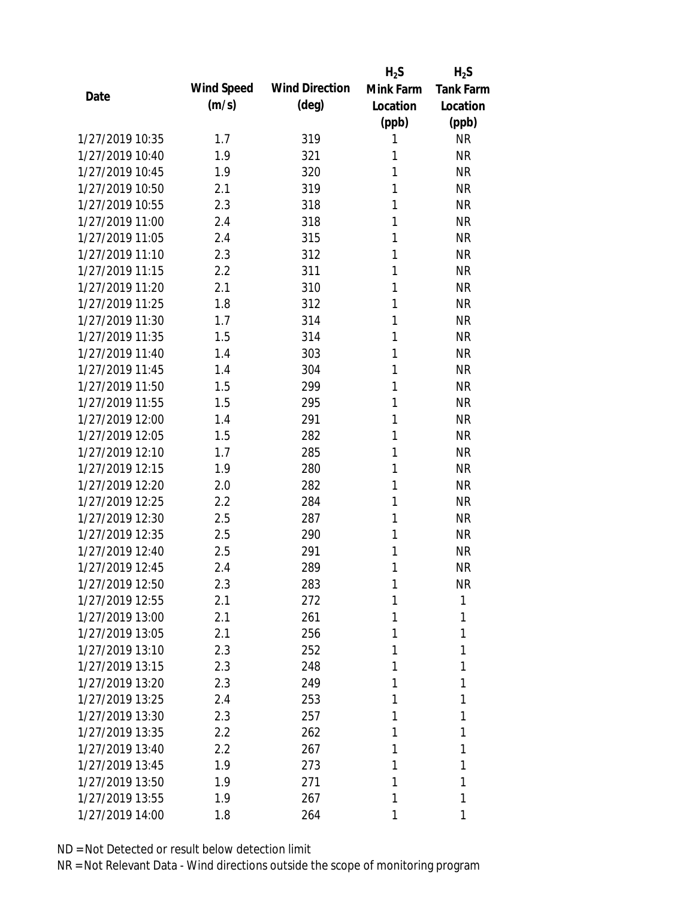| Date | Wind Speed (m/s) | Wind Direction (deg) | $H_2S$ Mink Farm Location (ppb) | $H_2S$ Tank Farm Location (ppb) |
| --- | --- | --- | --- | --- |
| 1/27/2019 10:35 | 1.7 | 319 | 1 | NR |
| 1/27/2019 10:40 | 1.9 | 321 | 1 | NR |
| 1/27/2019 10:45 | 1.9 | 320 | 1 | NR |
| 1/27/2019 10:50 | 2.1 | 319 | 1 | NR |
| 1/27/2019 10:55 | 2.3 | 318 | 1 | NR |
| 1/27/2019 11:00 | 2.4 | 318 | 1 | NR |
| 1/27/2019 11:05 | 2.4 | 315 | 1 | NR |
| 1/27/2019 11:10 | 2.3 | 312 | 1 | NR |
| 1/27/2019 11:15 | 2.2 | 311 | 1 | NR |
| 1/27/2019 11:20 | 2.1 | 310 | 1 | NR |
| 1/27/2019 11:25 | 1.8 | 312 | 1 | NR |
| 1/27/2019 11:30 | 1.7 | 314 | 1 | NR |
| 1/27/2019 11:35 | 1.5 | 314 | 1 | NR |
| 1/27/2019 11:40 | 1.4 | 303 | 1 | NR |
| 1/27/2019 11:45 | 1.4 | 304 | 1 | NR |
| 1/27/2019 11:50 | 1.5 | 299 | 1 | NR |
| 1/27/2019 11:55 | 1.5 | 295 | 1 | NR |
| 1/27/2019 12:00 | 1.4 | 291 | 1 | NR |
| 1/27/2019 12:05 | 1.5 | 282 | 1 | NR |
| 1/27/2019 12:10 | 1.7 | 285 | 1 | NR |
| 1/27/2019 12:15 | 1.9 | 280 | 1 | NR |
| 1/27/2019 12:20 | 2.0 | 282 | 1 | NR |
| 1/27/2019 12:25 | 2.2 | 284 | 1 | NR |
| 1/27/2019 12:30 | 2.5 | 287 | 1 | NR |
| 1/27/2019 12:35 | 2.5 | 290 | 1 | NR |
| 1/27/2019 12:40 | 2.5 | 291 | 1 | NR |
| 1/27/2019 12:45 | 2.4 | 289 | 1 | NR |
| 1/27/2019 12:50 | 2.3 | 283 | 1 | NR |
| 1/27/2019 12:55 | 2.1 | 272 | 1 | 1 |
| 1/27/2019 13:00 | 2.1 | 261 | 1 | 1 |
| 1/27/2019 13:05 | 2.1 | 256 | 1 | 1 |
| 1/27/2019 13:10 | 2.3 | 252 | 1 | 1 |
| 1/27/2019 13:15 | 2.3 | 248 | 1 | 1 |
| 1/27/2019 13:20 | 2.3 | 249 | 1 | 1 |
| 1/27/2019 13:25 | 2.4 | 253 | 1 | 1 |
| 1/27/2019 13:30 | 2.3 | 257 | 1 | 1 |
| 1/27/2019 13:35 | 2.2 | 262 | 1 | 1 |
| 1/27/2019 13:40 | 2.2 | 267 | 1 | 1 |
| 1/27/2019 13:45 | 1.9 | 273 | 1 | 1 |
| 1/27/2019 13:50 | 1.9 | 271 | 1 | 1 |
| 1/27/2019 13:55 | 1.9 | 267 | 1 | 1 |
| 1/27/2019 14:00 | 1.8 | 264 | 1 | 1 |

ND = Not Detected or result below detection limit

NR = Not Relevant Data - Wind directions outside the scope of monitoring program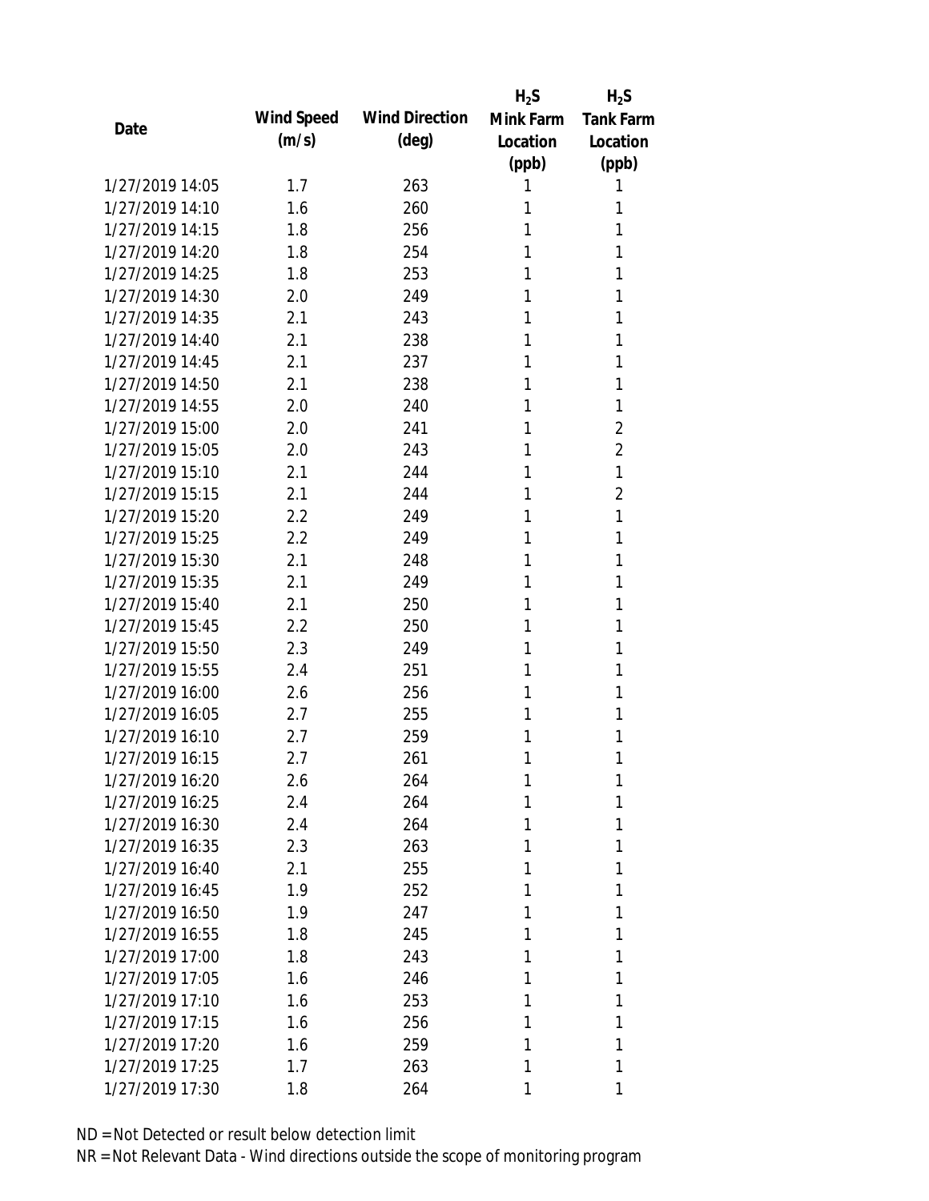| Date | Wind Speed (m/s) | Wind Direction (deg) | $H_2S$ Mink Farm Location (ppb) | $H_2S$ Tank Farm Location (ppb) |
|---|---|---|---|---|
| 1/27/2019 14:05 | 1.7 | 263 | 1 | 1 |
| 1/27/2019 14:10 | 1.6 | 260 | 1 | 1 |
| 1/27/2019 14:15 | 1.8 | 256 | 1 | 1 |
| 1/27/2019 14:20 | 1.8 | 254 | 1 | 1 |
| 1/27/2019 14:25 | 1.8 | 253 | 1 | 1 |
| 1/27/2019 14:30 | 2.0 | 249 | 1 | 1 |
| 1/27/2019 14:35 | 2.1 | 243 | 1 | 1 |
| 1/27/2019 14:40 | 2.1 | 238 | 1 | 1 |
| 1/27/2019 14:45 | 2.1 | 237 | 1 | 1 |
| 1/27/2019 14:50 | 2.1 | 238 | 1 | 1 |
| 1/27/2019 14:55 | 2.0 | 240 | 1 | 1 |
| 1/27/2019 15:00 | 2.0 | 241 | 1 | 2 |
| 1/27/2019 15:05 | 2.0 | 243 | 1 | 2 |
| 1/27/2019 15:10 | 2.1 | 244 | 1 | 1 |
| 1/27/2019 15:15 | 2.1 | 244 | 1 | 2 |
| 1/27/2019 15:20 | 2.2 | 249 | 1 | 1 |
| 1/27/2019 15:25 | 2.2 | 249 | 1 | 1 |
| 1/27/2019 15:30 | 2.1 | 248 | 1 | 1 |
| 1/27/2019 15:35 | 2.1 | 249 | 1 | 1 |
| 1/27/2019 15:40 | 2.1 | 250 | 1 | 1 |
| 1/27/2019 15:45 | 2.2 | 250 | 1 | 1 |
| 1/27/2019 15:50 | 2.3 | 249 | 1 | 1 |
| 1/27/2019 15:55 | 2.4 | 251 | 1 | 1 |
| 1/27/2019 16:00 | 2.6 | 256 | 1 | 1 |
| 1/27/2019 16:05 | 2.7 | 255 | 1 | 1 |
| 1/27/2019 16:10 | 2.7 | 259 | 1 | 1 |
| 1/27/2019 16:15 | 2.7 | 261 | 1 | 1 |
| 1/27/2019 16:20 | 2.6 | 264 | 1 | 1 |
| 1/27/2019 16:25 | 2.4 | 264 | 1 | 1 |
| 1/27/2019 16:30 | 2.4 | 264 | 1 | 1 |
| 1/27/2019 16:35 | 2.3 | 263 | 1 | 1 |
| 1/27/2019 16:40 | 2.1 | 255 | 1 | 1 |
| 1/27/2019 16:45 | 1.9 | 252 | 1 | 1 |
| 1/27/2019 16:50 | 1.9 | 247 | 1 | 1 |
| 1/27/2019 16:55 | 1.8 | 245 | 1 | 1 |
| 1/27/2019 17:00 | 1.8 | 243 | 1 | 1 |
| 1/27/2019 17:05 | 1.6 | 246 | 1 | 1 |
| 1/27/2019 17:10 | 1.6 | 253 | 1 | 1 |
| 1/27/2019 17:15 | 1.6 | 256 | 1 | 1 |
| 1/27/2019 17:20 | 1.6 | 259 | 1 | 1 |
| 1/27/2019 17:25 | 1.7 | 263 | 1 | 1 |
| 1/27/2019 17:30 | 1.8 | 264 | 1 | 1 |

ND = Not Detected or result below detection limit

NR = Not Relevant Data - Wind directions outside the scope of monitoring program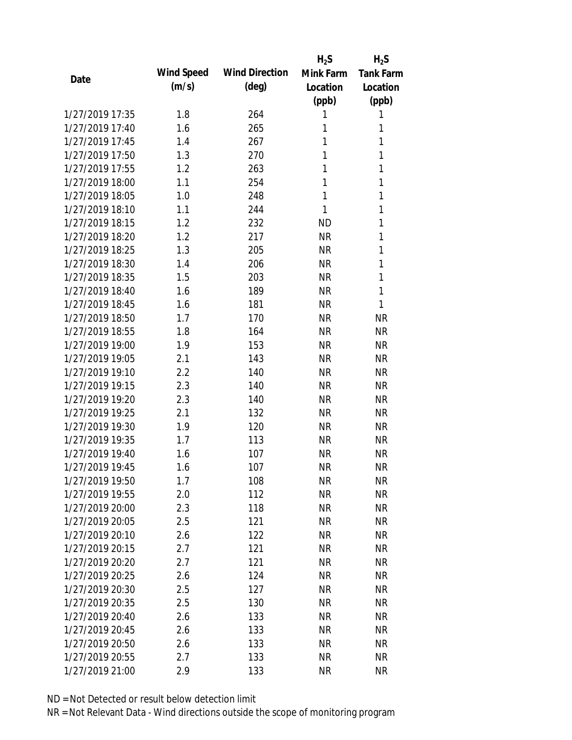| Date | Wind Speed (m/s) | Wind Direction (deg) | $H_2S$ Mink Farm Location (ppb) | $H_2S$ Tank Farm Location (ppb) |
|---|---|---|---|---|
| 1/27/2019 17:35 | 1.8 | 264 | 1 | 1 |
| 1/27/2019 17:40 | 1.6 | 265 | 1 | 1 |
| 1/27/2019 17:45 | 1.4 | 267 | 1 | 1 |
| 1/27/2019 17:50 | 1.3 | 270 | 1 | 1 |
| 1/27/2019 17:55 | 1.2 | 263 | 1 | 1 |
| 1/27/2019 18:00 | 1.1 | 254 | 1 | 1 |
| 1/27/2019 18:05 | 1.0 | 248 | 1 | 1 |
| 1/27/2019 18:10 | 1.1 | 244 | 1 | 1 |
| 1/27/2019 18:15 | 1.2 | 232 | ND | 1 |
| 1/27/2019 18:20 | 1.2 | 217 | NR | 1 |
| 1/27/2019 18:25 | 1.3 | 205 | NR | 1 |
| 1/27/2019 18:30 | 1.4 | 206 | NR | 1 |
| 1/27/2019 18:35 | 1.5 | 203 | NR | 1 |
| 1/27/2019 18:40 | 1.6 | 189 | NR | 1 |
| 1/27/2019 18:45 | 1.6 | 181 | NR | 1 |
| 1/27/2019 18:50 | 1.7 | 170 | NR | NR |
| 1/27/2019 18:55 | 1.8 | 164 | NR | NR |
| 1/27/2019 19:00 | 1.9 | 153 | NR | NR |
| 1/27/2019 19:05 | 2.1 | 143 | NR | NR |
| 1/27/2019 19:10 | 2.2 | 140 | NR | NR |
| 1/27/2019 19:15 | 2.3 | 140 | NR | NR |
| 1/27/2019 19:20 | 2.3 | 140 | NR | NR |
| 1/27/2019 19:25 | 2.1 | 132 | NR | NR |
| 1/27/2019 19:30 | 1.9 | 120 | NR | NR |
| 1/27/2019 19:35 | 1.7 | 113 | NR | NR |
| 1/27/2019 19:40 | 1.6 | 107 | NR | NR |
| 1/27/2019 19:45 | 1.6 | 107 | NR | NR |
| 1/27/2019 19:50 | 1.7 | 108 | NR | NR |
| 1/27/2019 19:55 | 2.0 | 112 | NR | NR |
| 1/27/2019 20:00 | 2.3 | 118 | NR | NR |
| 1/27/2019 20:05 | 2.5 | 121 | NR | NR |
| 1/27/2019 20:10 | 2.6 | 122 | NR | NR |
| 1/27/2019 20:15 | 2.7 | 121 | NR | NR |
| 1/27/2019 20:20 | 2.7 | 121 | NR | NR |
| 1/27/2019 20:25 | 2.6 | 124 | NR | NR |
| 1/27/2019 20:30 | 2.5 | 127 | NR | NR |
| 1/27/2019 20:35 | 2.5 | 130 | NR | NR |
| 1/27/2019 20:40 | 2.6 | 133 | NR | NR |
| 1/27/2019 20:45 | 2.6 | 133 | NR | NR |
| 1/27/2019 20:50 | 2.6 | 133 | NR | NR |
| 1/27/2019 20:55 | 2.7 | 133 | NR | NR |
| 1/27/2019 21:00 | 2.9 | 133 | NR | NR |

ND = Not Detected or result below detection limit

NR = Not Relevant Data - Wind directions outside the scope of monitoring program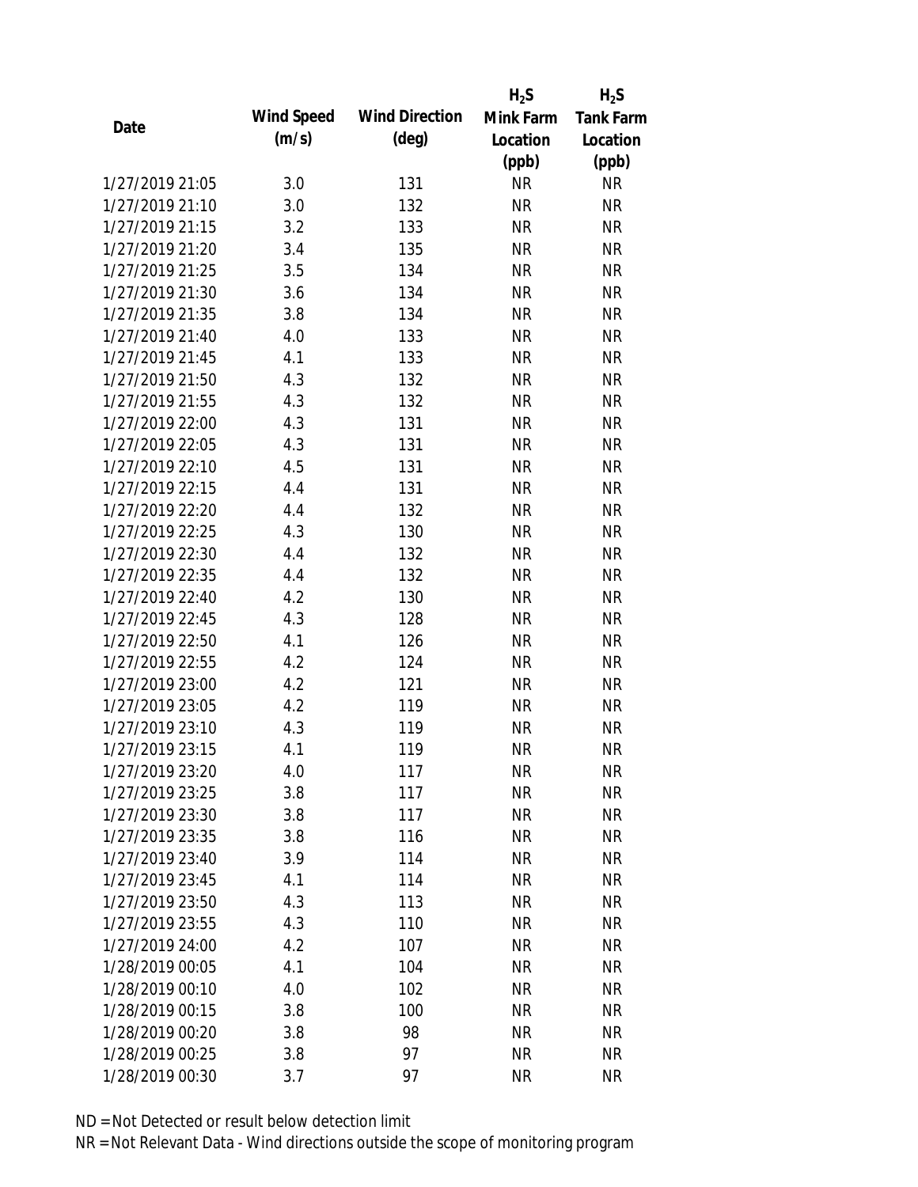| Date | Wind Speed (m/s) | Wind Direction (deg) | $H_2S$ Mink Farm Location (ppb) | $H_2S$ Tank Farm Location (ppb) |
|---|---|---|---|---|
| 1/27/2019 21:05 | 3.0 | 131 | NR | NR |
| 1/27/2019 21:10 | 3.0 | 132 | NR | NR |
| 1/27/2019 21:15 | 3.2 | 133 | NR | NR |
| 1/27/2019 21:20 | 3.4 | 135 | NR | NR |
| 1/27/2019 21:25 | 3.5 | 134 | NR | NR |
| 1/27/2019 21:30 | 3.6 | 134 | NR | NR |
| 1/27/2019 21:35 | 3.8 | 134 | NR | NR |
| 1/27/2019 21:40 | 4.0 | 133 | NR | NR |
| 1/27/2019 21:45 | 4.1 | 133 | NR | NR |
| 1/27/2019 21:50 | 4.3 | 132 | NR | NR |
| 1/27/2019 21:55 | 4.3 | 132 | NR | NR |
| 1/27/2019 22:00 | 4.3 | 131 | NR | NR |
| 1/27/2019 22:05 | 4.3 | 131 | NR | NR |
| 1/27/2019 22:10 | 4.5 | 131 | NR | NR |
| 1/27/2019 22:15 | 4.4 | 131 | NR | NR |
| 1/27/2019 22:20 | 4.4 | 132 | NR | NR |
| 1/27/2019 22:25 | 4.3 | 130 | NR | NR |
| 1/27/2019 22:30 | 4.4 | 132 | NR | NR |
| 1/27/2019 22:35 | 4.4 | 132 | NR | NR |
| 1/27/2019 22:40 | 4.2 | 130 | NR | NR |
| 1/27/2019 22:45 | 4.3 | 128 | NR | NR |
| 1/27/2019 22:50 | 4.1 | 126 | NR | NR |
| 1/27/2019 22:55 | 4.2 | 124 | NR | NR |
| 1/27/2019 23:00 | 4.2 | 121 | NR | NR |
| 1/27/2019 23:05 | 4.2 | 119 | NR | NR |
| 1/27/2019 23:10 | 4.3 | 119 | NR | NR |
| 1/27/2019 23:15 | 4.1 | 119 | NR | NR |
| 1/27/2019 23:20 | 4.0 | 117 | NR | NR |
| 1/27/2019 23:25 | 3.8 | 117 | NR | NR |
| 1/27/2019 23:30 | 3.8 | 117 | NR | NR |
| 1/27/2019 23:35 | 3.8 | 116 | NR | NR |
| 1/27/2019 23:40 | 3.9 | 114 | NR | NR |
| 1/27/2019 23:45 | 4.1 | 114 | NR | NR |
| 1/27/2019 23:50 | 4.3 | 113 | NR | NR |
| 1/27/2019 23:55 | 4.3 | 110 | NR | NR |
| 1/27/2019 24:00 | 4.2 | 107 | NR | NR |
| 1/28/2019 00:05 | 4.1 | 104 | NR | NR |
| 1/28/2019 00:10 | 4.0 | 102 | NR | NR |
| 1/28/2019 00:15 | 3.8 | 100 | NR | NR |
| 1/28/2019 00:20 | 3.8 | 98 | NR | NR |
| 1/28/2019 00:25 | 3.8 | 97 | NR | NR |
| 1/28/2019 00:30 | 3.7 | 97 | NR | NR |

ND = Not Detected or result below detection limit

NR = Not Relevant Data - Wind directions outside the scope of monitoring program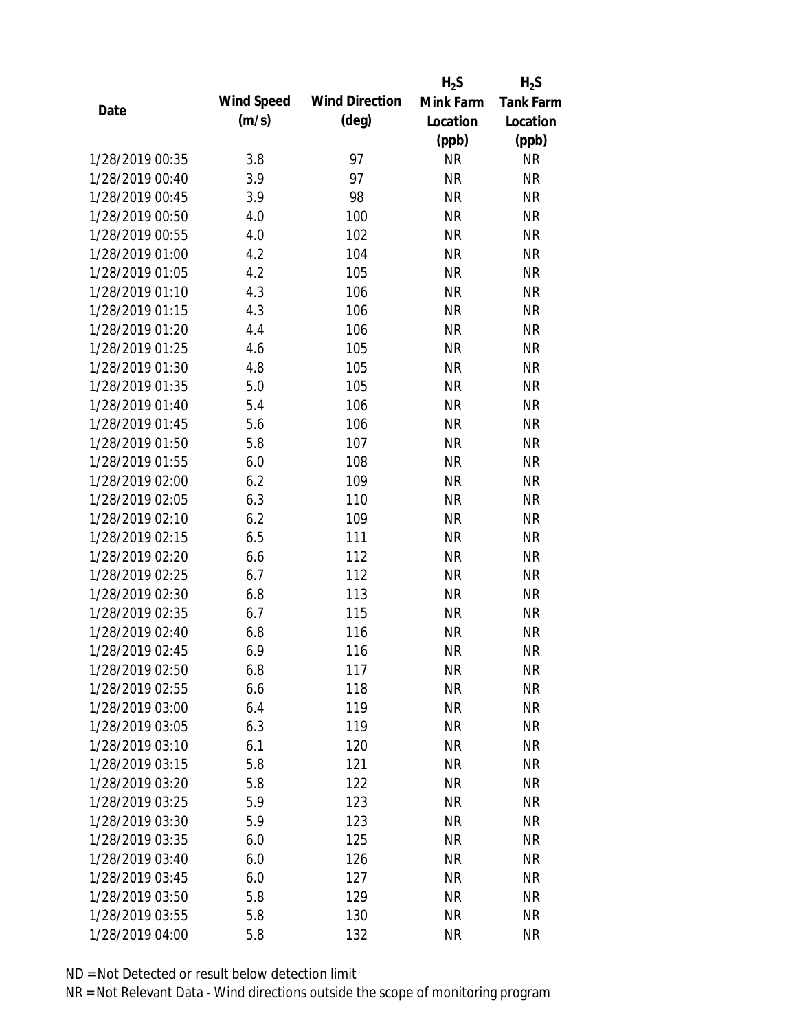| Date | Wind Speed (m/s) | Wind Direction (deg) | $H_2S$ Mink Farm Location (ppb) | $H_2S$ Tank Farm Location (ppb) |
|---|---|---|---|---|
| 1/28/2019 00:35 | 3.8 | 97 | NR | NR |
| 1/28/2019 00:40 | 3.9 | 97 | NR | NR |
| 1/28/2019 00:45 | 3.9 | 98 | NR | NR |
| 1/28/2019 00:50 | 4.0 | 100 | NR | NR |
| 1/28/2019 00:55 | 4.0 | 102 | NR | NR |
| 1/28/2019 01:00 | 4.2 | 104 | NR | NR |
| 1/28/2019 01:05 | 4.2 | 105 | NR | NR |
| 1/28/2019 01:10 | 4.3 | 106 | NR | NR |
| 1/28/2019 01:15 | 4.3 | 106 | NR | NR |
| 1/28/2019 01:20 | 4.4 | 106 | NR | NR |
| 1/28/2019 01:25 | 4.6 | 105 | NR | NR |
| 1/28/2019 01:30 | 4.8 | 105 | NR | NR |
| 1/28/2019 01:35 | 5.0 | 105 | NR | NR |
| 1/28/2019 01:40 | 5.4 | 106 | NR | NR |
| 1/28/2019 01:45 | 5.6 | 106 | NR | NR |
| 1/28/2019 01:50 | 5.8 | 107 | NR | NR |
| 1/28/2019 01:55 | 6.0 | 108 | NR | NR |
| 1/28/2019 02:00 | 6.2 | 109 | NR | NR |
| 1/28/2019 02:05 | 6.3 | 110 | NR | NR |
| 1/28/2019 02:10 | 6.2 | 109 | NR | NR |
| 1/28/2019 02:15 | 6.5 | 111 | NR | NR |
| 1/28/2019 02:20 | 6.6 | 112 | NR | NR |
| 1/28/2019 02:25 | 6.7 | 112 | NR | NR |
| 1/28/2019 02:30 | 6.8 | 113 | NR | NR |
| 1/28/2019 02:35 | 6.7 | 115 | NR | NR |
| 1/28/2019 02:40 | 6.8 | 116 | NR | NR |
| 1/28/2019 02:45 | 6.9 | 116 | NR | NR |
| 1/28/2019 02:50 | 6.8 | 117 | NR | NR |
| 1/28/2019 02:55 | 6.6 | 118 | NR | NR |
| 1/28/2019 03:00 | 6.4 | 119 | NR | NR |
| 1/28/2019 03:05 | 6.3 | 119 | NR | NR |
| 1/28/2019 03:10 | 6.1 | 120 | NR | NR |
| 1/28/2019 03:15 | 5.8 | 121 | NR | NR |
| 1/28/2019 03:20 | 5.8 | 122 | NR | NR |
| 1/28/2019 03:25 | 5.9 | 123 | NR | NR |
| 1/28/2019 03:30 | 5.9 | 123 | NR | NR |
| 1/28/2019 03:35 | 6.0 | 125 | NR | NR |
| 1/28/2019 03:40 | 6.0 | 126 | NR | NR |
| 1/28/2019 03:45 | 6.0 | 127 | NR | NR |
| 1/28/2019 03:50 | 5.8 | 129 | NR | NR |
| 1/28/2019 03:55 | 5.8 | 130 | NR | NR |
| 1/28/2019 04:00 | 5.8 | 132 | NR | NR |

ND = Not Detected or result below detection limit

NR = Not Relevant Data - Wind directions outside the scope of monitoring program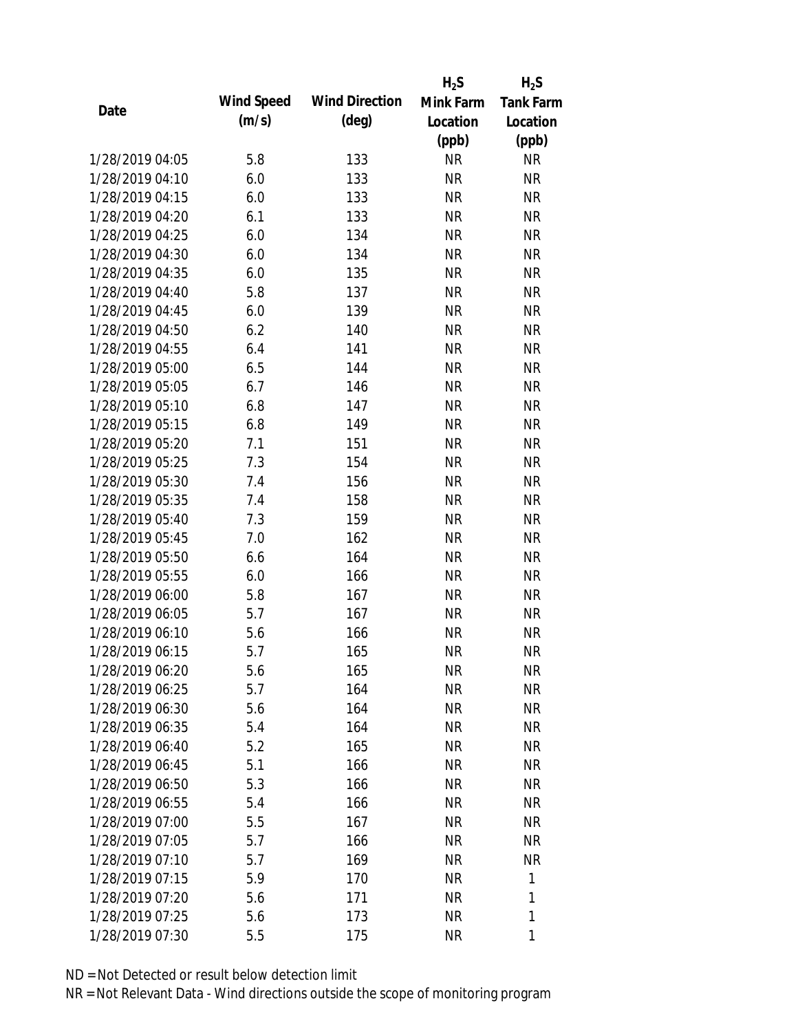| Date | Wind Speed (m/s) | Wind Direction (deg) | $H_2S$ Mink Farm Location (ppb) | $H_2S$ Tank Farm Location (ppb) |
|---|---|---|---|---|
| 1/28/2019 04:05 | 5.8 | 133 | NR | NR |
| 1/28/2019 04:10 | 6.0 | 133 | NR | NR |
| 1/28/2019 04:15 | 6.0 | 133 | NR | NR |
| 1/28/2019 04:20 | 6.1 | 133 | NR | NR |
| 1/28/2019 04:25 | 6.0 | 134 | NR | NR |
| 1/28/2019 04:30 | 6.0 | 134 | NR | NR |
| 1/28/2019 04:35 | 6.0 | 135 | NR | NR |
| 1/28/2019 04:40 | 5.8 | 137 | NR | NR |
| 1/28/2019 04:45 | 6.0 | 139 | NR | NR |
| 1/28/2019 04:50 | 6.2 | 140 | NR | NR |
| 1/28/2019 04:55 | 6.4 | 141 | NR | NR |
| 1/28/2019 05:00 | 6.5 | 144 | NR | NR |
| 1/28/2019 05:05 | 6.7 | 146 | NR | NR |
| 1/28/2019 05:10 | 6.8 | 147 | NR | NR |
| 1/28/2019 05:15 | 6.8 | 149 | NR | NR |
| 1/28/2019 05:20 | 7.1 | 151 | NR | NR |
| 1/28/2019 05:25 | 7.3 | 154 | NR | NR |
| 1/28/2019 05:30 | 7.4 | 156 | NR | NR |
| 1/28/2019 05:35 | 7.4 | 158 | NR | NR |
| 1/28/2019 05:40 | 7.3 | 159 | NR | NR |
| 1/28/2019 05:45 | 7.0 | 162 | NR | NR |
| 1/28/2019 05:50 | 6.6 | 164 | NR | NR |
| 1/28/2019 05:55 | 6.0 | 166 | NR | NR |
| 1/28/2019 06:00 | 5.8 | 167 | NR | NR |
| 1/28/2019 06:05 | 5.7 | 167 | NR | NR |
| 1/28/2019 06:10 | 5.6 | 166 | NR | NR |
| 1/28/2019 06:15 | 5.7 | 165 | NR | NR |
| 1/28/2019 06:20 | 5.6 | 165 | NR | NR |
| 1/28/2019 06:25 | 5.7 | 164 | NR | NR |
| 1/28/2019 06:30 | 5.6 | 164 | NR | NR |
| 1/28/2019 06:35 | 5.4 | 164 | NR | NR |
| 1/28/2019 06:40 | 5.2 | 165 | NR | NR |
| 1/28/2019 06:45 | 5.1 | 166 | NR | NR |
| 1/28/2019 06:50 | 5.3 | 166 | NR | NR |
| 1/28/2019 06:55 | 5.4 | 166 | NR | NR |
| 1/28/2019 07:00 | 5.5 | 167 | NR | NR |
| 1/28/2019 07:05 | 5.7 | 166 | NR | NR |
| 1/28/2019 07:10 | 5.7 | 169 | NR | NR |
| 1/28/2019 07:15 | 5.9 | 170 | NR | 1 |
| 1/28/2019 07:20 | 5.6 | 171 | NR | 1 |
| 1/28/2019 07:25 | 5.6 | 173 | NR | 1 |
| 1/28/2019 07:30 | 5.5 | 175 | NR | 1 |

ND = Not Detected or result below detection limit

NR = Not Relevant Data - Wind directions outside the scope of monitoring program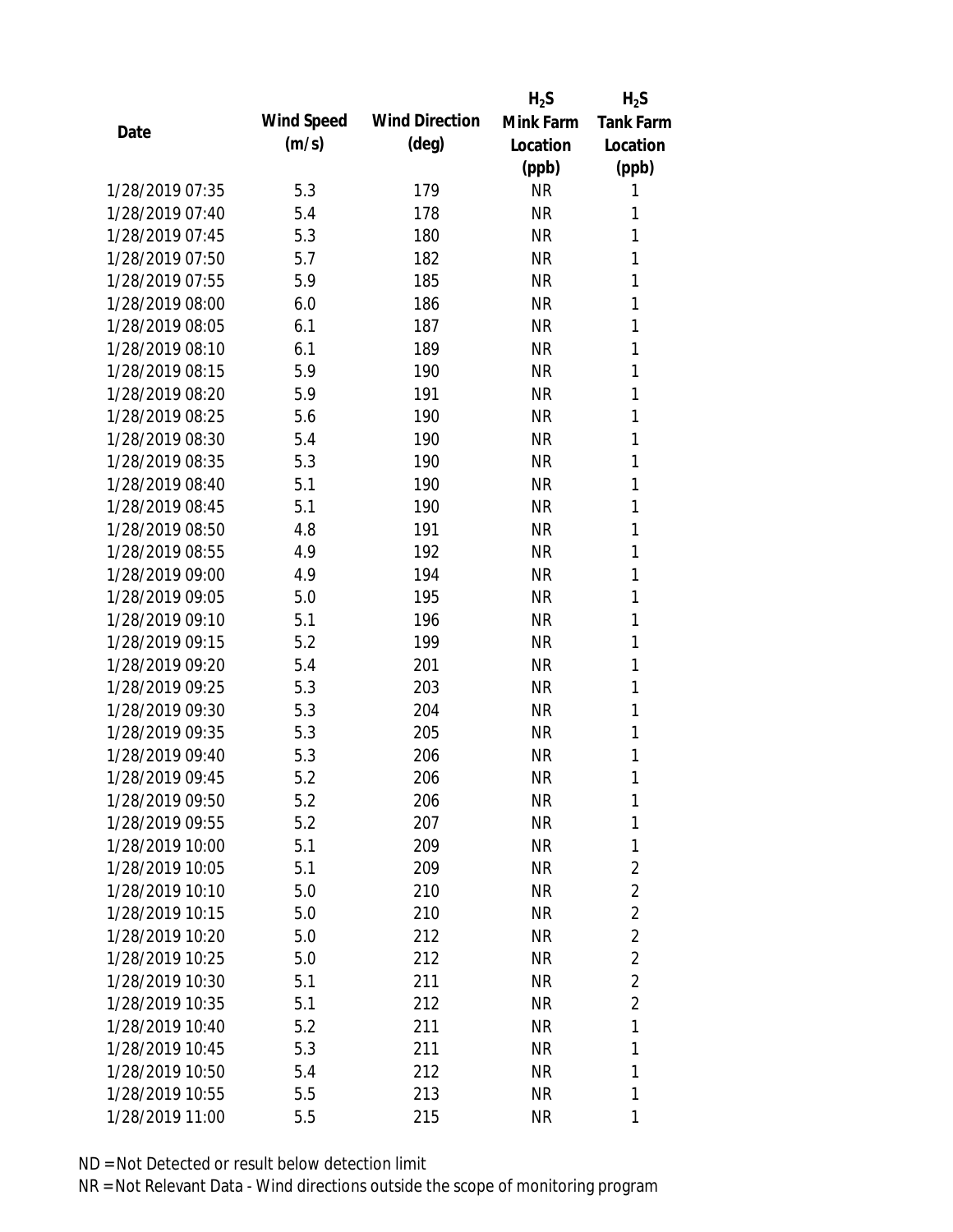| Date | Wind Speed (m/s) | Wind Direction (deg) | $H_2S$ Mink Farm Location (ppb) | $H_2S$ Tank Farm Location (ppb) |
| --- | --- | --- | --- | --- |
| 1/28/2019 07:35 | 5.3 | 179 | NR | 1 |
| 1/28/2019 07:40 | 5.4 | 178 | NR | 1 |
| 1/28/2019 07:45 | 5.3 | 180 | NR | 1 |
| 1/28/2019 07:50 | 5.7 | 182 | NR | 1 |
| 1/28/2019 07:55 | 5.9 | 185 | NR | 1 |
| 1/28/2019 08:00 | 6.0 | 186 | NR | 1 |
| 1/28/2019 08:05 | 6.1 | 187 | NR | 1 |
| 1/28/2019 08:10 | 6.1 | 189 | NR | 1 |
| 1/28/2019 08:15 | 5.9 | 190 | NR | 1 |
| 1/28/2019 08:20 | 5.9 | 191 | NR | 1 |
| 1/28/2019 08:25 | 5.6 | 190 | NR | 1 |
| 1/28/2019 08:30 | 5.4 | 190 | NR | 1 |
| 1/28/2019 08:35 | 5.3 | 190 | NR | 1 |
| 1/28/2019 08:40 | 5.1 | 190 | NR | 1 |
| 1/28/2019 08:45 | 5.1 | 190 | NR | 1 |
| 1/28/2019 08:50 | 4.8 | 191 | NR | 1 |
| 1/28/2019 08:55 | 4.9 | 192 | NR | 1 |
| 1/28/2019 09:00 | 4.9 | 194 | NR | 1 |
| 1/28/2019 09:05 | 5.0 | 195 | NR | 1 |
| 1/28/2019 09:10 | 5.1 | 196 | NR | 1 |
| 1/28/2019 09:15 | 5.2 | 199 | NR | 1 |
| 1/28/2019 09:20 | 5.4 | 201 | NR | 1 |
| 1/28/2019 09:25 | 5.3 | 203 | NR | 1 |
| 1/28/2019 09:30 | 5.3 | 204 | NR | 1 |
| 1/28/2019 09:35 | 5.3 | 205 | NR | 1 |
| 1/28/2019 09:40 | 5.3 | 206 | NR | 1 |
| 1/28/2019 09:45 | 5.2 | 206 | NR | 1 |
| 1/28/2019 09:50 | 5.2 | 206 | NR | 1 |
| 1/28/2019 09:55 | 5.2 | 207 | NR | 1 |
| 1/28/2019 10:00 | 5.1 | 209 | NR | 1 |
| 1/28/2019 10:05 | 5.1 | 209 | NR | 2 |
| 1/28/2019 10:10 | 5.0 | 210 | NR | 2 |
| 1/28/2019 10:15 | 5.0 | 210 | NR | 2 |
| 1/28/2019 10:20 | 5.0 | 212 | NR | 2 |
| 1/28/2019 10:25 | 5.0 | 212 | NR | 2 |
| 1/28/2019 10:30 | 5.1 | 211 | NR | 2 |
| 1/28/2019 10:35 | 5.1 | 212 | NR | 2 |
| 1/28/2019 10:40 | 5.2 | 211 | NR | 1 |
| 1/28/2019 10:45 | 5.3 | 211 | NR | 1 |
| 1/28/2019 10:50 | 5.4 | 212 | NR | 1 |
| 1/28/2019 10:55 | 5.5 | 213 | NR | 1 |
| 1/28/2019 11:00 | 5.5 | 215 | NR | 1 |

ND = Not Detected or result below detection limit

NR = Not Relevant Data - Wind directions outside the scope of monitoring program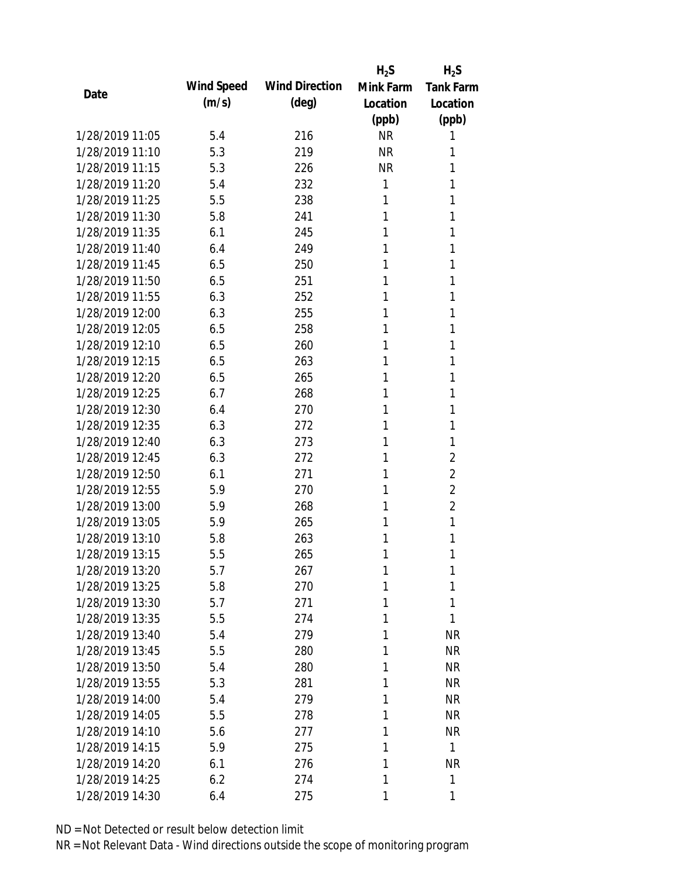| Date | Wind Speed (m/s) | Wind Direction (deg) | $H_2S$ Mink Farm Location (ppb) | $H_2S$ Tank Farm Location (ppb) |
|---|---|---|---|---|
| 1/28/2019 11:05 | 5.4 | 216 | NR | 1 |
| 1/28/2019 11:10 | 5.3 | 219 | NR | 1 |
| 1/28/2019 11:15 | 5.3 | 226 | NR | 1 |
| 1/28/2019 11:20 | 5.4 | 232 | 1 | 1 |
| 1/28/2019 11:25 | 5.5 | 238 | 1 | 1 |
| 1/28/2019 11:30 | 5.8 | 241 | 1 | 1 |
| 1/28/2019 11:35 | 6.1 | 245 | 1 | 1 |
| 1/28/2019 11:40 | 6.4 | 249 | 1 | 1 |
| 1/28/2019 11:45 | 6.5 | 250 | 1 | 1 |
| 1/28/2019 11:50 | 6.5 | 251 | 1 | 1 |
| 1/28/2019 11:55 | 6.3 | 252 | 1 | 1 |
| 1/28/2019 12:00 | 6.3 | 255 | 1 | 1 |
| 1/28/2019 12:05 | 6.5 | 258 | 1 | 1 |
| 1/28/2019 12:10 | 6.5 | 260 | 1 | 1 |
| 1/28/2019 12:15 | 6.5 | 263 | 1 | 1 |
| 1/28/2019 12:20 | 6.5 | 265 | 1 | 1 |
| 1/28/2019 12:25 | 6.7 | 268 | 1 | 1 |
| 1/28/2019 12:30 | 6.4 | 270 | 1 | 1 |
| 1/28/2019 12:35 | 6.3 | 272 | 1 | 1 |
| 1/28/2019 12:40 | 6.3 | 273 | 1 | 1 |
| 1/28/2019 12:45 | 6.3 | 272 | 1 | 2 |
| 1/28/2019 12:50 | 6.1 | 271 | 1 | 2 |
| 1/28/2019 12:55 | 5.9 | 270 | 1 | 2 |
| 1/28/2019 13:00 | 5.9 | 268 | 1 | 2 |
| 1/28/2019 13:05 | 5.9 | 265 | 1 | 1 |
| 1/28/2019 13:10 | 5.8 | 263 | 1 | 1 |
| 1/28/2019 13:15 | 5.5 | 265 | 1 | 1 |
| 1/28/2019 13:20 | 5.7 | 267 | 1 | 1 |
| 1/28/2019 13:25 | 5.8 | 270 | 1 | 1 |
| 1/28/2019 13:30 | 5.7 | 271 | 1 | 1 |
| 1/28/2019 13:35 | 5.5 | 274 | 1 | 1 |
| 1/28/2019 13:40 | 5.4 | 279 | 1 | NR |
| 1/28/2019 13:45 | 5.5 | 280 | 1 | NR |
| 1/28/2019 13:50 | 5.4 | 280 | 1 | NR |
| 1/28/2019 13:55 | 5.3 | 281 | 1 | NR |
| 1/28/2019 14:00 | 5.4 | 279 | 1 | NR |
| 1/28/2019 14:05 | 5.5 | 278 | 1 | NR |
| 1/28/2019 14:10 | 5.6 | 277 | 1 | NR |
| 1/28/2019 14:15 | 5.9 | 275 | 1 | 1 |
| 1/28/2019 14:20 | 6.1 | 276 | 1 | NR |
| 1/28/2019 14:25 | 6.2 | 274 | 1 | 1 |
| 1/28/2019 14:30 | 6.4 | 275 | 1 | 1 |

ND = Not Detected or result below detection limit

NR = Not Relevant Data - Wind directions outside the scope of monitoring program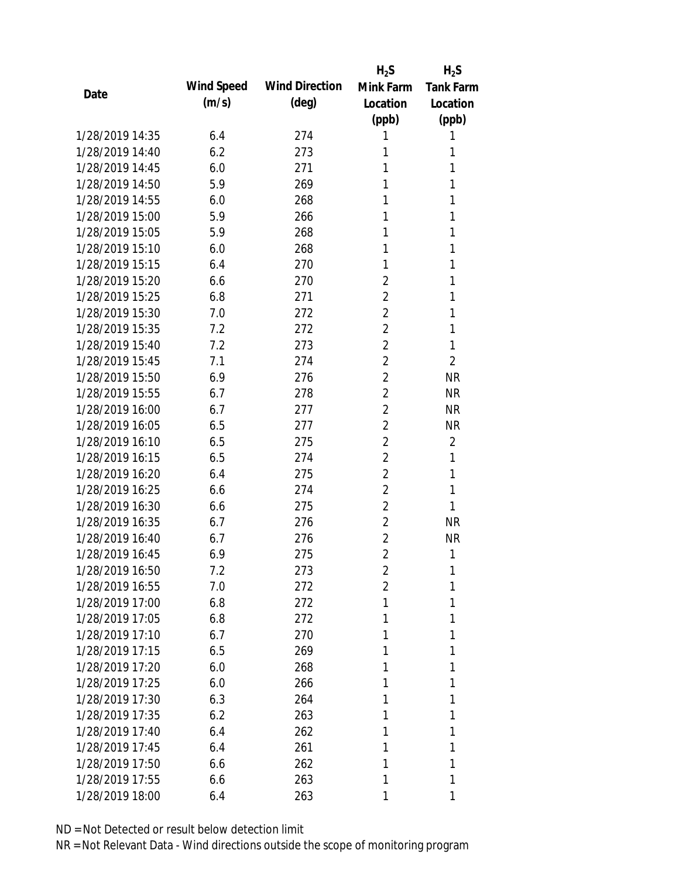| Date | Wind Speed (m/s) | Wind Direction (deg) | $H_2S$ Mink Farm Location (ppb) | $H_2S$ Tank Farm Location (ppb) |
|---|---|---|---|---|
| 1/28/2019 14:35 | 6.4 | 274 | 1 | 1 |
| 1/28/2019 14:40 | 6.2 | 273 | 1 | 1 |
| 1/28/2019 14:45 | 6.0 | 271 | 1 | 1 |
| 1/28/2019 14:50 | 5.9 | 269 | 1 | 1 |
| 1/28/2019 14:55 | 6.0 | 268 | 1 | 1 |
| 1/28/2019 15:00 | 5.9 | 266 | 1 | 1 |
| 1/28/2019 15:05 | 5.9 | 268 | 1 | 1 |
| 1/28/2019 15:10 | 6.0 | 268 | 1 | 1 |
| 1/28/2019 15:15 | 6.4 | 270 | 1 | 1 |
| 1/28/2019 15:20 | 6.6 | 270 | 2 | 1 |
| 1/28/2019 15:25 | 6.8 | 271 | 2 | 1 |
| 1/28/2019 15:30 | 7.0 | 272 | 2 | 1 |
| 1/28/2019 15:35 | 7.2 | 272 | 2 | 1 |
| 1/28/2019 15:40 | 7.2 | 273 | 2 | 1 |
| 1/28/2019 15:45 | 7.1 | 274 | 2 | 2 |
| 1/28/2019 15:50 | 6.9 | 276 | 2 | NR |
| 1/28/2019 15:55 | 6.7 | 278 | 2 | NR |
| 1/28/2019 16:00 | 6.7 | 277 | 2 | NR |
| 1/28/2019 16:05 | 6.5 | 277 | 2 | NR |
| 1/28/2019 16:10 | 6.5 | 275 | 2 | 2 |
| 1/28/2019 16:15 | 6.5 | 274 | 2 | 1 |
| 1/28/2019 16:20 | 6.4 | 275 | 2 | 1 |
| 1/28/2019 16:25 | 6.6 | 274 | 2 | 1 |
| 1/28/2019 16:30 | 6.6 | 275 | 2 | 1 |
| 1/28/2019 16:35 | 6.7 | 276 | 2 | NR |
| 1/28/2019 16:40 | 6.7 | 276 | 2 | NR |
| 1/28/2019 16:45 | 6.9 | 275 | 2 | 1 |
| 1/28/2019 16:50 | 7.2 | 273 | 2 | 1 |
| 1/28/2019 16:55 | 7.0 | 272 | 2 | 1 |
| 1/28/2019 17:00 | 6.8 | 272 | 1 | 1 |
| 1/28/2019 17:05 | 6.8 | 272 | 1 | 1 |
| 1/28/2019 17:10 | 6.7 | 270 | 1 | 1 |
| 1/28/2019 17:15 | 6.5 | 269 | 1 | 1 |
| 1/28/2019 17:20 | 6.0 | 268 | 1 | 1 |
| 1/28/2019 17:25 | 6.0 | 266 | 1 | 1 |
| 1/28/2019 17:30 | 6.3 | 264 | 1 | 1 |
| 1/28/2019 17:35 | 6.2 | 263 | 1 | 1 |
| 1/28/2019 17:40 | 6.4 | 262 | 1 | 1 |
| 1/28/2019 17:45 | 6.4 | 261 | 1 | 1 |
| 1/28/2019 17:50 | 6.6 | 262 | 1 | 1 |
| 1/28/2019 17:55 | 6.6 | 263 | 1 | 1 |
| 1/28/2019 18:00 | 6.4 | 263 | 1 | 1 |

ND = Not Detected or result below detection limit

NR = Not Relevant Data - Wind directions outside the scope of monitoring program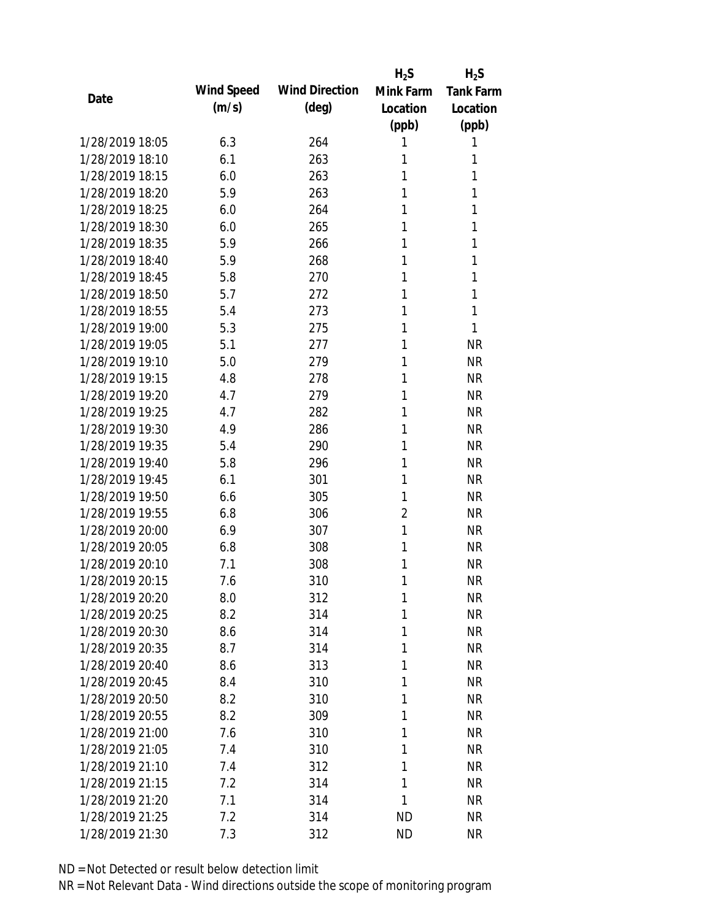| Date | Wind Speed (m/s) | Wind Direction (deg) | $H_2S$ Mink Farm Location (ppb) | $H_2S$ Tank Farm Location (ppb) |
|---|---|---|---|---|
| 1/28/2019 18:05 | 6.3 | 264 | 1 | 1 |
| 1/28/2019 18:10 | 6.1 | 263 | 1 | 1 |
| 1/28/2019 18:15 | 6.0 | 263 | 1 | 1 |
| 1/28/2019 18:20 | 5.9 | 263 | 1 | 1 |
| 1/28/2019 18:25 | 6.0 | 264 | 1 | 1 |
| 1/28/2019 18:30 | 6.0 | 265 | 1 | 1 |
| 1/28/2019 18:35 | 5.9 | 266 | 1 | 1 |
| 1/28/2019 18:40 | 5.9 | 268 | 1 | 1 |
| 1/28/2019 18:45 | 5.8 | 270 | 1 | 1 |
| 1/28/2019 18:50 | 5.7 | 272 | 1 | 1 |
| 1/28/2019 18:55 | 5.4 | 273 | 1 | 1 |
| 1/28/2019 19:00 | 5.3 | 275 | 1 | 1 |
| 1/28/2019 19:05 | 5.1 | 277 | 1 | NR |
| 1/28/2019 19:10 | 5.0 | 279 | 1 | NR |
| 1/28/2019 19:15 | 4.8 | 278 | 1 | NR |
| 1/28/2019 19:20 | 4.7 | 279 | 1 | NR |
| 1/28/2019 19:25 | 4.7 | 282 | 1 | NR |
| 1/28/2019 19:30 | 4.9 | 286 | 1 | NR |
| 1/28/2019 19:35 | 5.4 | 290 | 1 | NR |
| 1/28/2019 19:40 | 5.8 | 296 | 1 | NR |
| 1/28/2019 19:45 | 6.1 | 301 | 1 | NR |
| 1/28/2019 19:50 | 6.6 | 305 | 1 | NR |
| 1/28/2019 19:55 | 6.8 | 306 | 2 | NR |
| 1/28/2019 20:00 | 6.9 | 307 | 1 | NR |
| 1/28/2019 20:05 | 6.8 | 308 | 1 | NR |
| 1/28/2019 20:10 | 7.1 | 308 | 1 | NR |
| 1/28/2019 20:15 | 7.6 | 310 | 1 | NR |
| 1/28/2019 20:20 | 8.0 | 312 | 1 | NR |
| 1/28/2019 20:25 | 8.2 | 314 | 1 | NR |
| 1/28/2019 20:30 | 8.6 | 314 | 1 | NR |
| 1/28/2019 20:35 | 8.7 | 314 | 1 | NR |
| 1/28/2019 20:40 | 8.6 | 313 | 1 | NR |
| 1/28/2019 20:45 | 8.4 | 310 | 1 | NR |
| 1/28/2019 20:50 | 8.2 | 310 | 1 | NR |
| 1/28/2019 20:55 | 8.2 | 309 | 1 | NR |
| 1/28/2019 21:00 | 7.6 | 310 | 1 | NR |
| 1/28/2019 21:05 | 7.4 | 310 | 1 | NR |
| 1/28/2019 21:10 | 7.4 | 312 | 1 | NR |
| 1/28/2019 21:15 | 7.2 | 314 | 1 | NR |
| 1/28/2019 21:20 | 7.1 | 314 | 1 | NR |
| 1/28/2019 21:25 | 7.2 | 314 | ND | NR |
| 1/28/2019 21:30 | 7.3 | 312 | ND | NR |

ND = Not Detected or result below detection limit

NR = Not Relevant Data - Wind directions outside the scope of monitoring program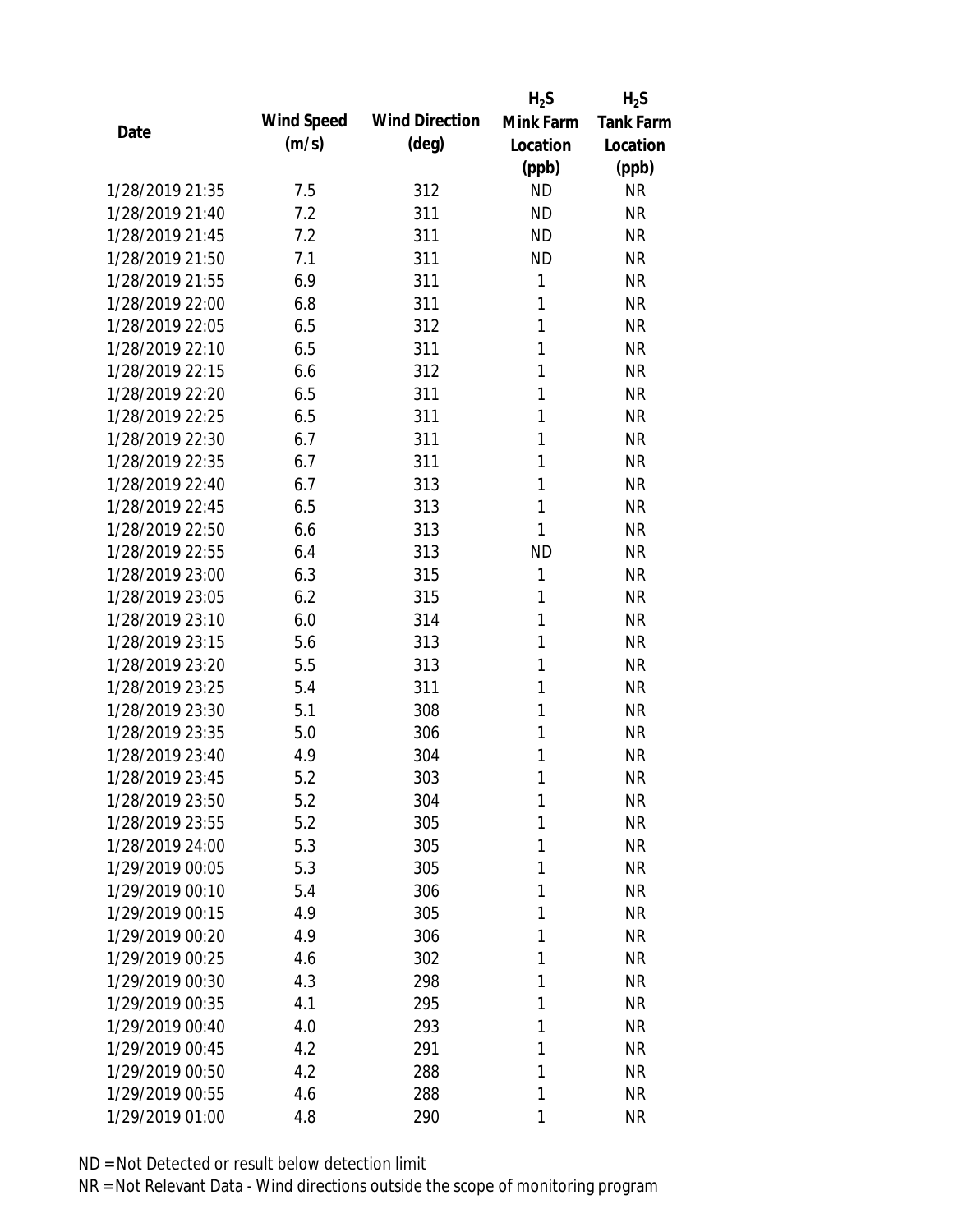| Date | Wind Speed (m/s) | Wind Direction (deg) | $H_2S$ Mink Farm Location (ppb) | $H_2S$ Tank Farm Location (ppb) |
| --- | --- | --- | --- | --- |
| 1/28/2019 21:35 | 7.5 | 312 | ND | NR |
| 1/28/2019 21:40 | 7.2 | 311 | ND | NR |
| 1/28/2019 21:45 | 7.2 | 311 | ND | NR |
| 1/28/2019 21:50 | 7.1 | 311 | ND | NR |
| 1/28/2019 21:55 | 6.9 | 311 | 1 | NR |
| 1/28/2019 22:00 | 6.8 | 311 | 1 | NR |
| 1/28/2019 22:05 | 6.5 | 312 | 1 | NR |
| 1/28/2019 22:10 | 6.5 | 311 | 1 | NR |
| 1/28/2019 22:15 | 6.6 | 312 | 1 | NR |
| 1/28/2019 22:20 | 6.5 | 311 | 1 | NR |
| 1/28/2019 22:25 | 6.5 | 311 | 1 | NR |
| 1/28/2019 22:30 | 6.7 | 311 | 1 | NR |
| 1/28/2019 22:35 | 6.7 | 311 | 1 | NR |
| 1/28/2019 22:40 | 6.7 | 313 | 1 | NR |
| 1/28/2019 22:45 | 6.5 | 313 | 1 | NR |
| 1/28/2019 22:50 | 6.6 | 313 | 1 | NR |
| 1/28/2019 22:55 | 6.4 | 313 | ND | NR |
| 1/28/2019 23:00 | 6.3 | 315 | 1 | NR |
| 1/28/2019 23:05 | 6.2 | 315 | 1 | NR |
| 1/28/2019 23:10 | 6.0 | 314 | 1 | NR |
| 1/28/2019 23:15 | 5.6 | 313 | 1 | NR |
| 1/28/2019 23:20 | 5.5 | 313 | 1 | NR |
| 1/28/2019 23:25 | 5.4 | 311 | 1 | NR |
| 1/28/2019 23:30 | 5.1 | 308 | 1 | NR |
| 1/28/2019 23:35 | 5.0 | 306 | 1 | NR |
| 1/28/2019 23:40 | 4.9 | 304 | 1 | NR |
| 1/28/2019 23:45 | 5.2 | 303 | 1 | NR |
| 1/28/2019 23:50 | 5.2 | 304 | 1 | NR |
| 1/28/2019 23:55 | 5.2 | 305 | 1 | NR |
| 1/28/2019 24:00 | 5.3 | 305 | 1 | NR |
| 1/29/2019 00:05 | 5.3 | 305 | 1 | NR |
| 1/29/2019 00:10 | 5.4 | 306 | 1 | NR |
| 1/29/2019 00:15 | 4.9 | 305 | 1 | NR |
| 1/29/2019 00:20 | 4.9 | 306 | 1 | NR |
| 1/29/2019 00:25 | 4.6 | 302 | 1 | NR |
| 1/29/2019 00:30 | 4.3 | 298 | 1 | NR |
| 1/29/2019 00:35 | 4.1 | 295 | 1 | NR |
| 1/29/2019 00:40 | 4.0 | 293 | 1 | NR |
| 1/29/2019 00:45 | 4.2 | 291 | 1 | NR |
| 1/29/2019 00:50 | 4.2 | 288 | 1 | NR |
| 1/29/2019 00:55 | 4.6 | 288 | 1 | NR |
| 1/29/2019 01:00 | 4.8 | 290 | 1 | NR |

ND = Not Detected or result below detection limit
NR = Not Relevant Data - Wind directions outside the scope of monitoring program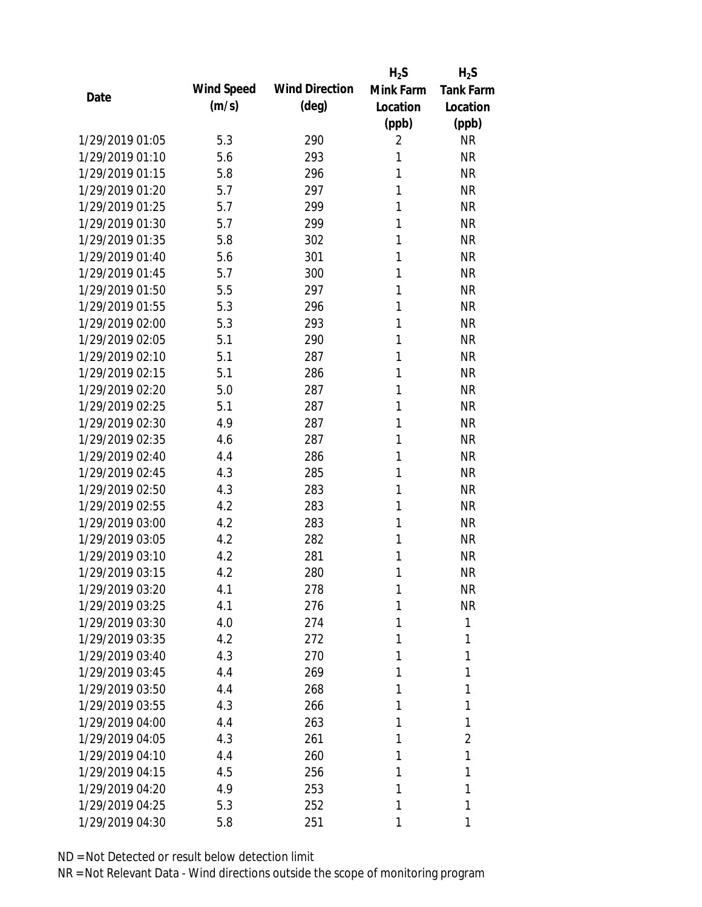| Date | Wind Speed (m/s) | Wind Direction (deg) | $H_2S$ Mink Farm Location (ppb) | $H_2S$ Tank Farm Location (ppb) |
| --- | --- | --- | --- | --- |
| 1/29/2019 01:05 | 5.3 | 290 | 2 | NR |
| 1/29/2019 01:10 | 5.6 | 293 | 1 | NR |
| 1/29/2019 01:15 | 5.8 | 296 | 1 | NR |
| 1/29/2019 01:20 | 5.7 | 297 | 1 | NR |
| 1/29/2019 01:25 | 5.7 | 299 | 1 | NR |
| 1/29/2019 01:30 | 5.7 | 299 | 1 | NR |
| 1/29/2019 01:35 | 5.8 | 302 | 1 | NR |
| 1/29/2019 01:40 | 5.6 | 301 | 1 | NR |
| 1/29/2019 01:45 | 5.7 | 300 | 1 | NR |
| 1/29/2019 01:50 | 5.5 | 297 | 1 | NR |
| 1/29/2019 01:55 | 5.3 | 296 | 1 | NR |
| 1/29/2019 02:00 | 5.3 | 293 | 1 | NR |
| 1/29/2019 02:05 | 5.1 | 290 | 1 | NR |
| 1/29/2019 02:10 | 5.1 | 287 | 1 | NR |
| 1/29/2019 02:15 | 5.1 | 286 | 1 | NR |
| 1/29/2019 02:20 | 5.0 | 287 | 1 | NR |
| 1/29/2019 02:25 | 5.1 | 287 | 1 | NR |
| 1/29/2019 02:30 | 4.9 | 287 | 1 | NR |
| 1/29/2019 02:35 | 4.6 | 287 | 1 | NR |
| 1/29/2019 02:40 | 4.4 | 286 | 1 | NR |
| 1/29/2019 02:45 | 4.3 | 285 | 1 | NR |
| 1/29/2019 02:50 | 4.3 | 283 | 1 | NR |
| 1/29/2019 02:55 | 4.2 | 283 | 1 | NR |
| 1/29/2019 03:00 | 4.2 | 283 | 1 | NR |
| 1/29/2019 03:05 | 4.2 | 282 | 1 | NR |
| 1/29/2019 03:10 | 4.2 | 281 | 1 | NR |
| 1/29/2019 03:15 | 4.2 | 280 | 1 | NR |
| 1/29/2019 03:20 | 4.1 | 278 | 1 | NR |
| 1/29/2019 03:25 | 4.1 | 276 | 1 | NR |
| 1/29/2019 03:30 | 4.0 | 274 | 1 | 1 |
| 1/29/2019 03:35 | 4.2 | 272 | 1 | 1 |
| 1/29/2019 03:40 | 4.3 | 270 | 1 | 1 |
| 1/29/2019 03:45 | 4.4 | 269 | 1 | 1 |
| 1/29/2019 03:50 | 4.4 | 268 | 1 | 1 |
| 1/29/2019 03:55 | 4.3 | 266 | 1 | 1 |
| 1/29/2019 04:00 | 4.4 | 263 | 1 | 1 |
| 1/29/2019 04:05 | 4.3 | 261 | 1 | 2 |
| 1/29/2019 04:10 | 4.4 | 260 | 1 | 1 |
| 1/29/2019 04:15 | 4.5 | 256 | 1 | 1 |
| 1/29/2019 04:20 | 4.9 | 253 | 1 | 1 |
| 1/29/2019 04:25 | 5.3 | 252 | 1 | 1 |
| 1/29/2019 04:30 | 5.8 | 251 | 1 | 1 |

ND = Not Detected or result below detection limit

NR = Not Relevant Data - Wind directions outside the scope of monitoring program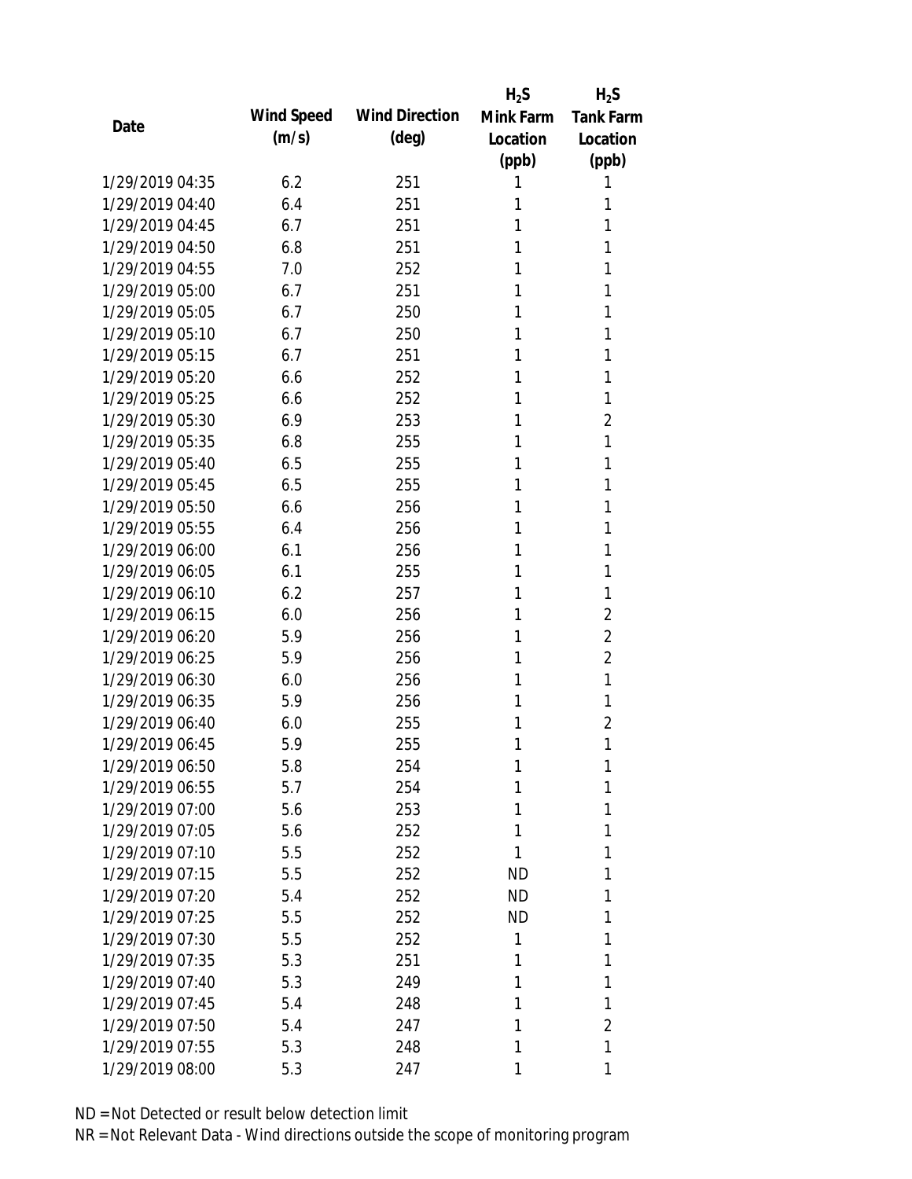| Date | Wind Speed (m/s) | Wind Direction (deg) | $H_2S$ Mink Farm Location (ppb) | $H_2S$ Tank Farm Location (ppb) |
|---|---|---|---|---|
| 1/29/2019 04:35 | 6.2 | 251 | 1 | 1 |
| 1/29/2019 04:40 | 6.4 | 251 | 1 | 1 |
| 1/29/2019 04:45 | 6.7 | 251 | 1 | 1 |
| 1/29/2019 04:50 | 6.8 | 251 | 1 | 1 |
| 1/29/2019 04:55 | 7.0 | 252 | 1 | 1 |
| 1/29/2019 05:00 | 6.7 | 251 | 1 | 1 |
| 1/29/2019 05:05 | 6.7 | 250 | 1 | 1 |
| 1/29/2019 05:10 | 6.7 | 250 | 1 | 1 |
| 1/29/2019 05:15 | 6.7 | 251 | 1 | 1 |
| 1/29/2019 05:20 | 6.6 | 252 | 1 | 1 |
| 1/29/2019 05:25 | 6.6 | 252 | 1 | 1 |
| 1/29/2019 05:30 | 6.9 | 253 | 1 | 2 |
| 1/29/2019 05:35 | 6.8 | 255 | 1 | 1 |
| 1/29/2019 05:40 | 6.5 | 255 | 1 | 1 |
| 1/29/2019 05:45 | 6.5 | 255 | 1 | 1 |
| 1/29/2019 05:50 | 6.6 | 256 | 1 | 1 |
| 1/29/2019 05:55 | 6.4 | 256 | 1 | 1 |
| 1/29/2019 06:00 | 6.1 | 256 | 1 | 1 |
| 1/29/2019 06:05 | 6.1 | 255 | 1 | 1 |
| 1/29/2019 06:10 | 6.2 | 257 | 1 | 1 |
| 1/29/2019 06:15 | 6.0 | 256 | 1 | 2 |
| 1/29/2019 06:20 | 5.9 | 256 | 1 | 2 |
| 1/29/2019 06:25 | 5.9 | 256 | 1 | 2 |
| 1/29/2019 06:30 | 6.0 | 256 | 1 | 1 |
| 1/29/2019 06:35 | 5.9 | 256 | 1 | 1 |
| 1/29/2019 06:40 | 6.0 | 255 | 1 | 2 |
| 1/29/2019 06:45 | 5.9 | 255 | 1 | 1 |
| 1/29/2019 06:50 | 5.8 | 254 | 1 | 1 |
| 1/29/2019 06:55 | 5.7 | 254 | 1 | 1 |
| 1/29/2019 07:00 | 5.6 | 253 | 1 | 1 |
| 1/29/2019 07:05 | 5.6 | 252 | 1 | 1 |
| 1/29/2019 07:10 | 5.5 | 252 | 1 | 1 |
| 1/29/2019 07:15 | 5.5 | 252 | ND | 1 |
| 1/29/2019 07:20 | 5.4 | 252 | ND | 1 |
| 1/29/2019 07:25 | 5.5 | 252 | ND | 1 |
| 1/29/2019 07:30 | 5.5 | 252 | 1 | 1 |
| 1/29/2019 07:35 | 5.3 | 251 | 1 | 1 |
| 1/29/2019 07:40 | 5.3 | 249 | 1 | 1 |
| 1/29/2019 07:45 | 5.4 | 248 | 1 | 1 |
| 1/29/2019 07:50 | 5.4 | 247 | 1 | 2 |
| 1/29/2019 07:55 | 5.3 | 248 | 1 | 1 |
| 1/29/2019 08:00 | 5.3 | 247 | 1 | 1 |

ND = Not Detected or result below detection limit

NR = Not Relevant Data - Wind directions outside the scope of monitoring program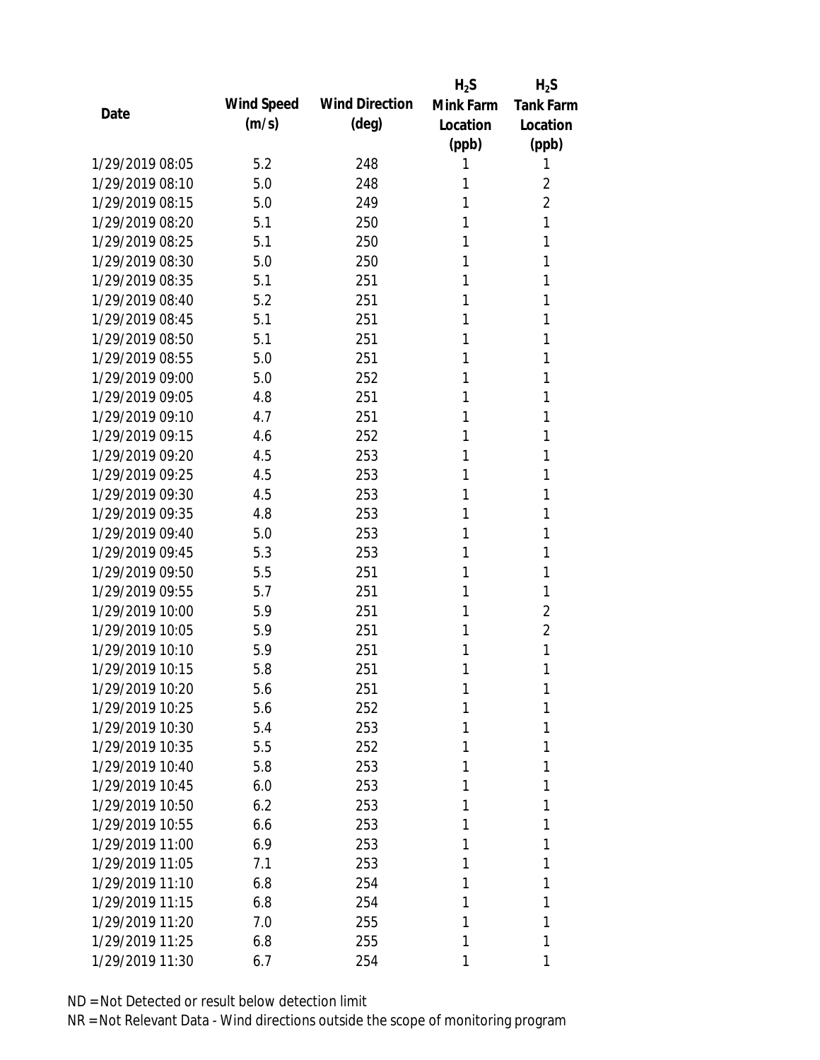| Date | Wind Speed (m/s) | Wind Direction (deg) | $H_2S$ Mink Farm Location (ppb) | $H_2S$ Tank Farm Location (ppb) |
|---|---|---|---|---|
| 1/29/2019 08:05 | 5.2 | 248 | 1 | 1 |
| 1/29/2019 08:10 | 5.0 | 248 | 1 | 2 |
| 1/29/2019 08:15 | 5.0 | 249 | 1 | 2 |
| 1/29/2019 08:20 | 5.1 | 250 | 1 | 1 |
| 1/29/2019 08:25 | 5.1 | 250 | 1 | 1 |
| 1/29/2019 08:30 | 5.0 | 250 | 1 | 1 |
| 1/29/2019 08:35 | 5.1 | 251 | 1 | 1 |
| 1/29/2019 08:40 | 5.2 | 251 | 1 | 1 |
| 1/29/2019 08:45 | 5.1 | 251 | 1 | 1 |
| 1/29/2019 08:50 | 5.1 | 251 | 1 | 1 |
| 1/29/2019 08:55 | 5.0 | 251 | 1 | 1 |
| 1/29/2019 09:00 | 5.0 | 252 | 1 | 1 |
| 1/29/2019 09:05 | 4.8 | 251 | 1 | 1 |
| 1/29/2019 09:10 | 4.7 | 251 | 1 | 1 |
| 1/29/2019 09:15 | 4.6 | 252 | 1 | 1 |
| 1/29/2019 09:20 | 4.5 | 253 | 1 | 1 |
| 1/29/2019 09:25 | 4.5 | 253 | 1 | 1 |
| 1/29/2019 09:30 | 4.5 | 253 | 1 | 1 |
| 1/29/2019 09:35 | 4.8 | 253 | 1 | 1 |
| 1/29/2019 09:40 | 5.0 | 253 | 1 | 1 |
| 1/29/2019 09:45 | 5.3 | 253 | 1 | 1 |
| 1/29/2019 09:50 | 5.5 | 251 | 1 | 1 |
| 1/29/2019 09:55 | 5.7 | 251 | 1 | 1 |
| 1/29/2019 10:00 | 5.9 | 251 | 1 | 2 |
| 1/29/2019 10:05 | 5.9 | 251 | 1 | 2 |
| 1/29/2019 10:10 | 5.9 | 251 | 1 | 1 |
| 1/29/2019 10:15 | 5.8 | 251 | 1 | 1 |
| 1/29/2019 10:20 | 5.6 | 251 | 1 | 1 |
| 1/29/2019 10:25 | 5.6 | 252 | 1 | 1 |
| 1/29/2019 10:30 | 5.4 | 253 | 1 | 1 |
| 1/29/2019 10:35 | 5.5 | 252 | 1 | 1 |
| 1/29/2019 10:40 | 5.8 | 253 | 1 | 1 |
| 1/29/2019 10:45 | 6.0 | 253 | 1 | 1 |
| 1/29/2019 10:50 | 6.2 | 253 | 1 | 1 |
| 1/29/2019 10:55 | 6.6 | 253 | 1 | 1 |
| 1/29/2019 11:00 | 6.9 | 253 | 1 | 1 |
| 1/29/2019 11:05 | 7.1 | 253 | 1 | 1 |
| 1/29/2019 11:10 | 6.8 | 254 | 1 | 1 |
| 1/29/2019 11:15 | 6.8 | 254 | 1 | 1 |
| 1/29/2019 11:20 | 7.0 | 255 | 1 | 1 |
| 1/29/2019 11:25 | 6.8 | 255 | 1 | 1 |
| 1/29/2019 11:30 | 6.7 | 254 | 1 | 1 |

ND = Not Detected or result below detection limit

NR = Not Relevant Data - Wind directions outside the scope of monitoring program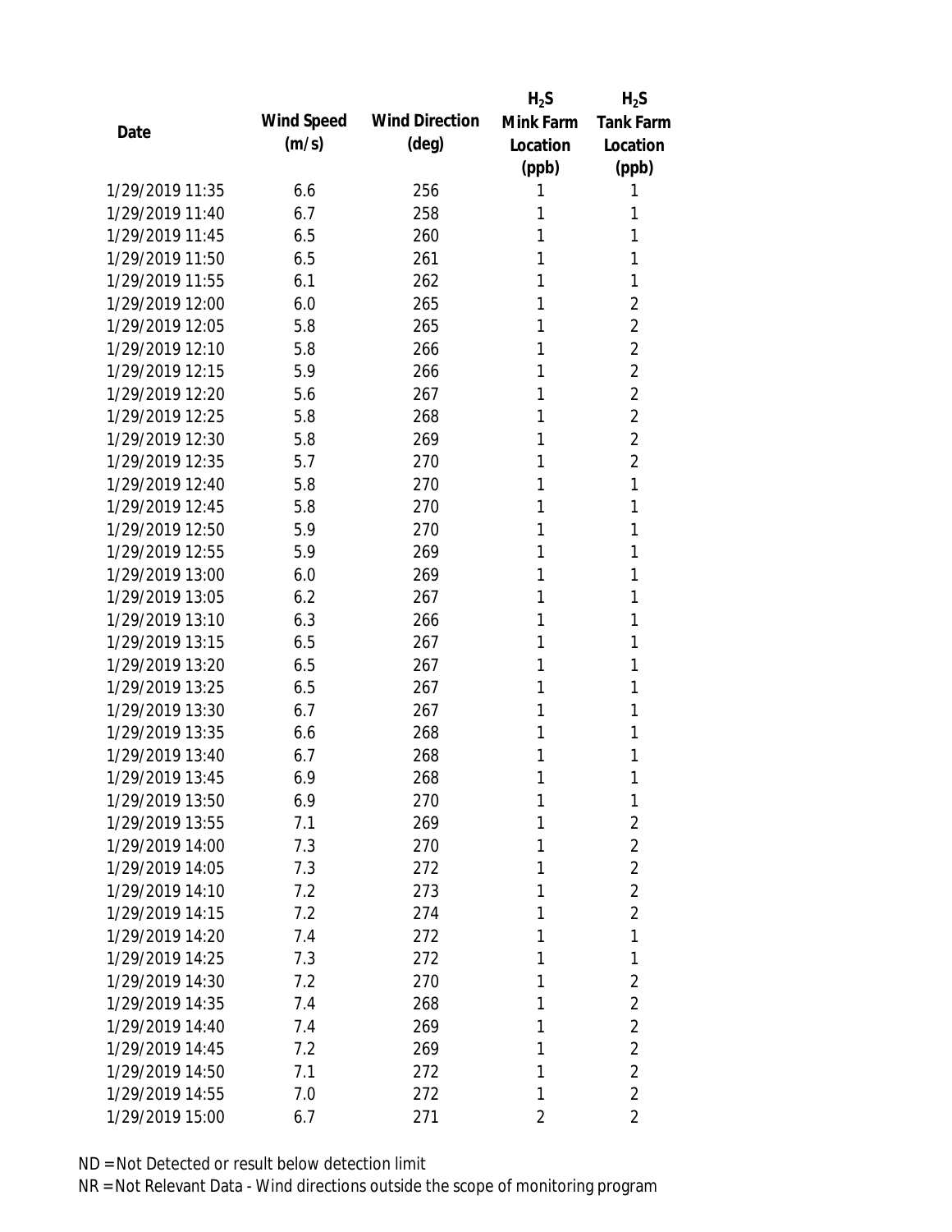| Date | Wind Speed (m/s) | Wind Direction (deg) | $H_2S$ Mink Farm Location (ppb) | $H_2S$ Tank Farm Location (ppb) |
| --- | --- | --- | --- | --- |
| 1/29/2019 11:35 | 6.6 | 256 | 1 | 1 |
| 1/29/2019 11:40 | 6.7 | 258 | 1 | 1 |
| 1/29/2019 11:45 | 6.5 | 260 | 1 | 1 |
| 1/29/2019 11:50 | 6.5 | 261 | 1 | 1 |
| 1/29/2019 11:55 | 6.1 | 262 | 1 | 1 |
| 1/29/2019 12:00 | 6.0 | 265 | 1 | 2 |
| 1/29/2019 12:05 | 5.8 | 265 | 1 | 2 |
| 1/29/2019 12:10 | 5.8 | 266 | 1 | 2 |
| 1/29/2019 12:15 | 5.9 | 266 | 1 | 2 |
| 1/29/2019 12:20 | 5.6 | 267 | 1 | 2 |
| 1/29/2019 12:25 | 5.8 | 268 | 1 | 2 |
| 1/29/2019 12:30 | 5.8 | 269 | 1 | 2 |
| 1/29/2019 12:35 | 5.7 | 270 | 1 | 2 |
| 1/29/2019 12:40 | 5.8 | 270 | 1 | 1 |
| 1/29/2019 12:45 | 5.8 | 270 | 1 | 1 |
| 1/29/2019 12:50 | 5.9 | 270 | 1 | 1 |
| 1/29/2019 12:55 | 5.9 | 269 | 1 | 1 |
| 1/29/2019 13:00 | 6.0 | 269 | 1 | 1 |
| 1/29/2019 13:05 | 6.2 | 267 | 1 | 1 |
| 1/29/2019 13:10 | 6.3 | 266 | 1 | 1 |
| 1/29/2019 13:15 | 6.5 | 267 | 1 | 1 |
| 1/29/2019 13:20 | 6.5 | 267 | 1 | 1 |
| 1/29/2019 13:25 | 6.5 | 267 | 1 | 1 |
| 1/29/2019 13:30 | 6.7 | 267 | 1 | 1 |
| 1/29/2019 13:35 | 6.6 | 268 | 1 | 1 |
| 1/29/2019 13:40 | 6.7 | 268 | 1 | 1 |
| 1/29/2019 13:45 | 6.9 | 268 | 1 | 1 |
| 1/29/2019 13:50 | 6.9 | 270 | 1 | 1 |
| 1/29/2019 13:55 | 7.1 | 269 | 1 | 2 |
| 1/29/2019 14:00 | 7.3 | 270 | 1 | 2 |
| 1/29/2019 14:05 | 7.3 | 272 | 1 | 2 |
| 1/29/2019 14:10 | 7.2 | 273 | 1 | 2 |
| 1/29/2019 14:15 | 7.2 | 274 | 1 | 2 |
| 1/29/2019 14:20 | 7.4 | 272 | 1 | 1 |
| 1/29/2019 14:25 | 7.3 | 272 | 1 | 1 |
| 1/29/2019 14:30 | 7.2 | 270 | 1 | 2 |
| 1/29/2019 14:35 | 7.4 | 268 | 1 | 2 |
| 1/29/2019 14:40 | 7.4 | 269 | 1 | 2 |
| 1/29/2019 14:45 | 7.2 | 269 | 1 | 2 |
| 1/29/2019 14:50 | 7.1 | 272 | 1 | 2 |
| 1/29/2019 14:55 | 7.0 | 272 | 1 | 2 |
| 1/29/2019 15:00 | 6.7 | 271 | 2 | 2 |

ND = Not Detected or result below detection limit
NR = Not Relevant Data - Wind directions outside the scope of monitoring program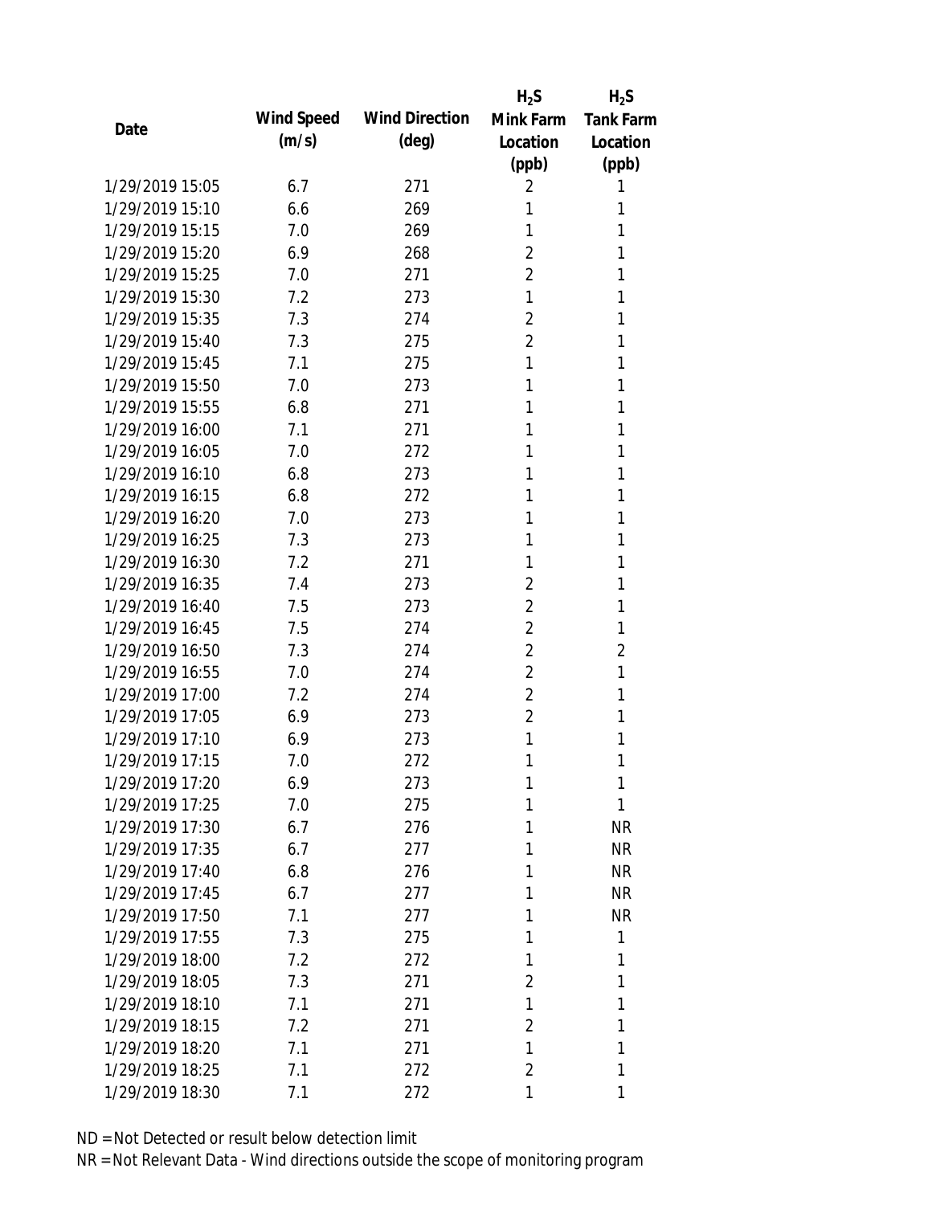| Date | Wind Speed (m/s) | Wind Direction (deg) | $H_2S$ Mink Farm Location (ppb) | $H_2S$ Tank Farm Location (ppb) |
|---|---|---|---|---|
| 1/29/2019 15:05 | 6.7 | 271 | 2 | 1 |
| 1/29/2019 15:10 | 6.6 | 269 | 1 | 1 |
| 1/29/2019 15:15 | 7.0 | 269 | 1 | 1 |
| 1/29/2019 15:20 | 6.9 | 268 | 2 | 1 |
| 1/29/2019 15:25 | 7.0 | 271 | 2 | 1 |
| 1/29/2019 15:30 | 7.2 | 273 | 1 | 1 |
| 1/29/2019 15:35 | 7.3 | 274 | 2 | 1 |
| 1/29/2019 15:40 | 7.3 | 275 | 2 | 1 |
| 1/29/2019 15:45 | 7.1 | 275 | 1 | 1 |
| 1/29/2019 15:50 | 7.0 | 273 | 1 | 1 |
| 1/29/2019 15:55 | 6.8 | 271 | 1 | 1 |
| 1/29/2019 16:00 | 7.1 | 271 | 1 | 1 |
| 1/29/2019 16:05 | 7.0 | 272 | 1 | 1 |
| 1/29/2019 16:10 | 6.8 | 273 | 1 | 1 |
| 1/29/2019 16:15 | 6.8 | 272 | 1 | 1 |
| 1/29/2019 16:20 | 7.0 | 273 | 1 | 1 |
| 1/29/2019 16:25 | 7.3 | 273 | 1 | 1 |
| 1/29/2019 16:30 | 7.2 | 271 | 1 | 1 |
| 1/29/2019 16:35 | 7.4 | 273 | 2 | 1 |
| 1/29/2019 16:40 | 7.5 | 273 | 2 | 1 |
| 1/29/2019 16:45 | 7.5 | 274 | 2 | 1 |
| 1/29/2019 16:50 | 7.3 | 274 | 2 | 2 |
| 1/29/2019 16:55 | 7.0 | 274 | 2 | 1 |
| 1/29/2019 17:00 | 7.2 | 274 | 2 | 1 |
| 1/29/2019 17:05 | 6.9 | 273 | 2 | 1 |
| 1/29/2019 17:10 | 6.9 | 273 | 1 | 1 |
| 1/29/2019 17:15 | 7.0 | 272 | 1 | 1 |
| 1/29/2019 17:20 | 6.9 | 273 | 1 | 1 |
| 1/29/2019 17:25 | 7.0 | 275 | 1 | 1 |
| 1/29/2019 17:30 | 6.7 | 276 | 1 | NR |
| 1/29/2019 17:35 | 6.7 | 277 | 1 | NR |
| 1/29/2019 17:40 | 6.8 | 276 | 1 | NR |
| 1/29/2019 17:45 | 6.7 | 277 | 1 | NR |
| 1/29/2019 17:50 | 7.1 | 277 | 1 | NR |
| 1/29/2019 17:55 | 7.3 | 275 | 1 | 1 |
| 1/29/2019 18:00 | 7.2 | 272 | 1 | 1 |
| 1/29/2019 18:05 | 7.3 | 271 | 2 | 1 |
| 1/29/2019 18:10 | 7.1 | 271 | 1 | 1 |
| 1/29/2019 18:15 | 7.2 | 271 | 2 | 1 |
| 1/29/2019 18:20 | 7.1 | 271 | 1 | 1 |
| 1/29/2019 18:25 | 7.1 | 272 | 2 | 1 |
| 1/29/2019 18:30 | 7.1 | 272 | 1 | 1 |

ND = Not Detected or result below detection limit

NR = Not Relevant Data - Wind directions outside the scope of monitoring program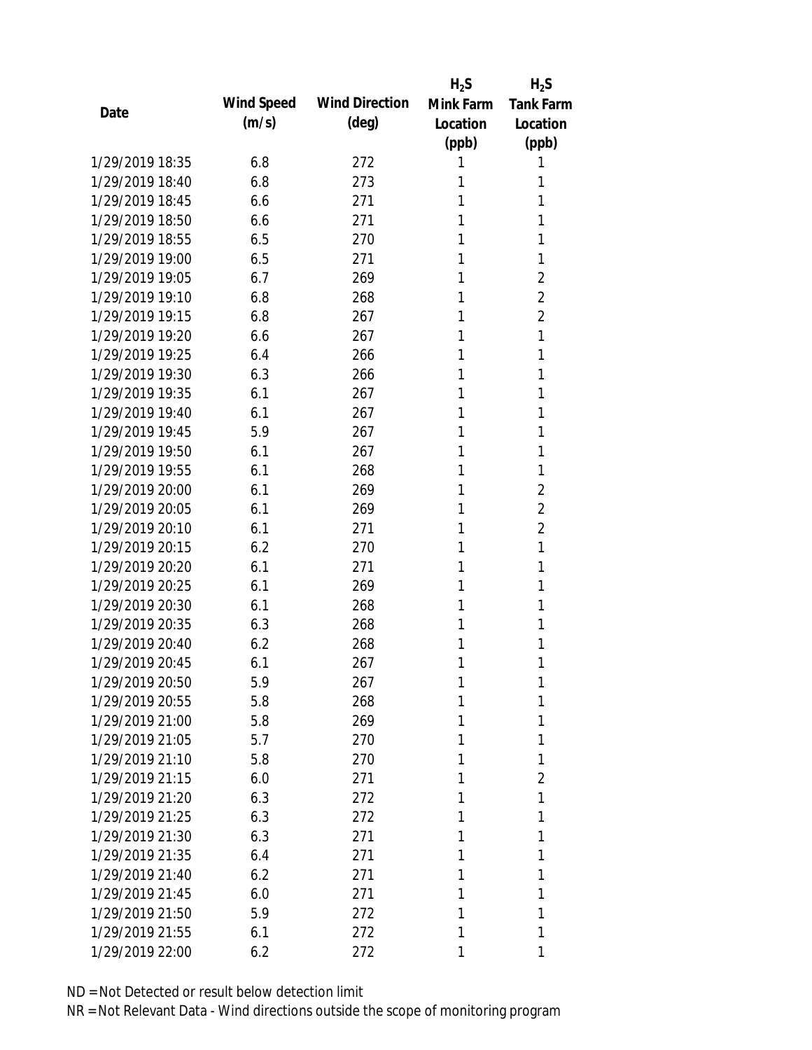| Date | Wind Speed (m/s) | Wind Direction (deg) | $H_2S$ Mink Farm Location (ppb) | $H_2S$ Tank Farm Location (ppb) |
|---|---|---|---|---|
| 1/29/2019 18:35 | 6.8 | 272 | 1 | 1 |
| 1/29/2019 18:40 | 6.8 | 273 | 1 | 1 |
| 1/29/2019 18:45 | 6.6 | 271 | 1 | 1 |
| 1/29/2019 18:50 | 6.6 | 271 | 1 | 1 |
| 1/29/2019 18:55 | 6.5 | 270 | 1 | 1 |
| 1/29/2019 19:00 | 6.5 | 271 | 1 | 1 |
| 1/29/2019 19:05 | 6.7 | 269 | 1 | 2 |
| 1/29/2019 19:10 | 6.8 | 268 | 1 | 2 |
| 1/29/2019 19:15 | 6.8 | 267 | 1 | 2 |
| 1/29/2019 19:20 | 6.6 | 267 | 1 | 1 |
| 1/29/2019 19:25 | 6.4 | 266 | 1 | 1 |
| 1/29/2019 19:30 | 6.3 | 266 | 1 | 1 |
| 1/29/2019 19:35 | 6.1 | 267 | 1 | 1 |
| 1/29/2019 19:40 | 6.1 | 267 | 1 | 1 |
| 1/29/2019 19:45 | 5.9 | 267 | 1 | 1 |
| 1/29/2019 19:50 | 6.1 | 267 | 1 | 1 |
| 1/29/2019 19:55 | 6.1 | 268 | 1 | 1 |
| 1/29/2019 20:00 | 6.1 | 269 | 1 | 2 |
| 1/29/2019 20:05 | 6.1 | 269 | 1 | 2 |
| 1/29/2019 20:10 | 6.1 | 271 | 1 | 2 |
| 1/29/2019 20:15 | 6.2 | 270 | 1 | 1 |
| 1/29/2019 20:20 | 6.1 | 271 | 1 | 1 |
| 1/29/2019 20:25 | 6.1 | 269 | 1 | 1 |
| 1/29/2019 20:30 | 6.1 | 268 | 1 | 1 |
| 1/29/2019 20:35 | 6.3 | 268 | 1 | 1 |
| 1/29/2019 20:40 | 6.2 | 268 | 1 | 1 |
| 1/29/2019 20:45 | 6.1 | 267 | 1 | 1 |
| 1/29/2019 20:50 | 5.9 | 267 | 1 | 1 |
| 1/29/2019 20:55 | 5.8 | 268 | 1 | 1 |
| 1/29/2019 21:00 | 5.8 | 269 | 1 | 1 |
| 1/29/2019 21:05 | 5.7 | 270 | 1 | 1 |
| 1/29/2019 21:10 | 5.8 | 270 | 1 | 1 |
| 1/29/2019 21:15 | 6.0 | 271 | 1 | 2 |
| 1/29/2019 21:20 | 6.3 | 272 | 1 | 1 |
| 1/29/2019 21:25 | 6.3 | 272 | 1 | 1 |
| 1/29/2019 21:30 | 6.3 | 271 | 1 | 1 |
| 1/29/2019 21:35 | 6.4 | 271 | 1 | 1 |
| 1/29/2019 21:40 | 6.2 | 271 | 1 | 1 |
| 1/29/2019 21:45 | 6.0 | 271 | 1 | 1 |
| 1/29/2019 21:50 | 5.9 | 272 | 1 | 1 |
| 1/29/2019 21:55 | 6.1 | 272 | 1 | 1 |
| 1/29/2019 22:00 | 6.2 | 272 | 1 | 1 |

ND = Not Detected or result below detection limit

NR = Not Relevant Data - Wind directions outside the scope of monitoring program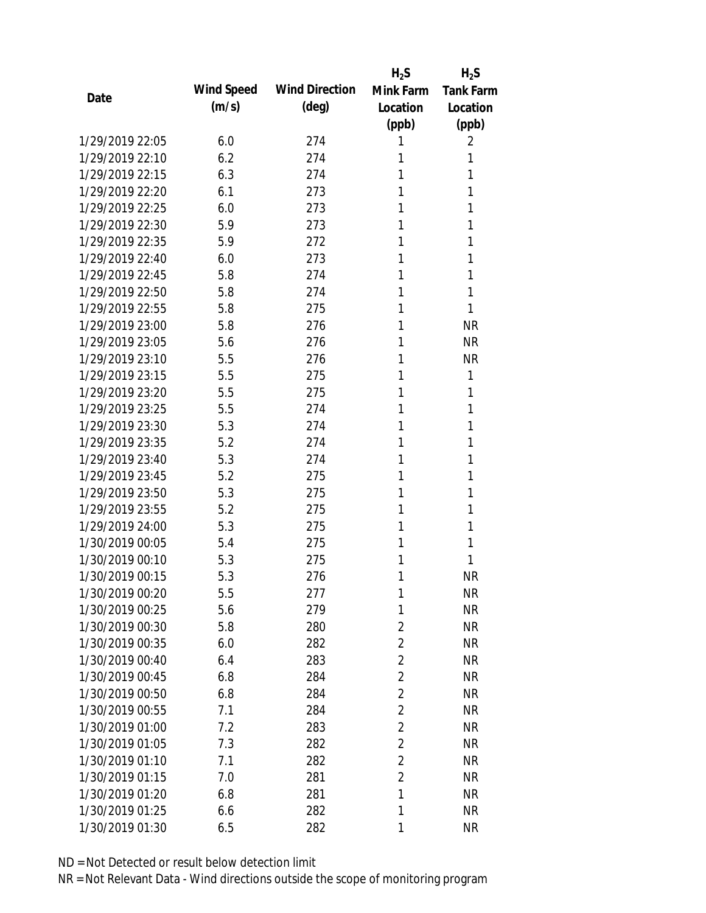| Date | Wind Speed (m/s) | Wind Direction (deg) | $H_2S$ Mink Farm Location (ppb) | $H_2S$ Tank Farm Location (ppb) |
| --- | --- | --- | --- | --- |
| 1/29/2019 22:05 | 6.0 | 274 | 1 | 2 |
| 1/29/2019 22:10 | 6.2 | 274 | 1 | 1 |
| 1/29/2019 22:15 | 6.3 | 274 | 1 | 1 |
| 1/29/2019 22:20 | 6.1 | 273 | 1 | 1 |
| 1/29/2019 22:25 | 6.0 | 273 | 1 | 1 |
| 1/29/2019 22:30 | 5.9 | 273 | 1 | 1 |
| 1/29/2019 22:35 | 5.9 | 272 | 1 | 1 |
| 1/29/2019 22:40 | 6.0 | 273 | 1 | 1 |
| 1/29/2019 22:45 | 5.8 | 274 | 1 | 1 |
| 1/29/2019 22:50 | 5.8 | 274 | 1 | 1 |
| 1/29/2019 22:55 | 5.8 | 275 | 1 | 1 |
| 1/29/2019 23:00 | 5.8 | 276 | 1 | NR |
| 1/29/2019 23:05 | 5.6 | 276 | 1 | NR |
| 1/29/2019 23:10 | 5.5 | 276 | 1 | NR |
| 1/29/2019 23:15 | 5.5 | 275 | 1 | 1 |
| 1/29/2019 23:20 | 5.5 | 275 | 1 | 1 |
| 1/29/2019 23:25 | 5.5 | 274 | 1 | 1 |
| 1/29/2019 23:30 | 5.3 | 274 | 1 | 1 |
| 1/29/2019 23:35 | 5.2 | 274 | 1 | 1 |
| 1/29/2019 23:40 | 5.3 | 274 | 1 | 1 |
| 1/29/2019 23:45 | 5.2 | 275 | 1 | 1 |
| 1/29/2019 23:50 | 5.3 | 275 | 1 | 1 |
| 1/29/2019 23:55 | 5.2 | 275 | 1 | 1 |
| 1/29/2019 24:00 | 5.3 | 275 | 1 | 1 |
| 1/30/2019 00:05 | 5.4 | 275 | 1 | 1 |
| 1/30/2019 00:10 | 5.3 | 275 | 1 | 1 |
| 1/30/2019 00:15 | 5.3 | 276 | 1 | NR |
| 1/30/2019 00:20 | 5.5 | 277 | 1 | NR |
| 1/30/2019 00:25 | 5.6 | 279 | 1 | NR |
| 1/30/2019 00:30 | 5.8 | 280 | 2 | NR |
| 1/30/2019 00:35 | 6.0 | 282 | 2 | NR |
| 1/30/2019 00:40 | 6.4 | 283 | 2 | NR |
| 1/30/2019 00:45 | 6.8 | 284 | 2 | NR |
| 1/30/2019 00:50 | 6.8 | 284 | 2 | NR |
| 1/30/2019 00:55 | 7.1 | 284 | 2 | NR |
| 1/30/2019 01:00 | 7.2 | 283 | 2 | NR |
| 1/30/2019 01:05 | 7.3 | 282 | 2 | NR |
| 1/30/2019 01:10 | 7.1 | 282 | 2 | NR |
| 1/30/2019 01:15 | 7.0 | 281 | 2 | NR |
| 1/30/2019 01:20 | 6.8 | 281 | 1 | NR |
| 1/30/2019 01:25 | 6.6 | 282 | 1 | NR |
| 1/30/2019 01:30 | 6.5 | 282 | 1 | NR |

ND = Not Detected or result below detection limit
NR = Not Relevant Data - Wind directions outside the scope of monitoring program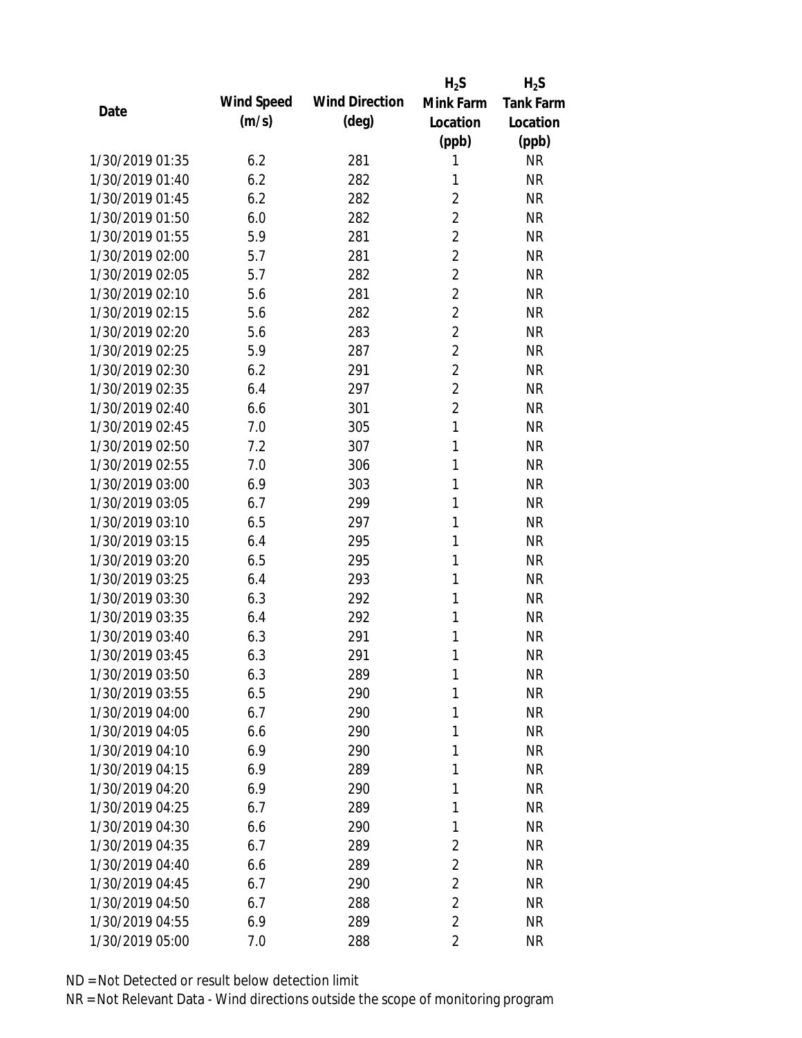| Date | Wind Speed (m/s) | Wind Direction (deg) | $H_2S$ Mink Farm Location (ppb) | $H_2S$ Tank Farm Location (ppb) |
|---|---|---|---|---|
| 1/30/2019 01:35 | 6.2 | 281 | 1 | NR |
| 1/30/2019 01:40 | 6.2 | 282 | 1 | NR |
| 1/30/2019 01:45 | 6.2 | 282 | 2 | NR |
| 1/30/2019 01:50 | 6.0 | 282 | 2 | NR |
| 1/30/2019 01:55 | 5.9 | 281 | 2 | NR |
| 1/30/2019 02:00 | 5.7 | 281 | 2 | NR |
| 1/30/2019 02:05 | 5.7 | 282 | 2 | NR |
| 1/30/2019 02:10 | 5.6 | 281 | 2 | NR |
| 1/30/2019 02:15 | 5.6 | 282 | 2 | NR |
| 1/30/2019 02:20 | 5.6 | 283 | 2 | NR |
| 1/30/2019 02:25 | 5.9 | 287 | 2 | NR |
| 1/30/2019 02:30 | 6.2 | 291 | 2 | NR |
| 1/30/2019 02:35 | 6.4 | 297 | 2 | NR |
| 1/30/2019 02:40 | 6.6 | 301 | 2 | NR |
| 1/30/2019 02:45 | 7.0 | 305 | 1 | NR |
| 1/30/2019 02:50 | 7.2 | 307 | 1 | NR |
| 1/30/2019 02:55 | 7.0 | 306 | 1 | NR |
| 1/30/2019 03:00 | 6.9 | 303 | 1 | NR |
| 1/30/2019 03:05 | 6.7 | 299 | 1 | NR |
| 1/30/2019 03:10 | 6.5 | 297 | 1 | NR |
| 1/30/2019 03:15 | 6.4 | 295 | 1 | NR |
| 1/30/2019 03:20 | 6.5 | 295 | 1 | NR |
| 1/30/2019 03:25 | 6.4 | 293 | 1 | NR |
| 1/30/2019 03:30 | 6.3 | 292 | 1 | NR |
| 1/30/2019 03:35 | 6.4 | 292 | 1 | NR |
| 1/30/2019 03:40 | 6.3 | 291 | 1 | NR |
| 1/30/2019 03:45 | 6.3 | 291 | 1 | NR |
| 1/30/2019 03:50 | 6.3 | 289 | 1 | NR |
| 1/30/2019 03:55 | 6.5 | 290 | 1 | NR |
| 1/30/2019 04:00 | 6.7 | 290 | 1 | NR |
| 1/30/2019 04:05 | 6.6 | 290 | 1 | NR |
| 1/30/2019 04:10 | 6.9 | 290 | 1 | NR |
| 1/30/2019 04:15 | 6.9 | 289 | 1 | NR |
| 1/30/2019 04:20 | 6.9 | 290 | 1 | NR |
| 1/30/2019 04:25 | 6.7 | 289 | 1 | NR |
| 1/30/2019 04:30 | 6.6 | 290 | 1 | NR |
| 1/30/2019 04:35 | 6.7 | 289 | 2 | NR |
| 1/30/2019 04:40 | 6.6 | 289 | 2 | NR |
| 1/30/2019 04:45 | 6.7 | 290 | 2 | NR |
| 1/30/2019 04:50 | 6.7 | 288 | 2 | NR |
| 1/30/2019 04:55 | 6.9 | 289 | 2 | NR |
| 1/30/2019 05:00 | 7.0 | 288 | 2 | NR |

ND = Not Detected or result below detection limit

NR = Not Relevant Data - Wind directions outside the scope of monitoring program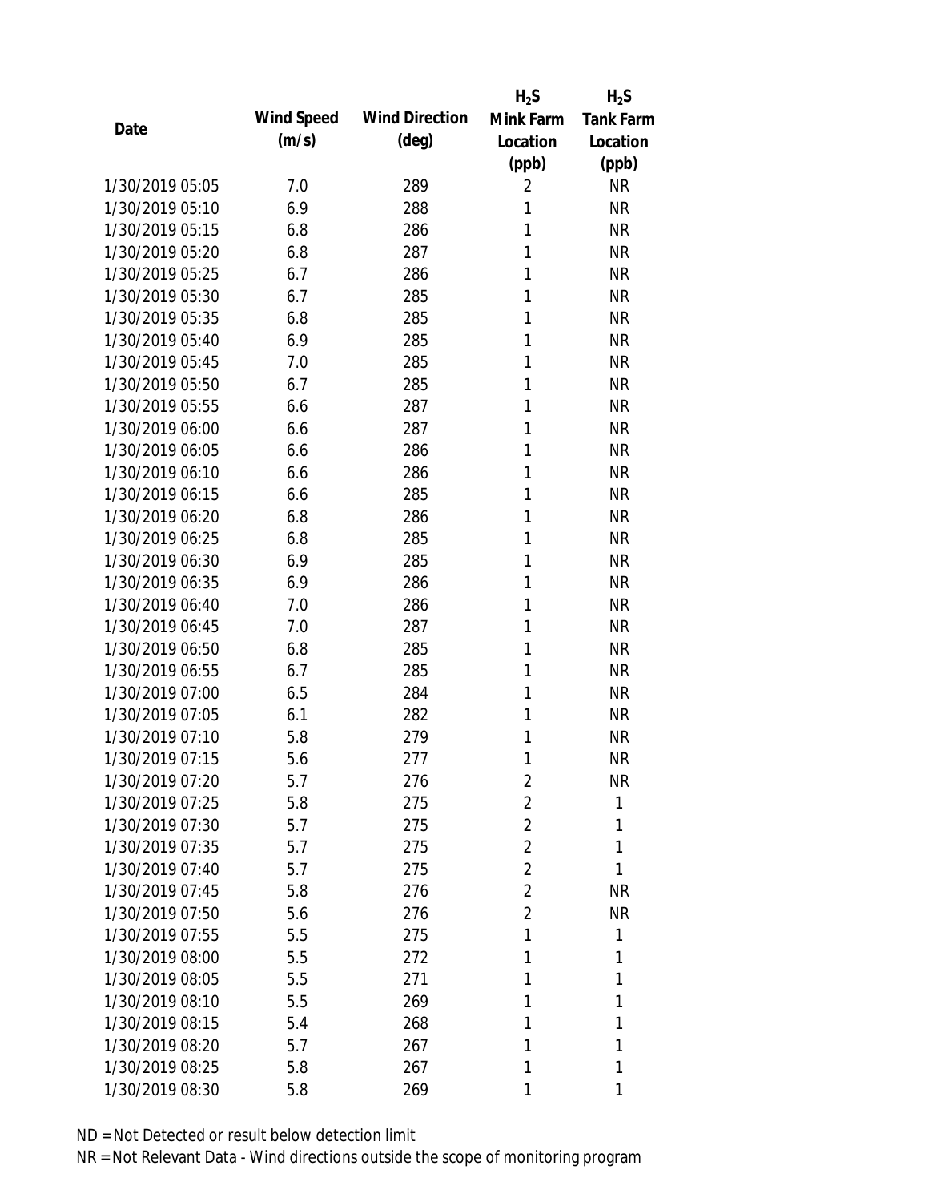| Date | Wind Speed (m/s) | Wind Direction (deg) | $H_2S$ Mink Farm Location (ppb) | $H_2S$ Tank Farm Location (ppb) |
|---|---|---|---|---|
| 1/30/2019 05:05 | 7.0 | 289 | 2 | NR |
| 1/30/2019 05:10 | 6.9 | 288 | 1 | NR |
| 1/30/2019 05:15 | 6.8 | 286 | 1 | NR |
| 1/30/2019 05:20 | 6.8 | 287 | 1 | NR |
| 1/30/2019 05:25 | 6.7 | 286 | 1 | NR |
| 1/30/2019 05:30 | 6.7 | 285 | 1 | NR |
| 1/30/2019 05:35 | 6.8 | 285 | 1 | NR |
| 1/30/2019 05:40 | 6.9 | 285 | 1 | NR |
| 1/30/2019 05:45 | 7.0 | 285 | 1 | NR |
| 1/30/2019 05:50 | 6.7 | 285 | 1 | NR |
| 1/30/2019 05:55 | 6.6 | 287 | 1 | NR |
| 1/30/2019 06:00 | 6.6 | 287 | 1 | NR |
| 1/30/2019 06:05 | 6.6 | 286 | 1 | NR |
| 1/30/2019 06:10 | 6.6 | 286 | 1 | NR |
| 1/30/2019 06:15 | 6.6 | 285 | 1 | NR |
| 1/30/2019 06:20 | 6.8 | 286 | 1 | NR |
| 1/30/2019 06:25 | 6.8 | 285 | 1 | NR |
| 1/30/2019 06:30 | 6.9 | 285 | 1 | NR |
| 1/30/2019 06:35 | 6.9 | 286 | 1 | NR |
| 1/30/2019 06:40 | 7.0 | 286 | 1 | NR |
| 1/30/2019 06:45 | 7.0 | 287 | 1 | NR |
| 1/30/2019 06:50 | 6.8 | 285 | 1 | NR |
| 1/30/2019 06:55 | 6.7 | 285 | 1 | NR |
| 1/30/2019 07:00 | 6.5 | 284 | 1 | NR |
| 1/30/2019 07:05 | 6.1 | 282 | 1 | NR |
| 1/30/2019 07:10 | 5.8 | 279 | 1 | NR |
| 1/30/2019 07:15 | 5.6 | 277 | 1 | NR |
| 1/30/2019 07:20 | 5.7 | 276 | 2 | NR |
| 1/30/2019 07:25 | 5.8 | 275 | 2 | 1 |
| 1/30/2019 07:30 | 5.7 | 275 | 2 | 1 |
| 1/30/2019 07:35 | 5.7 | 275 | 2 | 1 |
| 1/30/2019 07:40 | 5.7 | 275 | 2 | 1 |
| 1/30/2019 07:45 | 5.8 | 276 | 2 | NR |
| 1/30/2019 07:50 | 5.6 | 276 | 2 | NR |
| 1/30/2019 07:55 | 5.5 | 275 | 1 | 1 |
| 1/30/2019 08:00 | 5.5 | 272 | 1 | 1 |
| 1/30/2019 08:05 | 5.5 | 271 | 1 | 1 |
| 1/30/2019 08:10 | 5.5 | 269 | 1 | 1 |
| 1/30/2019 08:15 | 5.4 | 268 | 1 | 1 |
| 1/30/2019 08:20 | 5.7 | 267 | 1 | 1 |
| 1/30/2019 08:25 | 5.8 | 267 | 1 | 1 |
| 1/30/2019 08:30 | 5.8 | 269 | 1 | 1 |

ND = Not Detected or result below detection limit

NR = Not Relevant Data - Wind directions outside the scope of monitoring program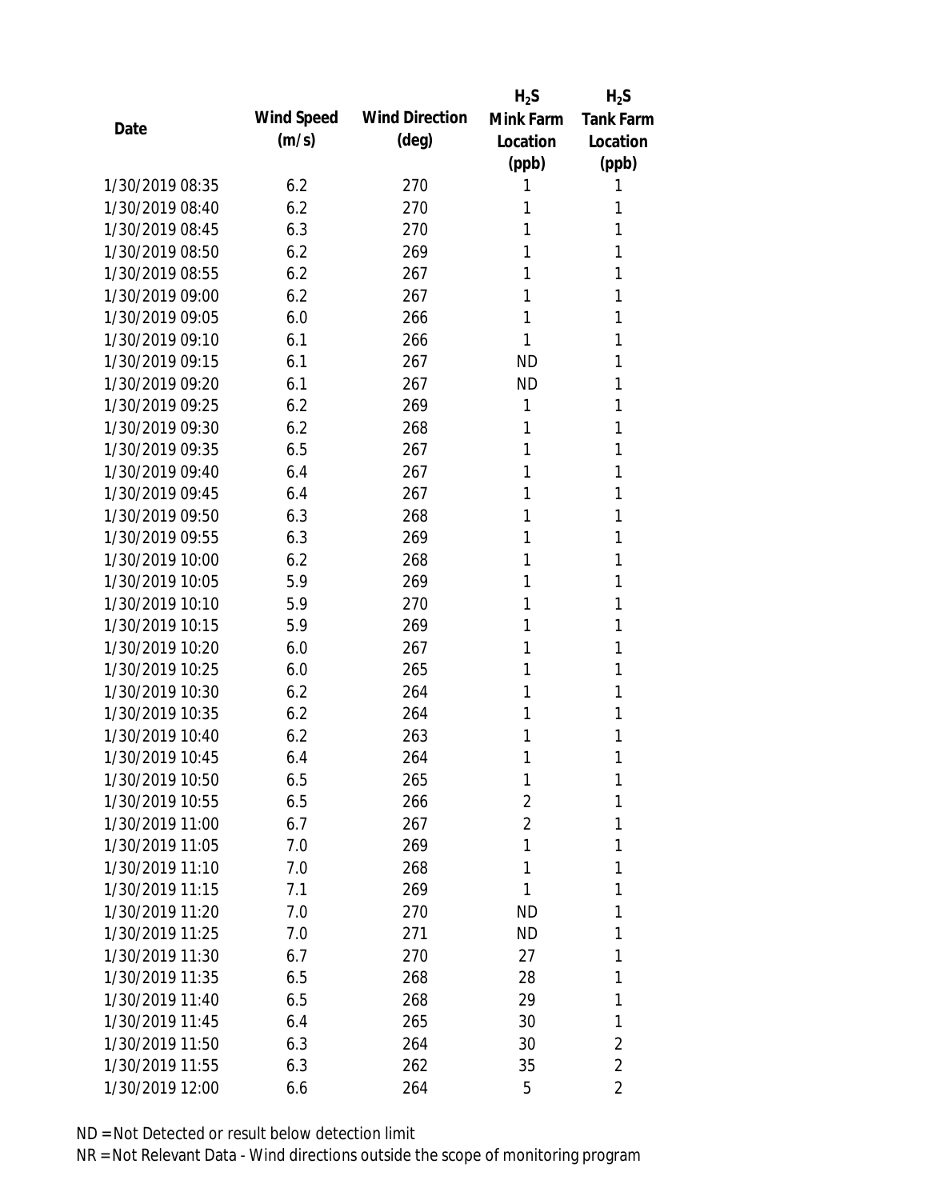| Date | Wind Speed (m/s) | Wind Direction (deg) | $H_2S$ Mink Farm Location (ppb) | $H_2S$ Tank Farm Location (ppb) |
|---|---|---|---|---|
| 1/30/2019 08:35 | 6.2 | 270 | 1 | 1 |
| 1/30/2019 08:40 | 6.2 | 270 | 1 | 1 |
| 1/30/2019 08:45 | 6.3 | 270 | 1 | 1 |
| 1/30/2019 08:50 | 6.2 | 269 | 1 | 1 |
| 1/30/2019 08:55 | 6.2 | 267 | 1 | 1 |
| 1/30/2019 09:00 | 6.2 | 267 | 1 | 1 |
| 1/30/2019 09:05 | 6.0 | 266 | 1 | 1 |
| 1/30/2019 09:10 | 6.1 | 266 | 1 | 1 |
| 1/30/2019 09:15 | 6.1 | 267 | ND | 1 |
| 1/30/2019 09:20 | 6.1 | 267 | ND | 1 |
| 1/30/2019 09:25 | 6.2 | 269 | 1 | 1 |
| 1/30/2019 09:30 | 6.2 | 268 | 1 | 1 |
| 1/30/2019 09:35 | 6.5 | 267 | 1 | 1 |
| 1/30/2019 09:40 | 6.4 | 267 | 1 | 1 |
| 1/30/2019 09:45 | 6.4 | 267 | 1 | 1 |
| 1/30/2019 09:50 | 6.3 | 268 | 1 | 1 |
| 1/30/2019 09:55 | 6.3 | 269 | 1 | 1 |
| 1/30/2019 10:00 | 6.2 | 268 | 1 | 1 |
| 1/30/2019 10:05 | 5.9 | 269 | 1 | 1 |
| 1/30/2019 10:10 | 5.9 | 270 | 1 | 1 |
| 1/30/2019 10:15 | 5.9 | 269 | 1 | 1 |
| 1/30/2019 10:20 | 6.0 | 267 | 1 | 1 |
| 1/30/2019 10:25 | 6.0 | 265 | 1 | 1 |
| 1/30/2019 10:30 | 6.2 | 264 | 1 | 1 |
| 1/30/2019 10:35 | 6.2 | 264 | 1 | 1 |
| 1/30/2019 10:40 | 6.2 | 263 | 1 | 1 |
| 1/30/2019 10:45 | 6.4 | 264 | 1 | 1 |
| 1/30/2019 10:50 | 6.5 | 265 | 1 | 1 |
| 1/30/2019 10:55 | 6.5 | 266 | 2 | 1 |
| 1/30/2019 11:00 | 6.7 | 267 | 2 | 1 |
| 1/30/2019 11:05 | 7.0 | 269 | 1 | 1 |
| 1/30/2019 11:10 | 7.0 | 268 | 1 | 1 |
| 1/30/2019 11:15 | 7.1 | 269 | 1 | 1 |
| 1/30/2019 11:20 | 7.0 | 270 | ND | 1 |
| 1/30/2019 11:25 | 7.0 | 271 | ND | 1 |
| 1/30/2019 11:30 | 6.7 | 270 | 27 | 1 |
| 1/30/2019 11:35 | 6.5 | 268 | 28 | 1 |
| 1/30/2019 11:40 | 6.5 | 268 | 29 | 1 |
| 1/30/2019 11:45 | 6.4 | 265 | 30 | 1 |
| 1/30/2019 11:50 | 6.3 | 264 | 30 | 2 |
| 1/30/2019 11:55 | 6.3 | 262 | 35 | 2 |
| 1/30/2019 12:00 | 6.6 | 264 | 5 | 2 |

ND = Not Detected or result below detection limit

NR = Not Relevant Data - Wind directions outside the scope of monitoring program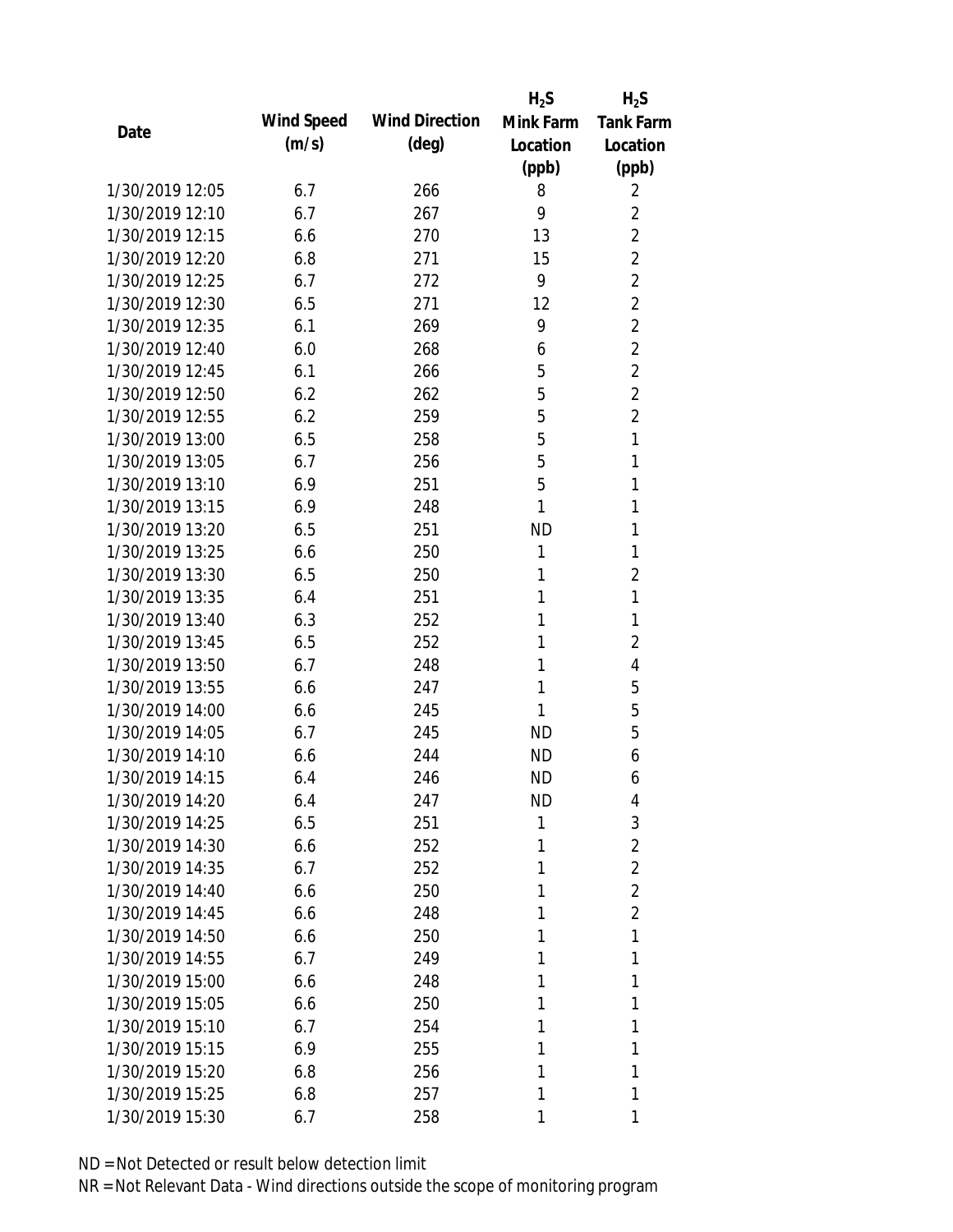| Date | Wind Speed (m/s) | Wind Direction (deg) | $H_2S$ Mink Farm Location (ppb) | $H_2S$ Tank Farm Location (ppb) |
|---|---|---|---|---|
| 1/30/2019 12:05 | 6.7 | 266 | 8 | 2 |
| 1/30/2019 12:10 | 6.7 | 267 | 9 | 2 |
| 1/30/2019 12:15 | 6.6 | 270 | 13 | 2 |
| 1/30/2019 12:20 | 6.8 | 271 | 15 | 2 |
| 1/30/2019 12:25 | 6.7 | 272 | 9 | 2 |
| 1/30/2019 12:30 | 6.5 | 271 | 12 | 2 |
| 1/30/2019 12:35 | 6.1 | 269 | 9 | 2 |
| 1/30/2019 12:40 | 6.0 | 268 | 6 | 2 |
| 1/30/2019 12:45 | 6.1 | 266 | 5 | 2 |
| 1/30/2019 12:50 | 6.2 | 262 | 5 | 2 |
| 1/30/2019 12:55 | 6.2 | 259 | 5 | 2 |
| 1/30/2019 13:00 | 6.5 | 258 | 5 | 1 |
| 1/30/2019 13:05 | 6.7 | 256 | 5 | 1 |
| 1/30/2019 13:10 | 6.9 | 251 | 5 | 1 |
| 1/30/2019 13:15 | 6.9 | 248 | 1 | 1 |
| 1/30/2019 13:20 | 6.5 | 251 | ND | 1 |
| 1/30/2019 13:25 | 6.6 | 250 | 1 | 1 |
| 1/30/2019 13:30 | 6.5 | 250 | 1 | 2 |
| 1/30/2019 13:35 | 6.4 | 251 | 1 | 1 |
| 1/30/2019 13:40 | 6.3 | 252 | 1 | 1 |
| 1/30/2019 13:45 | 6.5 | 252 | 1 | 2 |
| 1/30/2019 13:50 | 6.7 | 248 | 1 | 4 |
| 1/30/2019 13:55 | 6.6 | 247 | 1 | 5 |
| 1/30/2019 14:00 | 6.6 | 245 | 1 | 5 |
| 1/30/2019 14:05 | 6.7 | 245 | ND | 5 |
| 1/30/2019 14:10 | 6.6 | 244 | ND | 6 |
| 1/30/2019 14:15 | 6.4 | 246 | ND | 6 |
| 1/30/2019 14:20 | 6.4 | 247 | ND | 4 |
| 1/30/2019 14:25 | 6.5 | 251 | 1 | 3 |
| 1/30/2019 14:30 | 6.6 | 252 | 1 | 2 |
| 1/30/2019 14:35 | 6.7 | 252 | 1 | 2 |
| 1/30/2019 14:40 | 6.6 | 250 | 1 | 2 |
| 1/30/2019 14:45 | 6.6 | 248 | 1 | 2 |
| 1/30/2019 14:50 | 6.6 | 250 | 1 | 1 |
| 1/30/2019 14:55 | 6.7 | 249 | 1 | 1 |
| 1/30/2019 15:00 | 6.6 | 248 | 1 | 1 |
| 1/30/2019 15:05 | 6.6 | 250 | 1 | 1 |
| 1/30/2019 15:10 | 6.7 | 254 | 1 | 1 |
| 1/30/2019 15:15 | 6.9 | 255 | 1 | 1 |
| 1/30/2019 15:20 | 6.8 | 256 | 1 | 1 |
| 1/30/2019 15:25 | 6.8 | 257 | 1 | 1 |
| 1/30/2019 15:30 | 6.7 | 258 | 1 | 1 |

ND = Not Detected or result below detection limit

NR = Not Relevant Data - Wind directions outside the scope of monitoring program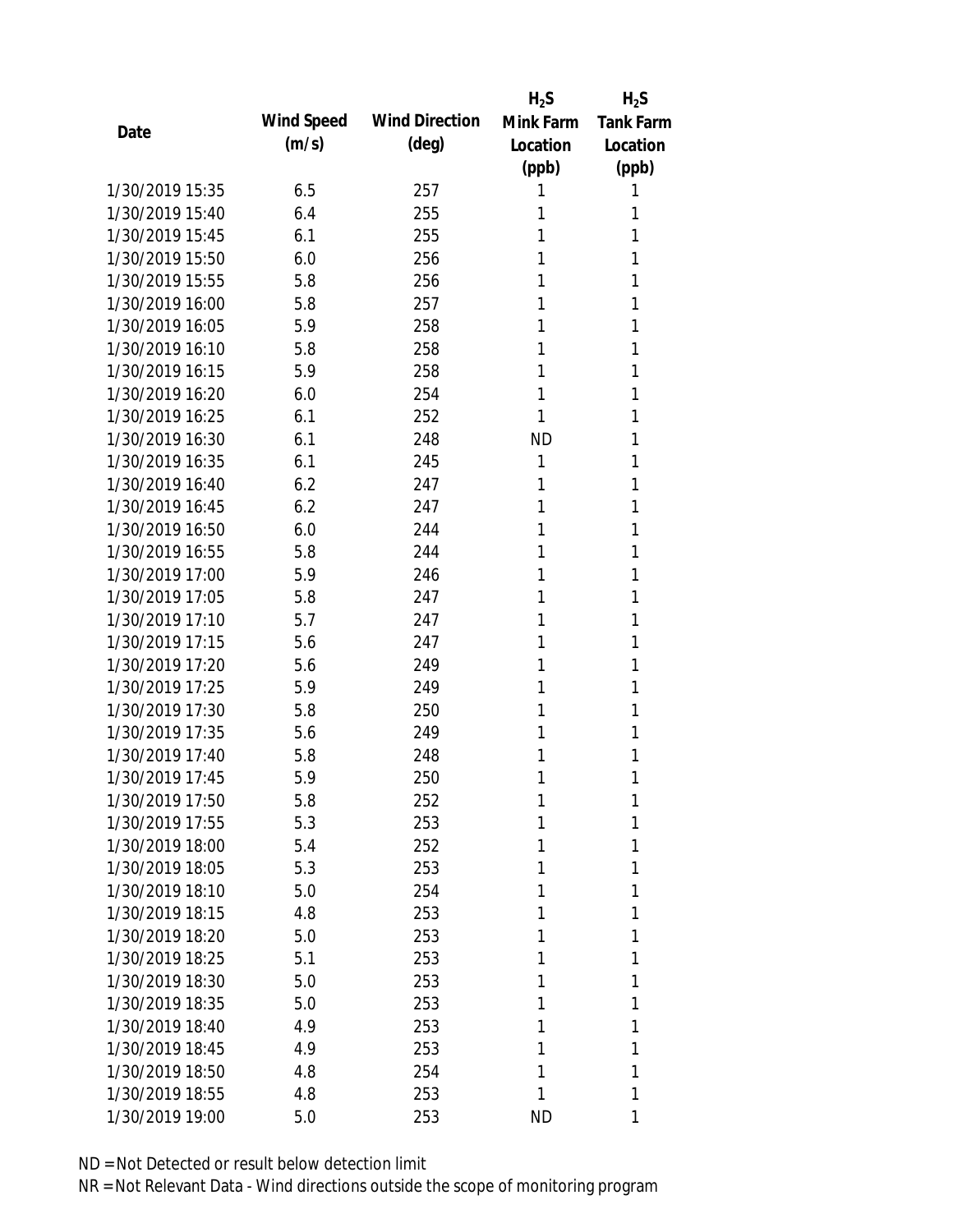| Date | Wind Speed (m/s) | Wind Direction (deg) | $H_2S$ Mink Farm Location (ppb) | $H_2S$ Tank Farm Location (ppb) |
|---|---|---|---|---|
| 1/30/2019 15:35 | 6.5 | 257 | 1 | 1 |
| 1/30/2019 15:40 | 6.4 | 255 | 1 | 1 |
| 1/30/2019 15:45 | 6.1 | 255 | 1 | 1 |
| 1/30/2019 15:50 | 6.0 | 256 | 1 | 1 |
| 1/30/2019 15:55 | 5.8 | 256 | 1 | 1 |
| 1/30/2019 16:00 | 5.8 | 257 | 1 | 1 |
| 1/30/2019 16:05 | 5.9 | 258 | 1 | 1 |
| 1/30/2019 16:10 | 5.8 | 258 | 1 | 1 |
| 1/30/2019 16:15 | 5.9 | 258 | 1 | 1 |
| 1/30/2019 16:20 | 6.0 | 254 | 1 | 1 |
| 1/30/2019 16:25 | 6.1 | 252 | 1 | 1 |
| 1/30/2019 16:30 | 6.1 | 248 | ND | 1 |
| 1/30/2019 16:35 | 6.1 | 245 | 1 | 1 |
| 1/30/2019 16:40 | 6.2 | 247 | 1 | 1 |
| 1/30/2019 16:45 | 6.2 | 247 | 1 | 1 |
| 1/30/2019 16:50 | 6.0 | 244 | 1 | 1 |
| 1/30/2019 16:55 | 5.8 | 244 | 1 | 1 |
| 1/30/2019 17:00 | 5.9 | 246 | 1 | 1 |
| 1/30/2019 17:05 | 5.8 | 247 | 1 | 1 |
| 1/30/2019 17:10 | 5.7 | 247 | 1 | 1 |
| 1/30/2019 17:15 | 5.6 | 247 | 1 | 1 |
| 1/30/2019 17:20 | 5.6 | 249 | 1 | 1 |
| 1/30/2019 17:25 | 5.9 | 249 | 1 | 1 |
| 1/30/2019 17:30 | 5.8 | 250 | 1 | 1 |
| 1/30/2019 17:35 | 5.6 | 249 | 1 | 1 |
| 1/30/2019 17:40 | 5.8 | 248 | 1 | 1 |
| 1/30/2019 17:45 | 5.9 | 250 | 1 | 1 |
| 1/30/2019 17:50 | 5.8 | 252 | 1 | 1 |
| 1/30/2019 17:55 | 5.3 | 253 | 1 | 1 |
| 1/30/2019 18:00 | 5.4 | 252 | 1 | 1 |
| 1/30/2019 18:05 | 5.3 | 253 | 1 | 1 |
| 1/30/2019 18:10 | 5.0 | 254 | 1 | 1 |
| 1/30/2019 18:15 | 4.8 | 253 | 1 | 1 |
| 1/30/2019 18:20 | 5.0 | 253 | 1 | 1 |
| 1/30/2019 18:25 | 5.1 | 253 | 1 | 1 |
| 1/30/2019 18:30 | 5.0 | 253 | 1 | 1 |
| 1/30/2019 18:35 | 5.0 | 253 | 1 | 1 |
| 1/30/2019 18:40 | 4.9 | 253 | 1 | 1 |
| 1/30/2019 18:45 | 4.9 | 253 | 1 | 1 |
| 1/30/2019 18:50 | 4.8 | 254 | 1 | 1 |
| 1/30/2019 18:55 | 4.8 | 253 | 1 | 1 |
| 1/30/2019 19:00 | 5.0 | 253 | ND | 1 |

ND = Not Detected or result below detection limit

NR = Not Relevant Data - Wind directions outside the scope of monitoring program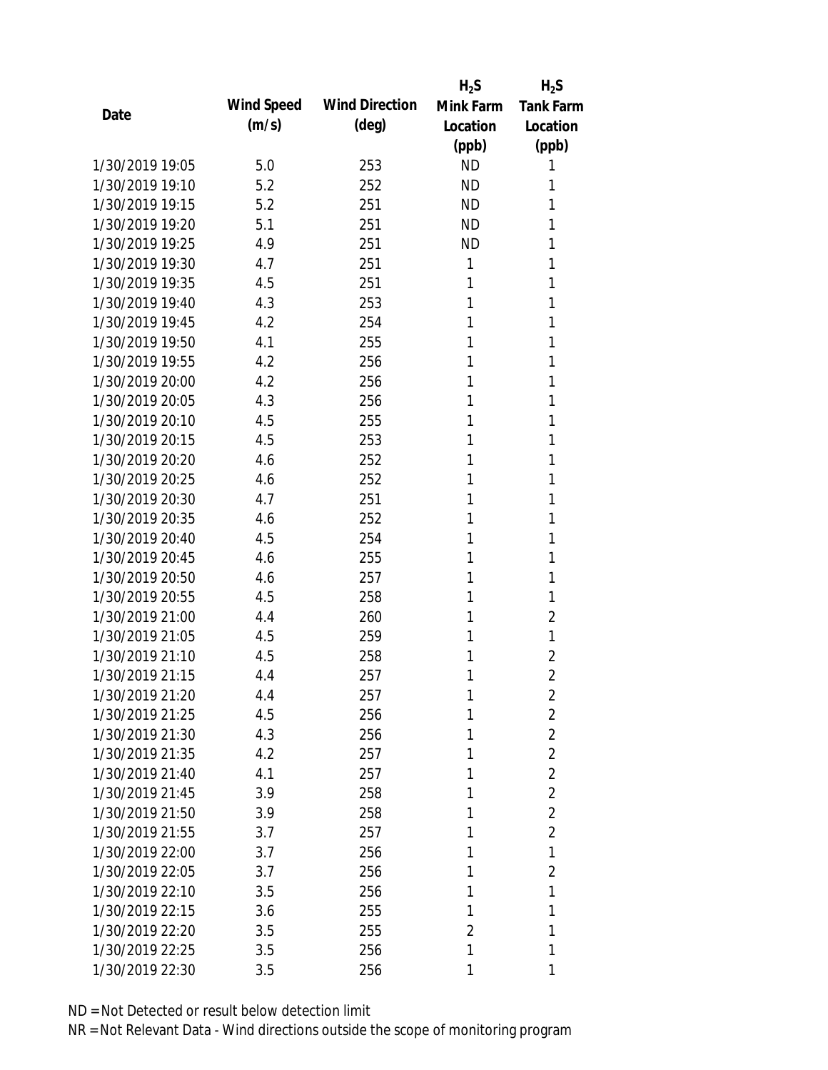| Date | Wind Speed (m/s) | Wind Direction (deg) | $H_2S$ Mink Farm Location (ppb) | $H_2S$ Tank Farm Location (ppb) |
|---|---|---|---|---|
| 1/30/2019 19:05 | 5.0 | 253 | ND | 1 |
| 1/30/2019 19:10 | 5.2 | 252 | ND | 1 |
| 1/30/2019 19:15 | 5.2 | 251 | ND | 1 |
| 1/30/2019 19:20 | 5.1 | 251 | ND | 1 |
| 1/30/2019 19:25 | 4.9 | 251 | ND | 1 |
| 1/30/2019 19:30 | 4.7 | 251 | 1 | 1 |
| 1/30/2019 19:35 | 4.5 | 251 | 1 | 1 |
| 1/30/2019 19:40 | 4.3 | 253 | 1 | 1 |
| 1/30/2019 19:45 | 4.2 | 254 | 1 | 1 |
| 1/30/2019 19:50 | 4.1 | 255 | 1 | 1 |
| 1/30/2019 19:55 | 4.2 | 256 | 1 | 1 |
| 1/30/2019 20:00 | 4.2 | 256 | 1 | 1 |
| 1/30/2019 20:05 | 4.3 | 256 | 1 | 1 |
| 1/30/2019 20:10 | 4.5 | 255 | 1 | 1 |
| 1/30/2019 20:15 | 4.5 | 253 | 1 | 1 |
| 1/30/2019 20:20 | 4.6 | 252 | 1 | 1 |
| 1/30/2019 20:25 | 4.6 | 252 | 1 | 1 |
| 1/30/2019 20:30 | 4.7 | 251 | 1 | 1 |
| 1/30/2019 20:35 | 4.6 | 252 | 1 | 1 |
| 1/30/2019 20:40 | 4.5 | 254 | 1 | 1 |
| 1/30/2019 20:45 | 4.6 | 255 | 1 | 1 |
| 1/30/2019 20:50 | 4.6 | 257 | 1 | 1 |
| 1/30/2019 20:55 | 4.5 | 258 | 1 | 1 |
| 1/30/2019 21:00 | 4.4 | 260 | 1 | 2 |
| 1/30/2019 21:05 | 4.5 | 259 | 1 | 1 |
| 1/30/2019 21:10 | 4.5 | 258 | 1 | 2 |
| 1/30/2019 21:15 | 4.4 | 257 | 1 | 2 |
| 1/30/2019 21:20 | 4.4 | 257 | 1 | 2 |
| 1/30/2019 21:25 | 4.5 | 256 | 1 | 2 |
| 1/30/2019 21:30 | 4.3 | 256 | 1 | 2 |
| 1/30/2019 21:35 | 4.2 | 257 | 1 | 2 |
| 1/30/2019 21:40 | 4.1 | 257 | 1 | 2 |
| 1/30/2019 21:45 | 3.9 | 258 | 1 | 2 |
| 1/30/2019 21:50 | 3.9 | 258 | 1 | 2 |
| 1/30/2019 21:55 | 3.7 | 257 | 1 | 2 |
| 1/30/2019 22:00 | 3.7 | 256 | 1 | 1 |
| 1/30/2019 22:05 | 3.7 | 256 | 1 | 2 |
| 1/30/2019 22:10 | 3.5 | 256 | 1 | 1 |
| 1/30/2019 22:15 | 3.6 | 255 | 1 | 1 |
| 1/30/2019 22:20 | 3.5 | 255 | 2 | 1 |
| 1/30/2019 22:25 | 3.5 | 256 | 1 | 1 |
| 1/30/2019 22:30 | 3.5 | 256 | 1 | 1 |

ND = Not Detected or result below detection limit

NR = Not Relevant Data - Wind directions outside the scope of monitoring program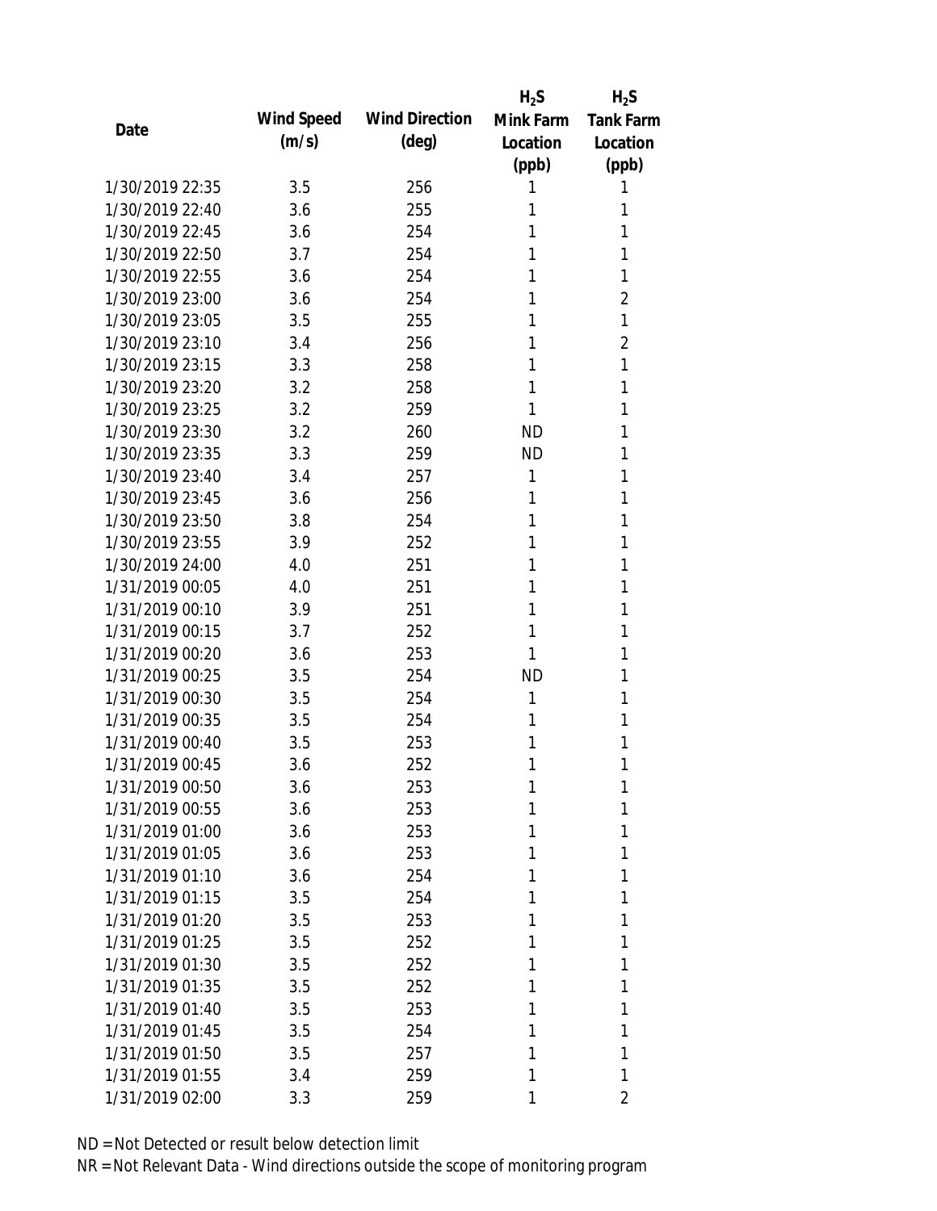| Date | Wind Speed (m/s) | Wind Direction (deg) | $H_2S$ Mink Farm Location (ppb) | $H_2S$ Tank Farm Location (ppb) |
|---|---|---|---|---|
| 1/30/2019 22:35 | 3.5 | 256 | 1 | 1 |
| 1/30/2019 22:40 | 3.6 | 255 | 1 | 1 |
| 1/30/2019 22:45 | 3.6 | 254 | 1 | 1 |
| 1/30/2019 22:50 | 3.7 | 254 | 1 | 1 |
| 1/30/2019 22:55 | 3.6 | 254 | 1 | 1 |
| 1/30/2019 23:00 | 3.6 | 254 | 1 | 2 |
| 1/30/2019 23:05 | 3.5 | 255 | 1 | 1 |
| 1/30/2019 23:10 | 3.4 | 256 | 1 | 2 |
| 1/30/2019 23:15 | 3.3 | 258 | 1 | 1 |
| 1/30/2019 23:20 | 3.2 | 258 | 1 | 1 |
| 1/30/2019 23:25 | 3.2 | 259 | 1 | 1 |
| 1/30/2019 23:30 | 3.2 | 260 | ND | 1 |
| 1/30/2019 23:35 | 3.3 | 259 | ND | 1 |
| 1/30/2019 23:40 | 3.4 | 257 | 1 | 1 |
| 1/30/2019 23:45 | 3.6 | 256 | 1 | 1 |
| 1/30/2019 23:50 | 3.8 | 254 | 1 | 1 |
| 1/30/2019 23:55 | 3.9 | 252 | 1 | 1 |
| 1/30/2019 24:00 | 4.0 | 251 | 1 | 1 |
| 1/31/2019 00:05 | 4.0 | 251 | 1 | 1 |
| 1/31/2019 00:10 | 3.9 | 251 | 1 | 1 |
| 1/31/2019 00:15 | 3.7 | 252 | 1 | 1 |
| 1/31/2019 00:20 | 3.6 | 253 | 1 | 1 |
| 1/31/2019 00:25 | 3.5 | 254 | ND | 1 |
| 1/31/2019 00:30 | 3.5 | 254 | 1 | 1 |
| 1/31/2019 00:35 | 3.5 | 254 | 1 | 1 |
| 1/31/2019 00:40 | 3.5 | 253 | 1 | 1 |
| 1/31/2019 00:45 | 3.6 | 252 | 1 | 1 |
| 1/31/2019 00:50 | 3.6 | 253 | 1 | 1 |
| 1/31/2019 00:55 | 3.6 | 253 | 1 | 1 |
| 1/31/2019 01:00 | 3.6 | 253 | 1 | 1 |
| 1/31/2019 01:05 | 3.6 | 253 | 1 | 1 |
| 1/31/2019 01:10 | 3.6 | 254 | 1 | 1 |
| 1/31/2019 01:15 | 3.5 | 254 | 1 | 1 |
| 1/31/2019 01:20 | 3.5 | 253 | 1 | 1 |
| 1/31/2019 01:25 | 3.5 | 252 | 1 | 1 |
| 1/31/2019 01:30 | 3.5 | 252 | 1 | 1 |
| 1/31/2019 01:35 | 3.5 | 252 | 1 | 1 |
| 1/31/2019 01:40 | 3.5 | 253 | 1 | 1 |
| 1/31/2019 01:45 | 3.5 | 254 | 1 | 1 |
| 1/31/2019 01:50 | 3.5 | 257 | 1 | 1 |
| 1/31/2019 01:55 | 3.4 | 259 | 1 | 1 |
| 1/31/2019 02:00 | 3.3 | 259 | 1 | 2 |

ND = Not Detected or result below detection limit

NR = Not Relevant Data - Wind directions outside the scope of monitoring program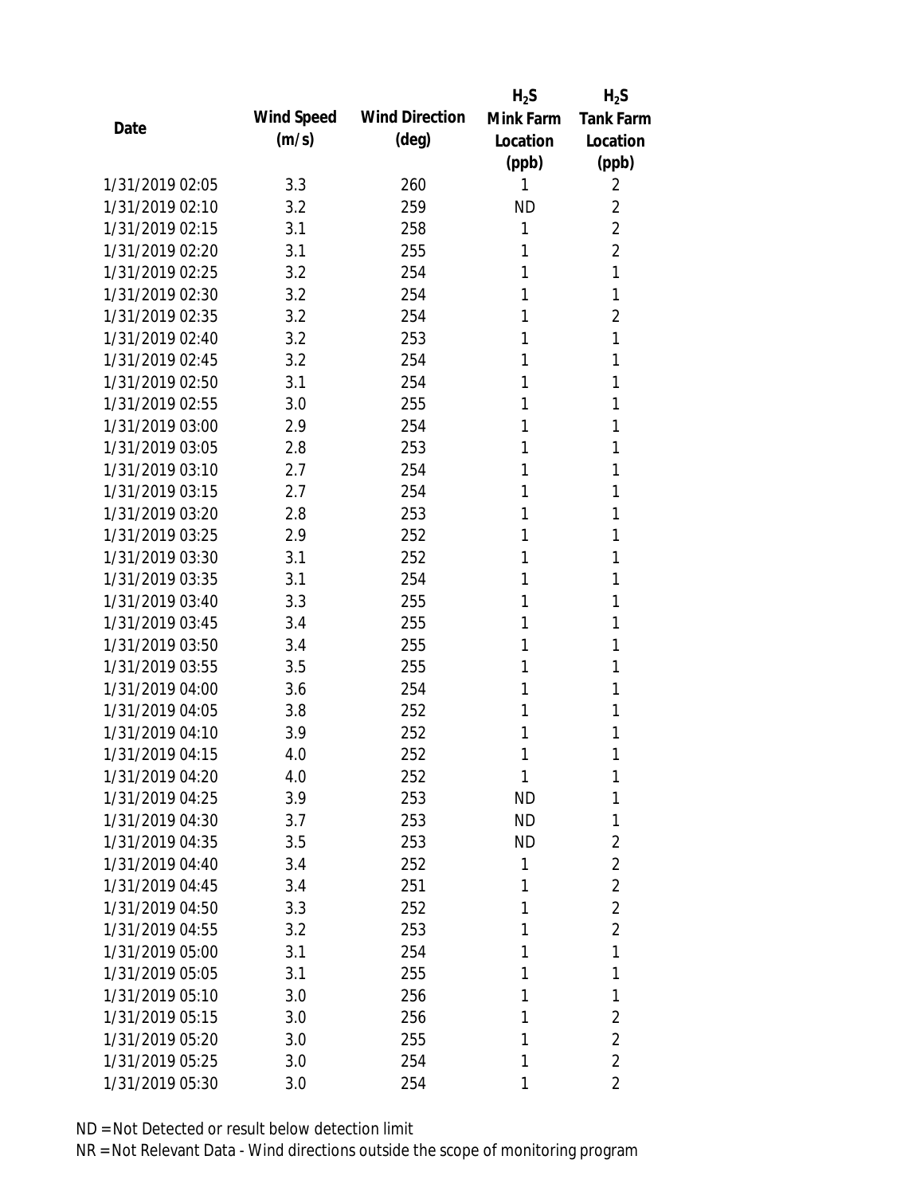| Date | Wind Speed (m/s) | Wind Direction (deg) | $H_2S$ Mink Farm Location (ppb) | $H_2S$ Tank Farm Location (ppb) |
|---|---|---|---|---|
| 1/31/2019 02:05 | 3.3 | 260 | 1 | 2 |
| 1/31/2019 02:10 | 3.2 | 259 | ND | 2 |
| 1/31/2019 02:15 | 3.1 | 258 | 1 | 2 |
| 1/31/2019 02:20 | 3.1 | 255 | 1 | 2 |
| 1/31/2019 02:25 | 3.2 | 254 | 1 | 1 |
| 1/31/2019 02:30 | 3.2 | 254 | 1 | 1 |
| 1/31/2019 02:35 | 3.2 | 254 | 1 | 2 |
| 1/31/2019 02:40 | 3.2 | 253 | 1 | 1 |
| 1/31/2019 02:45 | 3.2 | 254 | 1 | 1 |
| 1/31/2019 02:50 | 3.1 | 254 | 1 | 1 |
| 1/31/2019 02:55 | 3.0 | 255 | 1 | 1 |
| 1/31/2019 03:00 | 2.9 | 254 | 1 | 1 |
| 1/31/2019 03:05 | 2.8 | 253 | 1 | 1 |
| 1/31/2019 03:10 | 2.7 | 254 | 1 | 1 |
| 1/31/2019 03:15 | 2.7 | 254 | 1 | 1 |
| 1/31/2019 03:20 | 2.8 | 253 | 1 | 1 |
| 1/31/2019 03:25 | 2.9 | 252 | 1 | 1 |
| 1/31/2019 03:30 | 3.1 | 252 | 1 | 1 |
| 1/31/2019 03:35 | 3.1 | 254 | 1 | 1 |
| 1/31/2019 03:40 | 3.3 | 255 | 1 | 1 |
| 1/31/2019 03:45 | 3.4 | 255 | 1 | 1 |
| 1/31/2019 03:50 | 3.4 | 255 | 1 | 1 |
| 1/31/2019 03:55 | 3.5 | 255 | 1 | 1 |
| 1/31/2019 04:00 | 3.6 | 254 | 1 | 1 |
| 1/31/2019 04:05 | 3.8 | 252 | 1 | 1 |
| 1/31/2019 04:10 | 3.9 | 252 | 1 | 1 |
| 1/31/2019 04:15 | 4.0 | 252 | 1 | 1 |
| 1/31/2019 04:20 | 4.0 | 252 | 1 | 1 |
| 1/31/2019 04:25 | 3.9 | 253 | ND | 1 |
| 1/31/2019 04:30 | 3.7 | 253 | ND | 1 |
| 1/31/2019 04:35 | 3.5 | 253 | ND | 2 |
| 1/31/2019 04:40 | 3.4 | 252 | 1 | 2 |
| 1/31/2019 04:45 | 3.4 | 251 | 1 | 2 |
| 1/31/2019 04:50 | 3.3 | 252 | 1 | 2 |
| 1/31/2019 04:55 | 3.2 | 253 | 1 | 2 |
| 1/31/2019 05:00 | 3.1 | 254 | 1 | 1 |
| 1/31/2019 05:05 | 3.1 | 255 | 1 | 1 |
| 1/31/2019 05:10 | 3.0 | 256 | 1 | 1 |
| 1/31/2019 05:15 | 3.0 | 256 | 1 | 2 |
| 1/31/2019 05:20 | 3.0 | 255 | 1 | 2 |
| 1/31/2019 05:25 | 3.0 | 254 | 1 | 2 |
| 1/31/2019 05:30 | 3.0 | 254 | 1 | 2 |

ND = Not Detected or result below detection limit

NR = Not Relevant Data - Wind directions outside the scope of monitoring program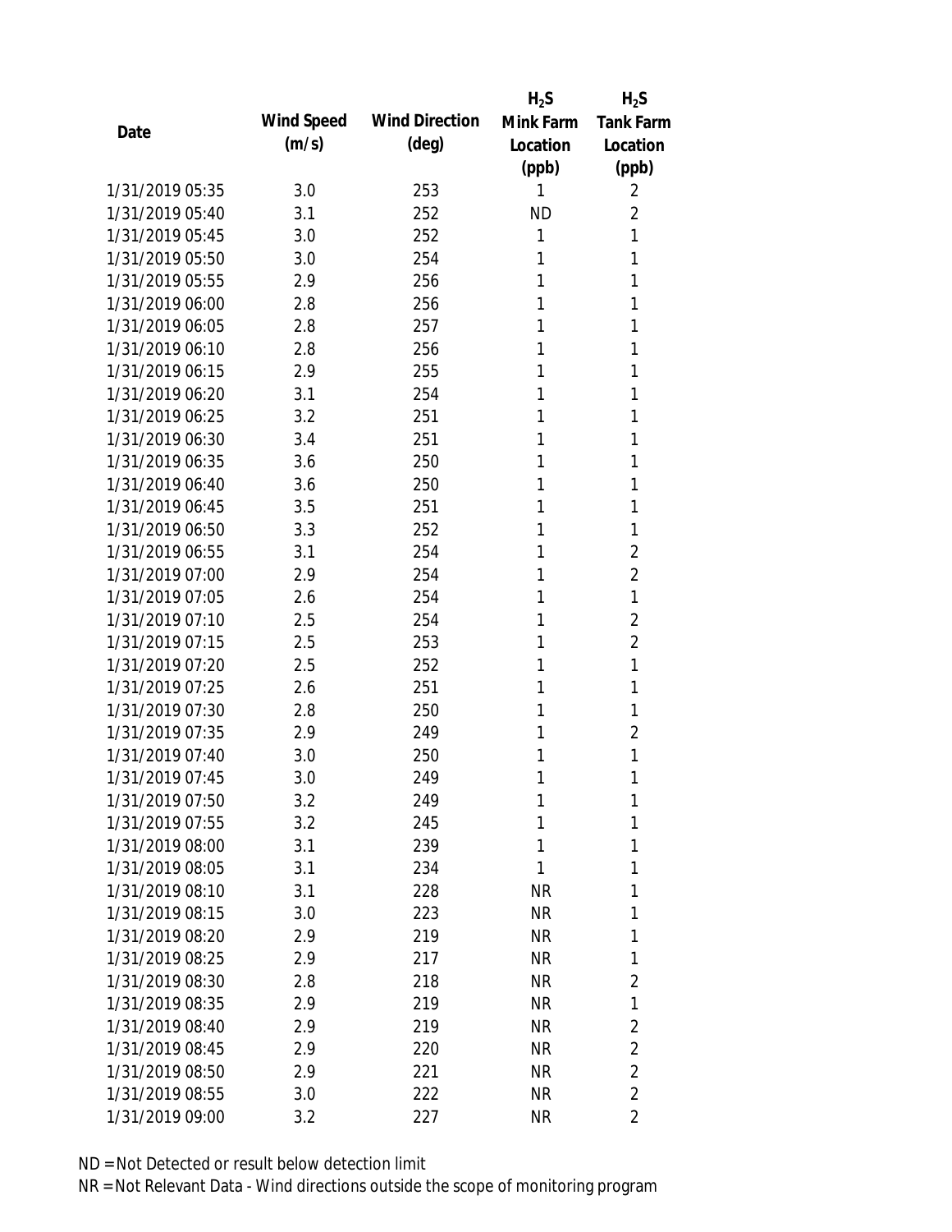| Date | Wind Speed (m/s) | Wind Direction (deg) | $H_2S$ Mink Farm Location (ppb) | $H_2S$ Tank Farm Location (ppb) |
|---|---|---|---|---|
| 1/31/2019 05:35 | 3.0 | 253 | 1 | 2 |
| 1/31/2019 05:40 | 3.1 | 252 | ND | 2 |
| 1/31/2019 05:45 | 3.0 | 252 | 1 | 1 |
| 1/31/2019 05:50 | 3.0 | 254 | 1 | 1 |
| 1/31/2019 05:55 | 2.9 | 256 | 1 | 1 |
| 1/31/2019 06:00 | 2.8 | 256 | 1 | 1 |
| 1/31/2019 06:05 | 2.8 | 257 | 1 | 1 |
| 1/31/2019 06:10 | 2.8 | 256 | 1 | 1 |
| 1/31/2019 06:15 | 2.9 | 255 | 1 | 1 |
| 1/31/2019 06:20 | 3.1 | 254 | 1 | 1 |
| 1/31/2019 06:25 | 3.2 | 251 | 1 | 1 |
| 1/31/2019 06:30 | 3.4 | 251 | 1 | 1 |
| 1/31/2019 06:35 | 3.6 | 250 | 1 | 1 |
| 1/31/2019 06:40 | 3.6 | 250 | 1 | 1 |
| 1/31/2019 06:45 | 3.5 | 251 | 1 | 1 |
| 1/31/2019 06:50 | 3.3 | 252 | 1 | 1 |
| 1/31/2019 06:55 | 3.1 | 254 | 1 | 2 |
| 1/31/2019 07:00 | 2.9 | 254 | 1 | 2 |
| 1/31/2019 07:05 | 2.6 | 254 | 1 | 1 |
| 1/31/2019 07:10 | 2.5 | 254 | 1 | 2 |
| 1/31/2019 07:15 | 2.5 | 253 | 1 | 2 |
| 1/31/2019 07:20 | 2.5 | 252 | 1 | 1 |
| 1/31/2019 07:25 | 2.6 | 251 | 1 | 1 |
| 1/31/2019 07:30 | 2.8 | 250 | 1 | 1 |
| 1/31/2019 07:35 | 2.9 | 249 | 1 | 2 |
| 1/31/2019 07:40 | 3.0 | 250 | 1 | 1 |
| 1/31/2019 07:45 | 3.0 | 249 | 1 | 1 |
| 1/31/2019 07:50 | 3.2 | 249 | 1 | 1 |
| 1/31/2019 07:55 | 3.2 | 245 | 1 | 1 |
| 1/31/2019 08:00 | 3.1 | 239 | 1 | 1 |
| 1/31/2019 08:05 | 3.1 | 234 | 1 | 1 |
| 1/31/2019 08:10 | 3.1 | 228 | NR | 1 |
| 1/31/2019 08:15 | 3.0 | 223 | NR | 1 |
| 1/31/2019 08:20 | 2.9 | 219 | NR | 1 |
| 1/31/2019 08:25 | 2.9 | 217 | NR | 1 |
| 1/31/2019 08:30 | 2.8 | 218 | NR | 2 |
| 1/31/2019 08:35 | 2.9 | 219 | NR | 1 |
| 1/31/2019 08:40 | 2.9 | 219 | NR | 2 |
| 1/31/2019 08:45 | 2.9 | 220 | NR | 2 |
| 1/31/2019 08:50 | 2.9 | 221 | NR | 2 |
| 1/31/2019 08:55 | 3.0 | 222 | NR | 2 |
| 1/31/2019 09:00 | 3.2 | 227 | NR | 2 |

ND = Not Detected or result below detection limit

NR = Not Relevant Data - Wind directions outside the scope of monitoring program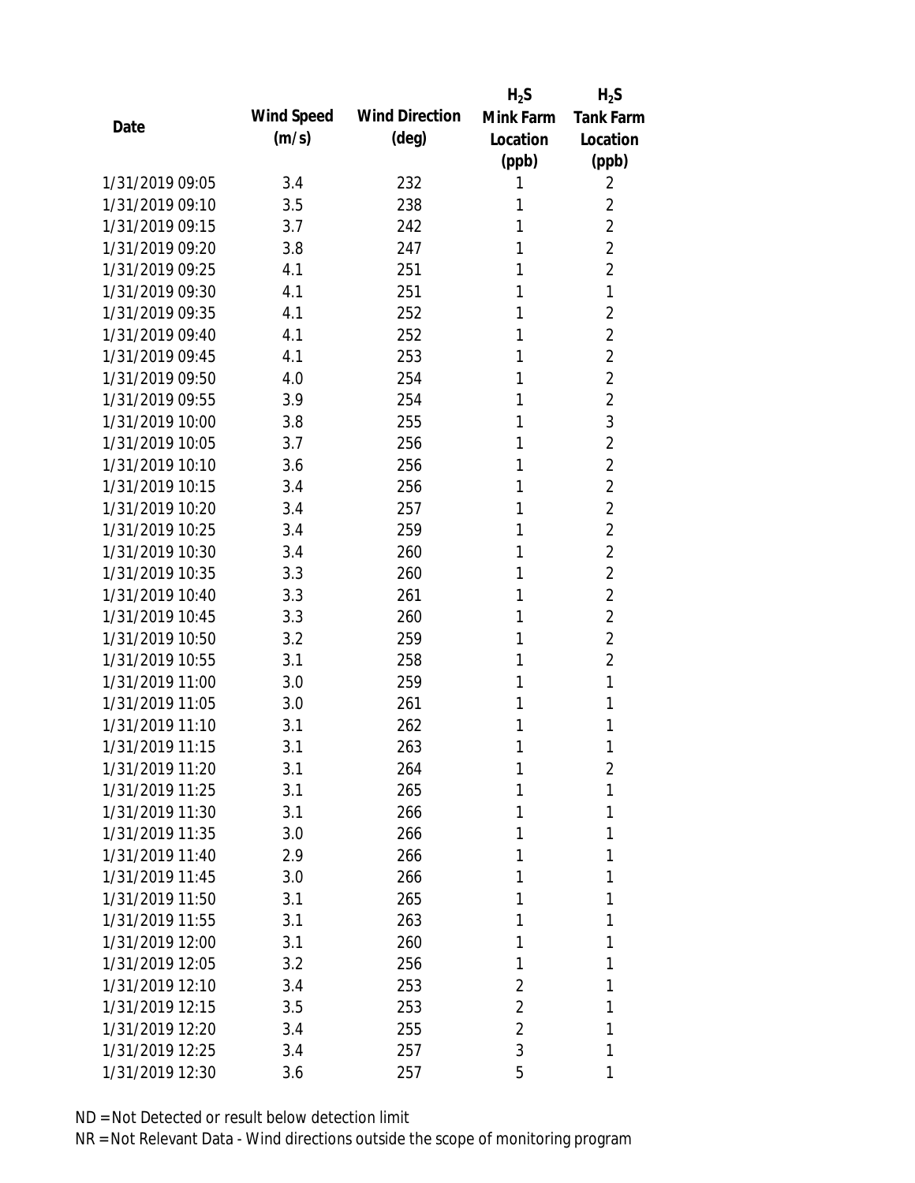| Date | Wind Speed (m/s) | Wind Direction (deg) | $H_2S$ Mink Farm Location (ppb) | $H_2S$ Tank Farm Location (ppb) |
|---|---|---|---|---|
| 1/31/2019 09:05 | 3.4 | 232 | 1 | 2 |
| 1/31/2019 09:10 | 3.5 | 238 | 1 | 2 |
| 1/31/2019 09:15 | 3.7 | 242 | 1 | 2 |
| 1/31/2019 09:20 | 3.8 | 247 | 1 | 2 |
| 1/31/2019 09:25 | 4.1 | 251 | 1 | 2 |
| 1/31/2019 09:30 | 4.1 | 251 | 1 | 1 |
| 1/31/2019 09:35 | 4.1 | 252 | 1 | 2 |
| 1/31/2019 09:40 | 4.1 | 252 | 1 | 2 |
| 1/31/2019 09:45 | 4.1 | 253 | 1 | 2 |
| 1/31/2019 09:50 | 4.0 | 254 | 1 | 2 |
| 1/31/2019 09:55 | 3.9 | 254 | 1 | 2 |
| 1/31/2019 10:00 | 3.8 | 255 | 1 | 3 |
| 1/31/2019 10:05 | 3.7 | 256 | 1 | 2 |
| 1/31/2019 10:10 | 3.6 | 256 | 1 | 2 |
| 1/31/2019 10:15 | 3.4 | 256 | 1 | 2 |
| 1/31/2019 10:20 | 3.4 | 257 | 1 | 2 |
| 1/31/2019 10:25 | 3.4 | 259 | 1 | 2 |
| 1/31/2019 10:30 | 3.4 | 260 | 1 | 2 |
| 1/31/2019 10:35 | 3.3 | 260 | 1 | 2 |
| 1/31/2019 10:40 | 3.3 | 261 | 1 | 2 |
| 1/31/2019 10:45 | 3.3 | 260 | 1 | 2 |
| 1/31/2019 10:50 | 3.2 | 259 | 1 | 2 |
| 1/31/2019 10:55 | 3.1 | 258 | 1 | 2 |
| 1/31/2019 11:00 | 3.0 | 259 | 1 | 1 |
| 1/31/2019 11:05 | 3.0 | 261 | 1 | 1 |
| 1/31/2019 11:10 | 3.1 | 262 | 1 | 1 |
| 1/31/2019 11:15 | 3.1 | 263 | 1 | 1 |
| 1/31/2019 11:20 | 3.1 | 264 | 1 | 2 |
| 1/31/2019 11:25 | 3.1 | 265 | 1 | 1 |
| 1/31/2019 11:30 | 3.1 | 266 | 1 | 1 |
| 1/31/2019 11:35 | 3.0 | 266 | 1 | 1 |
| 1/31/2019 11:40 | 2.9 | 266 | 1 | 1 |
| 1/31/2019 11:45 | 3.0 | 266 | 1 | 1 |
| 1/31/2019 11:50 | 3.1 | 265 | 1 | 1 |
| 1/31/2019 11:55 | 3.1 | 263 | 1 | 1 |
| 1/31/2019 12:00 | 3.1 | 260 | 1 | 1 |
| 1/31/2019 12:05 | 3.2 | 256 | 1 | 1 |
| 1/31/2019 12:10 | 3.4 | 253 | 2 | 1 |
| 1/31/2019 12:15 | 3.5 | 253 | 2 | 1 |
| 1/31/2019 12:20 | 3.4 | 255 | 2 | 1 |
| 1/31/2019 12:25 | 3.4 | 257 | 3 | 1 |
| 1/31/2019 12:30 | 3.6 | 257 | 5 | 1 |

ND = Not Detected or result below detection limit

NR = Not Relevant Data - Wind directions outside the scope of monitoring program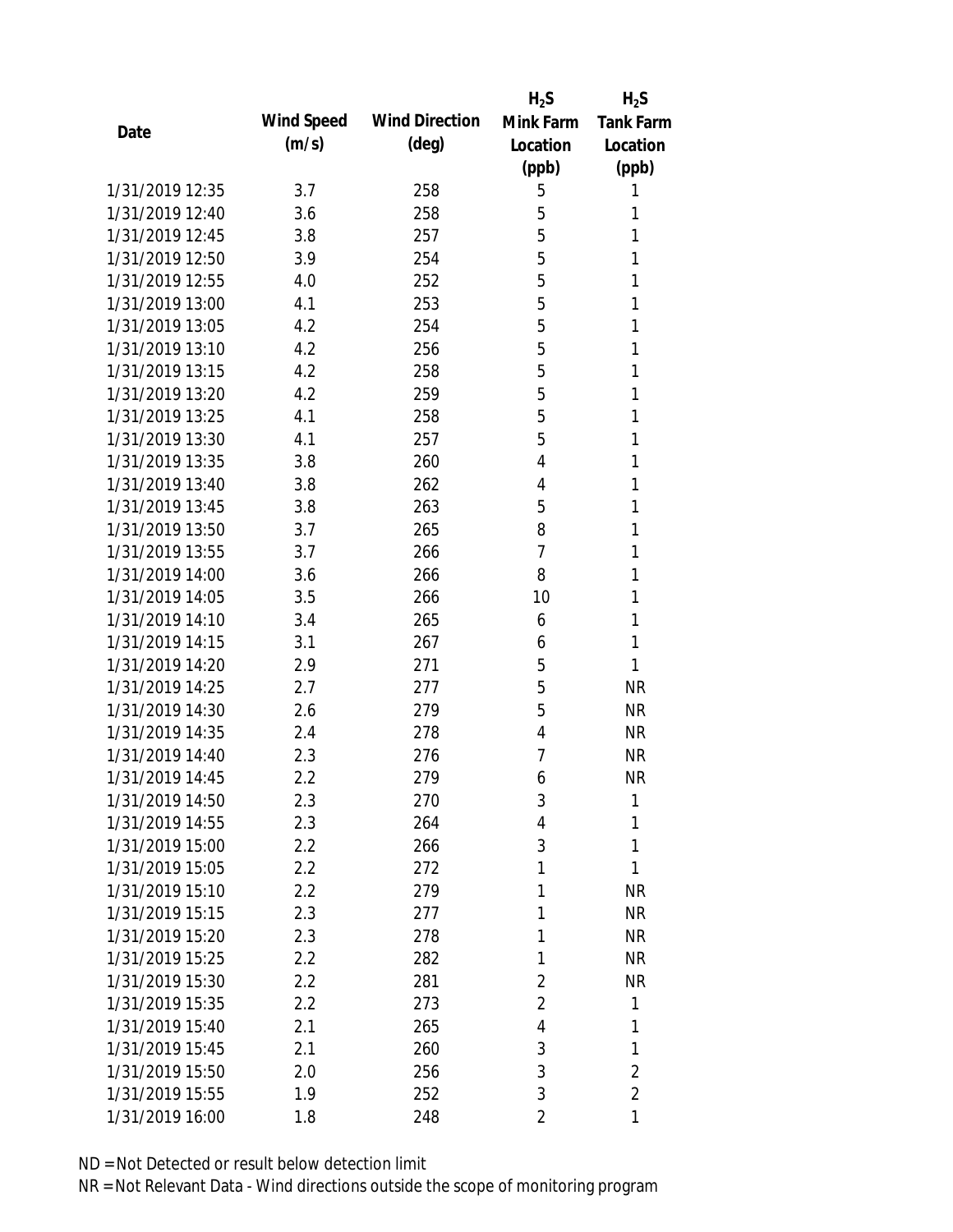| Date | Wind Speed (m/s) | Wind Direction (deg) | $H_2S$ Mink Farm Location (ppb) | $H_2S$ Tank Farm Location (ppb) |
|---|---|---|---|---|
| 1/31/2019 12:35 | 3.7 | 258 | 5 | 1 |
| 1/31/2019 12:40 | 3.6 | 258 | 5 | 1 |
| 1/31/2019 12:45 | 3.8 | 257 | 5 | 1 |
| 1/31/2019 12:50 | 3.9 | 254 | 5 | 1 |
| 1/31/2019 12:55 | 4.0 | 252 | 5 | 1 |
| 1/31/2019 13:00 | 4.1 | 253 | 5 | 1 |
| 1/31/2019 13:05 | 4.2 | 254 | 5 | 1 |
| 1/31/2019 13:10 | 4.2 | 256 | 5 | 1 |
| 1/31/2019 13:15 | 4.2 | 258 | 5 | 1 |
| 1/31/2019 13:20 | 4.2 | 259 | 5 | 1 |
| 1/31/2019 13:25 | 4.1 | 258 | 5 | 1 |
| 1/31/2019 13:30 | 4.1 | 257 | 5 | 1 |
| 1/31/2019 13:35 | 3.8 | 260 | 4 | 1 |
| 1/31/2019 13:40 | 3.8 | 262 | 4 | 1 |
| 1/31/2019 13:45 | 3.8 | 263 | 5 | 1 |
| 1/31/2019 13:50 | 3.7 | 265 | 8 | 1 |
| 1/31/2019 13:55 | 3.7 | 266 | 7 | 1 |
| 1/31/2019 14:00 | 3.6 | 266 | 8 | 1 |
| 1/31/2019 14:05 | 3.5 | 266 | 10 | 1 |
| 1/31/2019 14:10 | 3.4 | 265 | 6 | 1 |
| 1/31/2019 14:15 | 3.1 | 267 | 6 | 1 |
| 1/31/2019 14:20 | 2.9 | 271 | 5 | 1 |
| 1/31/2019 14:25 | 2.7 | 277 | 5 | NR |
| 1/31/2019 14:30 | 2.6 | 279 | 5 | NR |
| 1/31/2019 14:35 | 2.4 | 278 | 4 | NR |
| 1/31/2019 14:40 | 2.3 | 276 | 7 | NR |
| 1/31/2019 14:45 | 2.2 | 279 | 6 | NR |
| 1/31/2019 14:50 | 2.3 | 270 | 3 | 1 |
| 1/31/2019 14:55 | 2.3 | 264 | 4 | 1 |
| 1/31/2019 15:00 | 2.2 | 266 | 3 | 1 |
| 1/31/2019 15:05 | 2.2 | 272 | 1 | 1 |
| 1/31/2019 15:10 | 2.2 | 279 | 1 | NR |
| 1/31/2019 15:15 | 2.3 | 277 | 1 | NR |
| 1/31/2019 15:20 | 2.3 | 278 | 1 | NR |
| 1/31/2019 15:25 | 2.2 | 282 | 1 | NR |
| 1/31/2019 15:30 | 2.2 | 281 | 2 | NR |
| 1/31/2019 15:35 | 2.2 | 273 | 2 | 1 |
| 1/31/2019 15:40 | 2.1 | 265 | 4 | 1 |
| 1/31/2019 15:45 | 2.1 | 260 | 3 | 1 |
| 1/31/2019 15:50 | 2.0 | 256 | 3 | 2 |
| 1/31/2019 15:55 | 1.9 | 252 | 3 | 2 |
| 1/31/2019 16:00 | 1.8 | 248 | 2 | 1 |

ND = Not Detected or result below detection limit

NR = Not Relevant Data - Wind directions outside the scope of monitoring program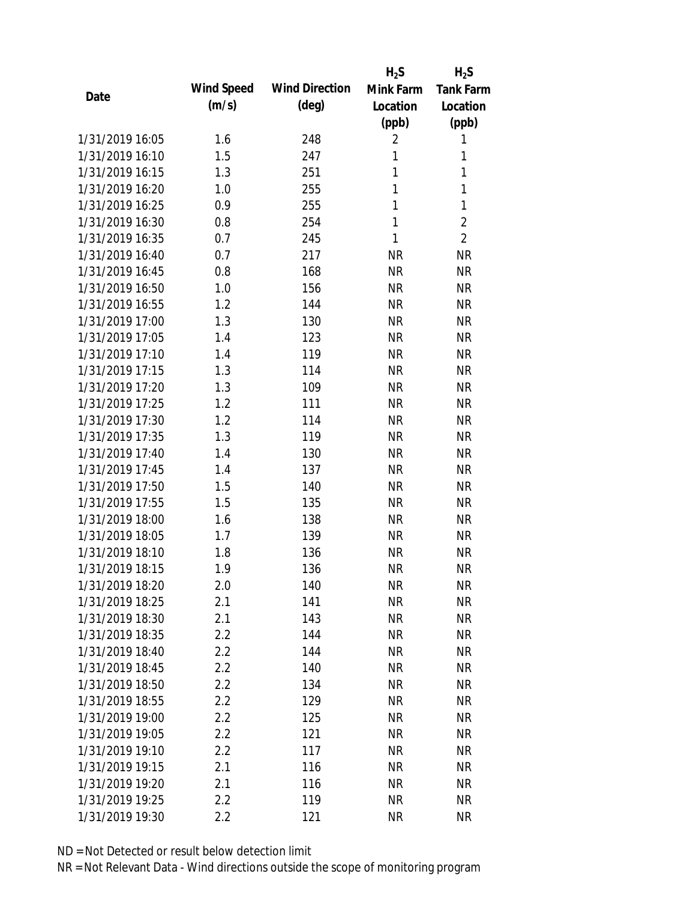| Date | Wind Speed (m/s) | Wind Direction (deg) | $H_2S$ Mink Farm Location (ppb) | $H_2S$ Tank Farm Location (ppb) |
| --- | --- | --- | --- | --- |
| 1/31/2019 16:05 | 1.6 | 248 | 2 | 1 |
| 1/31/2019 16:10 | 1.5 | 247 | 1 | 1 |
| 1/31/2019 16:15 | 1.3 | 251 | 1 | 1 |
| 1/31/2019 16:20 | 1.0 | 255 | 1 | 1 |
| 1/31/2019 16:25 | 0.9 | 255 | 1 | 1 |
| 1/31/2019 16:30 | 0.8 | 254 | 1 | 2 |
| 1/31/2019 16:35 | 0.7 | 245 | 1 | 2 |
| 1/31/2019 16:40 | 0.7 | 217 | NR | NR |
| 1/31/2019 16:45 | 0.8 | 168 | NR | NR |
| 1/31/2019 16:50 | 1.0 | 156 | NR | NR |
| 1/31/2019 16:55 | 1.2 | 144 | NR | NR |
| 1/31/2019 17:00 | 1.3 | 130 | NR | NR |
| 1/31/2019 17:05 | 1.4 | 123 | NR | NR |
| 1/31/2019 17:10 | 1.4 | 119 | NR | NR |
| 1/31/2019 17:15 | 1.3 | 114 | NR | NR |
| 1/31/2019 17:20 | 1.3 | 109 | NR | NR |
| 1/31/2019 17:25 | 1.2 | 111 | NR | NR |
| 1/31/2019 17:30 | 1.2 | 114 | NR | NR |
| 1/31/2019 17:35 | 1.3 | 119 | NR | NR |
| 1/31/2019 17:40 | 1.4 | 130 | NR | NR |
| 1/31/2019 17:45 | 1.4 | 137 | NR | NR |
| 1/31/2019 17:50 | 1.5 | 140 | NR | NR |
| 1/31/2019 17:55 | 1.5 | 135 | NR | NR |
| 1/31/2019 18:00 | 1.6 | 138 | NR | NR |
| 1/31/2019 18:05 | 1.7 | 139 | NR | NR |
| 1/31/2019 18:10 | 1.8 | 136 | NR | NR |
| 1/31/2019 18:15 | 1.9 | 136 | NR | NR |
| 1/31/2019 18:20 | 2.0 | 140 | NR | NR |
| 1/31/2019 18:25 | 2.1 | 141 | NR | NR |
| 1/31/2019 18:30 | 2.1 | 143 | NR | NR |
| 1/31/2019 18:35 | 2.2 | 144 | NR | NR |
| 1/31/2019 18:40 | 2.2 | 144 | NR | NR |
| 1/31/2019 18:45 | 2.2 | 140 | NR | NR |
| 1/31/2019 18:50 | 2.2 | 134 | NR | NR |
| 1/31/2019 18:55 | 2.2 | 129 | NR | NR |
| 1/31/2019 19:00 | 2.2 | 125 | NR | NR |
| 1/31/2019 19:05 | 2.2 | 121 | NR | NR |
| 1/31/2019 19:10 | 2.2 | 117 | NR | NR |
| 1/31/2019 19:15 | 2.1 | 116 | NR | NR |
| 1/31/2019 19:20 | 2.1 | 116 | NR | NR |
| 1/31/2019 19:25 | 2.2 | 119 | NR | NR |
| 1/31/2019 19:30 | 2.2 | 121 | NR | NR |

ND = Not Detected or result below detection limit

NR = Not Relevant Data - Wind directions outside the scope of monitoring program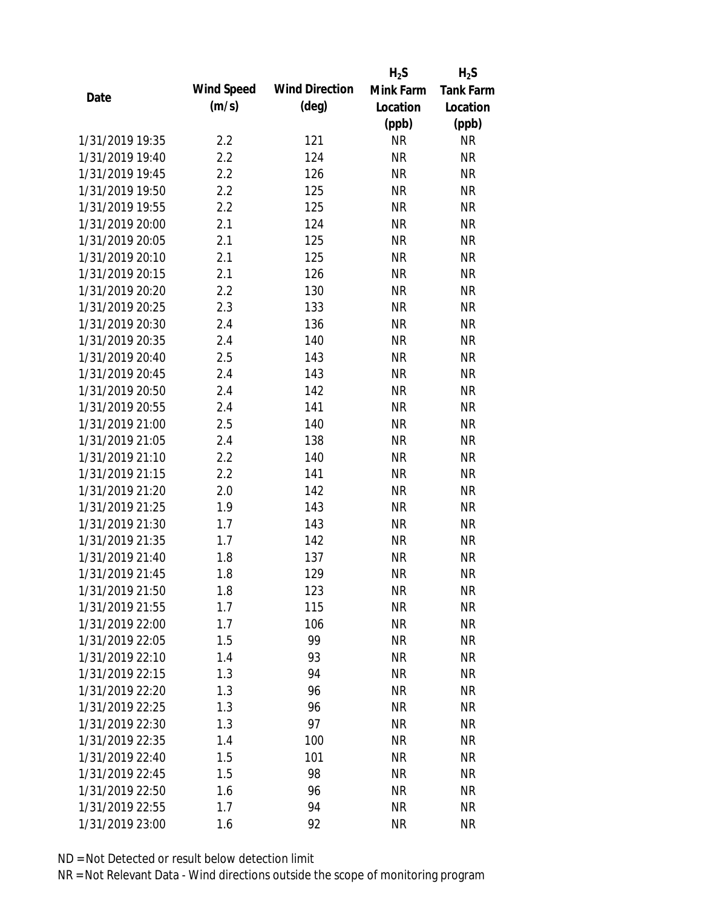| Date | Wind Speed (m/s) | Wind Direction (deg) | $H_2S$ Mink Farm Location (ppb) | $H_2S$ Tank Farm Location (ppb) |
|---|---|---|---|---|
| 1/31/2019 19:35 | 2.2 | 121 | NR | NR |
| 1/31/2019 19:40 | 2.2 | 124 | NR | NR |
| 1/31/2019 19:45 | 2.2 | 126 | NR | NR |
| 1/31/2019 19:50 | 2.2 | 125 | NR | NR |
| 1/31/2019 19:55 | 2.2 | 125 | NR | NR |
| 1/31/2019 20:00 | 2.1 | 124 | NR | NR |
| 1/31/2019 20:05 | 2.1 | 125 | NR | NR |
| 1/31/2019 20:10 | 2.1 | 125 | NR | NR |
| 1/31/2019 20:15 | 2.1 | 126 | NR | NR |
| 1/31/2019 20:20 | 2.2 | 130 | NR | NR |
| 1/31/2019 20:25 | 2.3 | 133 | NR | NR |
| 1/31/2019 20:30 | 2.4 | 136 | NR | NR |
| 1/31/2019 20:35 | 2.4 | 140 | NR | NR |
| 1/31/2019 20:40 | 2.5 | 143 | NR | NR |
| 1/31/2019 20:45 | 2.4 | 143 | NR | NR |
| 1/31/2019 20:50 | 2.4 | 142 | NR | NR |
| 1/31/2019 20:55 | 2.4 | 141 | NR | NR |
| 1/31/2019 21:00 | 2.5 | 140 | NR | NR |
| 1/31/2019 21:05 | 2.4 | 138 | NR | NR |
| 1/31/2019 21:10 | 2.2 | 140 | NR | NR |
| 1/31/2019 21:15 | 2.2 | 141 | NR | NR |
| 1/31/2019 21:20 | 2.0 | 142 | NR | NR |
| 1/31/2019 21:25 | 1.9 | 143 | NR | NR |
| 1/31/2019 21:30 | 1.7 | 143 | NR | NR |
| 1/31/2019 21:35 | 1.7 | 142 | NR | NR |
| 1/31/2019 21:40 | 1.8 | 137 | NR | NR |
| 1/31/2019 21:45 | 1.8 | 129 | NR | NR |
| 1/31/2019 21:50 | 1.8 | 123 | NR | NR |
| 1/31/2019 21:55 | 1.7 | 115 | NR | NR |
| 1/31/2019 22:00 | 1.7 | 106 | NR | NR |
| 1/31/2019 22:05 | 1.5 | 99 | NR | NR |
| 1/31/2019 22:10 | 1.4 | 93 | NR | NR |
| 1/31/2019 22:15 | 1.3 | 94 | NR | NR |
| 1/31/2019 22:20 | 1.3 | 96 | NR | NR |
| 1/31/2019 22:25 | 1.3 | 96 | NR | NR |
| 1/31/2019 22:30 | 1.3 | 97 | NR | NR |
| 1/31/2019 22:35 | 1.4 | 100 | NR | NR |
| 1/31/2019 22:40 | 1.5 | 101 | NR | NR |
| 1/31/2019 22:45 | 1.5 | 98 | NR | NR |
| 1/31/2019 22:50 | 1.6 | 96 | NR | NR |
| 1/31/2019 22:55 | 1.7 | 94 | NR | NR |
| 1/31/2019 23:00 | 1.6 | 92 | NR | NR |

ND = Not Detected or result below detection limit

NR = Not Relevant Data - Wind directions outside the scope of monitoring program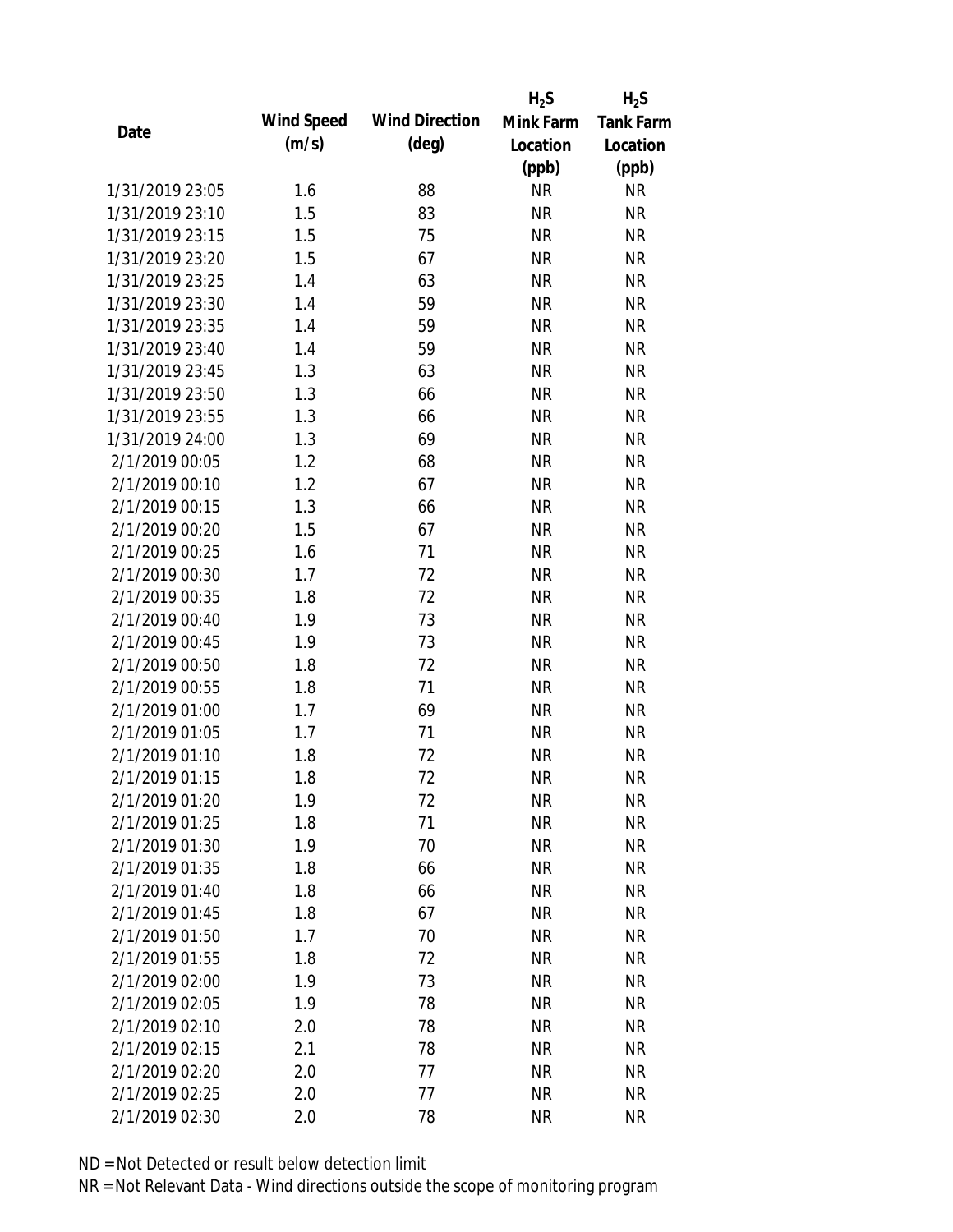| Date | Wind Speed (m/s) | Wind Direction (deg) | $H_2S$ Mink Farm Location (ppb) | $H_2S$ Tank Farm Location (ppb) |
| --- | --- | --- | --- | --- |
| 1/31/2019 23:05 | 1.6 | 88 | NR | NR |
| 1/31/2019 23:10 | 1.5 | 83 | NR | NR |
| 1/31/2019 23:15 | 1.5 | 75 | NR | NR |
| 1/31/2019 23:20 | 1.5 | 67 | NR | NR |
| 1/31/2019 23:25 | 1.4 | 63 | NR | NR |
| 1/31/2019 23:30 | 1.4 | 59 | NR | NR |
| 1/31/2019 23:35 | 1.4 | 59 | NR | NR |
| 1/31/2019 23:40 | 1.4 | 59 | NR | NR |
| 1/31/2019 23:45 | 1.3 | 63 | NR | NR |
| 1/31/2019 23:50 | 1.3 | 66 | NR | NR |
| 1/31/2019 23:55 | 1.3 | 66 | NR | NR |
| 1/31/2019 24:00 | 1.3 | 69 | NR | NR |
| 2/1/2019 00:05 | 1.2 | 68 | NR | NR |
| 2/1/2019 00:10 | 1.2 | 67 | NR | NR |
| 2/1/2019 00:15 | 1.3 | 66 | NR | NR |
| 2/1/2019 00:20 | 1.5 | 67 | NR | NR |
| 2/1/2019 00:25 | 1.6 | 71 | NR | NR |
| 2/1/2019 00:30 | 1.7 | 72 | NR | NR |
| 2/1/2019 00:35 | 1.8 | 72 | NR | NR |
| 2/1/2019 00:40 | 1.9 | 73 | NR | NR |
| 2/1/2019 00:45 | 1.9 | 73 | NR | NR |
| 2/1/2019 00:50 | 1.8 | 72 | NR | NR |
| 2/1/2019 00:55 | 1.8 | 71 | NR | NR |
| 2/1/2019 01:00 | 1.7 | 69 | NR | NR |
| 2/1/2019 01:05 | 1.7 | 71 | NR | NR |
| 2/1/2019 01:10 | 1.8 | 72 | NR | NR |
| 2/1/2019 01:15 | 1.8 | 72 | NR | NR |
| 2/1/2019 01:20 | 1.9 | 72 | NR | NR |
| 2/1/2019 01:25 | 1.8 | 71 | NR | NR |
| 2/1/2019 01:30 | 1.9 | 70 | NR | NR |
| 2/1/2019 01:35 | 1.8 | 66 | NR | NR |
| 2/1/2019 01:40 | 1.8 | 66 | NR | NR |
| 2/1/2019 01:45 | 1.8 | 67 | NR | NR |
| 2/1/2019 01:50 | 1.7 | 70 | NR | NR |
| 2/1/2019 01:55 | 1.8 | 72 | NR | NR |
| 2/1/2019 02:00 | 1.9 | 73 | NR | NR |
| 2/1/2019 02:05 | 1.9 | 78 | NR | NR |
| 2/1/2019 02:10 | 2.0 | 78 | NR | NR |
| 2/1/2019 02:15 | 2.1 | 78 | NR | NR |
| 2/1/2019 02:20 | 2.0 | 77 | NR | NR |
| 2/1/2019 02:25 | 2.0 | 77 | NR | NR |
| 2/1/2019 02:30 | 2.0 | 78 | NR | NR |

ND = Not Detected or result below detection limit

NR = Not Relevant Data - Wind directions outside the scope of monitoring program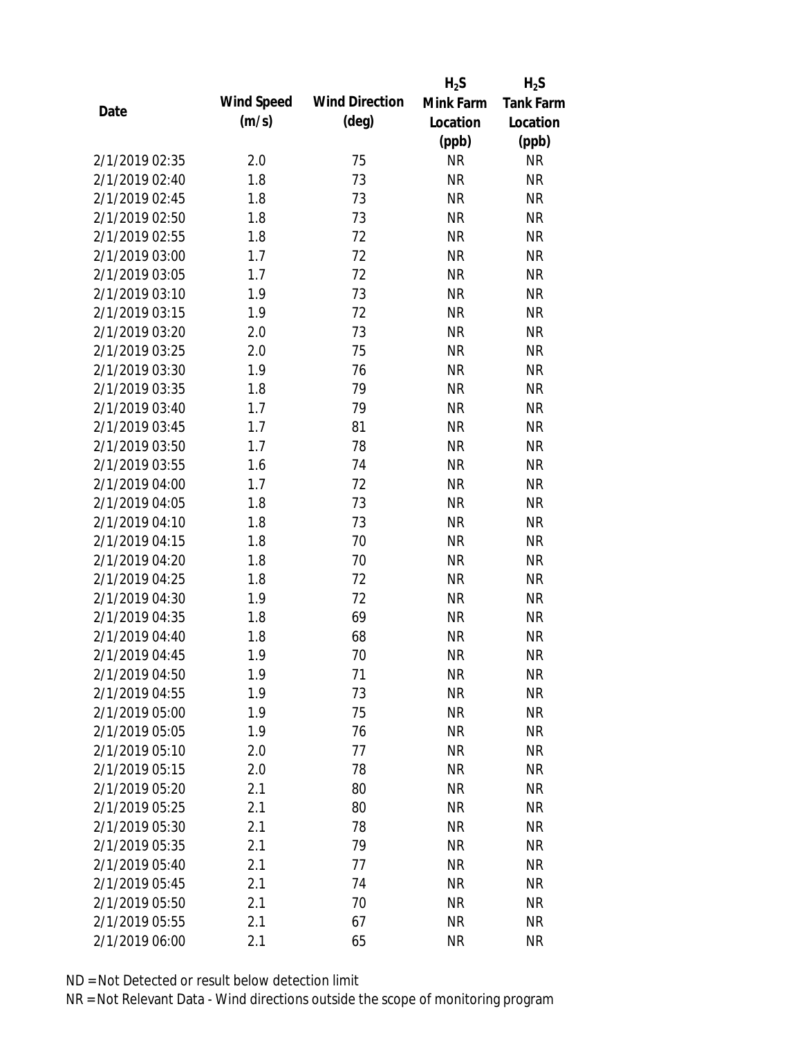| Date | Wind Speed (m/s) | Wind Direction (deg) | $H_2S$ Mink Farm Location (ppb) | $H_2S$ Tank Farm Location (ppb) |
|---|---|---|---|---|
| 2/1/2019 02:35 | 2.0 | 75 | NR | NR |
| 2/1/2019 02:40 | 1.8 | 73 | NR | NR |
| 2/1/2019 02:45 | 1.8 | 73 | NR | NR |
| 2/1/2019 02:50 | 1.8 | 73 | NR | NR |
| 2/1/2019 02:55 | 1.8 | 72 | NR | NR |
| 2/1/2019 03:00 | 1.7 | 72 | NR | NR |
| 2/1/2019 03:05 | 1.7 | 72 | NR | NR |
| 2/1/2019 03:10 | 1.9 | 73 | NR | NR |
| 2/1/2019 03:15 | 1.9 | 72 | NR | NR |
| 2/1/2019 03:20 | 2.0 | 73 | NR | NR |
| 2/1/2019 03:25 | 2.0 | 75 | NR | NR |
| 2/1/2019 03:30 | 1.9 | 76 | NR | NR |
| 2/1/2019 03:35 | 1.8 | 79 | NR | NR |
| 2/1/2019 03:40 | 1.7 | 79 | NR | NR |
| 2/1/2019 03:45 | 1.7 | 81 | NR | NR |
| 2/1/2019 03:50 | 1.7 | 78 | NR | NR |
| 2/1/2019 03:55 | 1.6 | 74 | NR | NR |
| 2/1/2019 04:00 | 1.7 | 72 | NR | NR |
| 2/1/2019 04:05 | 1.8 | 73 | NR | NR |
| 2/1/2019 04:10 | 1.8 | 73 | NR | NR |
| 2/1/2019 04:15 | 1.8 | 70 | NR | NR |
| 2/1/2019 04:20 | 1.8 | 70 | NR | NR |
| 2/1/2019 04:25 | 1.8 | 72 | NR | NR |
| 2/1/2019 04:30 | 1.9 | 72 | NR | NR |
| 2/1/2019 04:35 | 1.8 | 69 | NR | NR |
| 2/1/2019 04:40 | 1.8 | 68 | NR | NR |
| 2/1/2019 04:45 | 1.9 | 70 | NR | NR |
| 2/1/2019 04:50 | 1.9 | 71 | NR | NR |
| 2/1/2019 04:55 | 1.9 | 73 | NR | NR |
| 2/1/2019 05:00 | 1.9 | 75 | NR | NR |
| 2/1/2019 05:05 | 1.9 | 76 | NR | NR |
| 2/1/2019 05:10 | 2.0 | 77 | NR | NR |
| 2/1/2019 05:15 | 2.0 | 78 | NR | NR |
| 2/1/2019 05:20 | 2.1 | 80 | NR | NR |
| 2/1/2019 05:25 | 2.1 | 80 | NR | NR |
| 2/1/2019 05:30 | 2.1 | 78 | NR | NR |
| 2/1/2019 05:35 | 2.1 | 79 | NR | NR |
| 2/1/2019 05:40 | 2.1 | 77 | NR | NR |
| 2/1/2019 05:45 | 2.1 | 74 | NR | NR |
| 2/1/2019 05:50 | 2.1 | 70 | NR | NR |
| 2/1/2019 05:55 | 2.1 | 67 | NR | NR |
| 2/1/2019 06:00 | 2.1 | 65 | NR | NR |

ND = Not Detected or result below detection limit

NR = Not Relevant Data - Wind directions outside the scope of monitoring program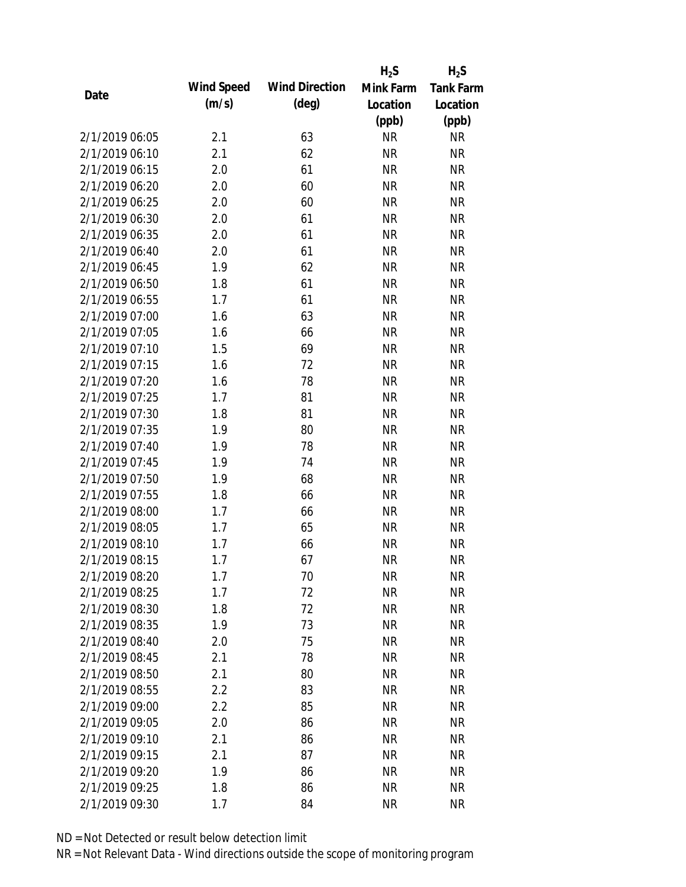| Date | Wind Speed (m/s) | Wind Direction (deg) | $H_2S$ Mink Farm Location (ppb) | $H_2S$ Tank Farm Location (ppb) |
|---|---|---|---|---|
| 2/1/2019 06:05 | 2.1 | 63 | NR | NR |
| 2/1/2019 06:10 | 2.1 | 62 | NR | NR |
| 2/1/2019 06:15 | 2.0 | 61 | NR | NR |
| 2/1/2019 06:20 | 2.0 | 60 | NR | NR |
| 2/1/2019 06:25 | 2.0 | 60 | NR | NR |
| 2/1/2019 06:30 | 2.0 | 61 | NR | NR |
| 2/1/2019 06:35 | 2.0 | 61 | NR | NR |
| 2/1/2019 06:40 | 2.0 | 61 | NR | NR |
| 2/1/2019 06:45 | 1.9 | 62 | NR | NR |
| 2/1/2019 06:50 | 1.8 | 61 | NR | NR |
| 2/1/2019 06:55 | 1.7 | 61 | NR | NR |
| 2/1/2019 07:00 | 1.6 | 63 | NR | NR |
| 2/1/2019 07:05 | 1.6 | 66 | NR | NR |
| 2/1/2019 07:10 | 1.5 | 69 | NR | NR |
| 2/1/2019 07:15 | 1.6 | 72 | NR | NR |
| 2/1/2019 07:20 | 1.6 | 78 | NR | NR |
| 2/1/2019 07:25 | 1.7 | 81 | NR | NR |
| 2/1/2019 07:30 | 1.8 | 81 | NR | NR |
| 2/1/2019 07:35 | 1.9 | 80 | NR | NR |
| 2/1/2019 07:40 | 1.9 | 78 | NR | NR |
| 2/1/2019 07:45 | 1.9 | 74 | NR | NR |
| 2/1/2019 07:50 | 1.9 | 68 | NR | NR |
| 2/1/2019 07:55 | 1.8 | 66 | NR | NR |
| 2/1/2019 08:00 | 1.7 | 66 | NR | NR |
| 2/1/2019 08:05 | 1.7 | 65 | NR | NR |
| 2/1/2019 08:10 | 1.7 | 66 | NR | NR |
| 2/1/2019 08:15 | 1.7 | 67 | NR | NR |
| 2/1/2019 08:20 | 1.7 | 70 | NR | NR |
| 2/1/2019 08:25 | 1.7 | 72 | NR | NR |
| 2/1/2019 08:30 | 1.8 | 72 | NR | NR |
| 2/1/2019 08:35 | 1.9 | 73 | NR | NR |
| 2/1/2019 08:40 | 2.0 | 75 | NR | NR |
| 2/1/2019 08:45 | 2.1 | 78 | NR | NR |
| 2/1/2019 08:50 | 2.1 | 80 | NR | NR |
| 2/1/2019 08:55 | 2.2 | 83 | NR | NR |
| 2/1/2019 09:00 | 2.2 | 85 | NR | NR |
| 2/1/2019 09:05 | 2.0 | 86 | NR | NR |
| 2/1/2019 09:10 | 2.1 | 86 | NR | NR |
| 2/1/2019 09:15 | 2.1 | 87 | NR | NR |
| 2/1/2019 09:20 | 1.9 | 86 | NR | NR |
| 2/1/2019 09:25 | 1.8 | 86 | NR | NR |
| 2/1/2019 09:30 | 1.7 | 84 | NR | NR |

ND = Not Detected or result below detection limit

NR = Not Relevant Data - Wind directions outside the scope of monitoring program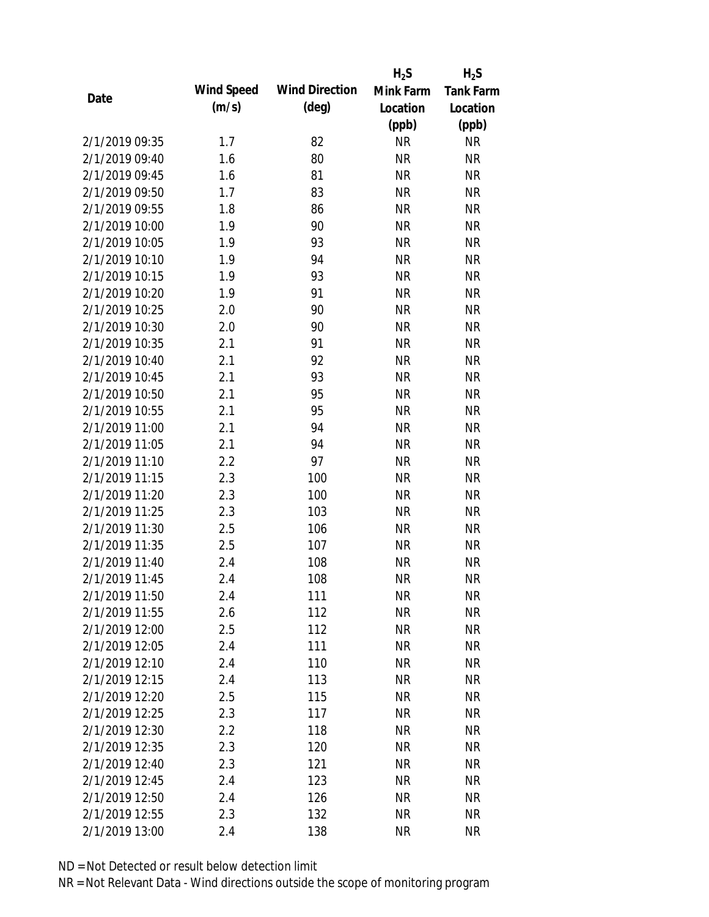| Date | Wind Speed (m/s) | Wind Direction (deg) | $H_2S$ Mink Farm Location (ppb) | $H_2S$ Tank Farm Location (ppb) |
|---|---|---|---|---|
| 2/1/2019 09:35 | 1.7 | 82 | NR | NR |
| 2/1/2019 09:40 | 1.6 | 80 | NR | NR |
| 2/1/2019 09:45 | 1.6 | 81 | NR | NR |
| 2/1/2019 09:50 | 1.7 | 83 | NR | NR |
| 2/1/2019 09:55 | 1.8 | 86 | NR | NR |
| 2/1/2019 10:00 | 1.9 | 90 | NR | NR |
| 2/1/2019 10:05 | 1.9 | 93 | NR | NR |
| 2/1/2019 10:10 | 1.9 | 94 | NR | NR |
| 2/1/2019 10:15 | 1.9 | 93 | NR | NR |
| 2/1/2019 10:20 | 1.9 | 91 | NR | NR |
| 2/1/2019 10:25 | 2.0 | 90 | NR | NR |
| 2/1/2019 10:30 | 2.0 | 90 | NR | NR |
| 2/1/2019 10:35 | 2.1 | 91 | NR | NR |
| 2/1/2019 10:40 | 2.1 | 92 | NR | NR |
| 2/1/2019 10:45 | 2.1 | 93 | NR | NR |
| 2/1/2019 10:50 | 2.1 | 95 | NR | NR |
| 2/1/2019 10:55 | 2.1 | 95 | NR | NR |
| 2/1/2019 11:00 | 2.1 | 94 | NR | NR |
| 2/1/2019 11:05 | 2.1 | 94 | NR | NR |
| 2/1/2019 11:10 | 2.2 | 97 | NR | NR |
| 2/1/2019 11:15 | 2.3 | 100 | NR | NR |
| 2/1/2019 11:20 | 2.3 | 100 | NR | NR |
| 2/1/2019 11:25 | 2.3 | 103 | NR | NR |
| 2/1/2019 11:30 | 2.5 | 106 | NR | NR |
| 2/1/2019 11:35 | 2.5 | 107 | NR | NR |
| 2/1/2019 11:40 | 2.4 | 108 | NR | NR |
| 2/1/2019 11:45 | 2.4 | 108 | NR | NR |
| 2/1/2019 11:50 | 2.4 | 111 | NR | NR |
| 2/1/2019 11:55 | 2.6 | 112 | NR | NR |
| 2/1/2019 12:00 | 2.5 | 112 | NR | NR |
| 2/1/2019 12:05 | 2.4 | 111 | NR | NR |
| 2/1/2019 12:10 | 2.4 | 110 | NR | NR |
| 2/1/2019 12:15 | 2.4 | 113 | NR | NR |
| 2/1/2019 12:20 | 2.5 | 115 | NR | NR |
| 2/1/2019 12:25 | 2.3 | 117 | NR | NR |
| 2/1/2019 12:30 | 2.2 | 118 | NR | NR |
| 2/1/2019 12:35 | 2.3 | 120 | NR | NR |
| 2/1/2019 12:40 | 2.3 | 121 | NR | NR |
| 2/1/2019 12:45 | 2.4 | 123 | NR | NR |
| 2/1/2019 12:50 | 2.4 | 126 | NR | NR |
| 2/1/2019 12:55 | 2.3 | 132 | NR | NR |
| 2/1/2019 13:00 | 2.4 | 138 | NR | NR |

ND = Not Detected or result below detection limit

NR = Not Relevant Data - Wind directions outside the scope of monitoring program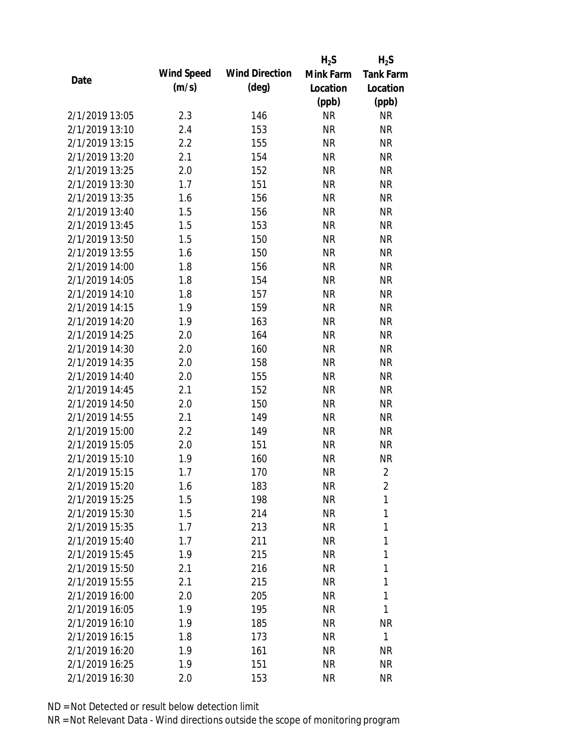| Date | Wind Speed (m/s) | Wind Direction (deg) | $H_2S$ Mink Farm Location (ppb) | $H_2S$ Tank Farm Location (ppb) |
|---|---|---|---|---|
| 2/1/2019 13:05 | 2.3 | 146 | NR | NR |
| 2/1/2019 13:10 | 2.4 | 153 | NR | NR |
| 2/1/2019 13:15 | 2.2 | 155 | NR | NR |
| 2/1/2019 13:20 | 2.1 | 154 | NR | NR |
| 2/1/2019 13:25 | 2.0 | 152 | NR | NR |
| 2/1/2019 13:30 | 1.7 | 151 | NR | NR |
| 2/1/2019 13:35 | 1.6 | 156 | NR | NR |
| 2/1/2019 13:40 | 1.5 | 156 | NR | NR |
| 2/1/2019 13:45 | 1.5 | 153 | NR | NR |
| 2/1/2019 13:50 | 1.5 | 150 | NR | NR |
| 2/1/2019 13:55 | 1.6 | 150 | NR | NR |
| 2/1/2019 14:00 | 1.8 | 156 | NR | NR |
| 2/1/2019 14:05 | 1.8 | 154 | NR | NR |
| 2/1/2019 14:10 | 1.8 | 157 | NR | NR |
| 2/1/2019 14:15 | 1.9 | 159 | NR | NR |
| 2/1/2019 14:20 | 1.9 | 163 | NR | NR |
| 2/1/2019 14:25 | 2.0 | 164 | NR | NR |
| 2/1/2019 14:30 | 2.0 | 160 | NR | NR |
| 2/1/2019 14:35 | 2.0 | 158 | NR | NR |
| 2/1/2019 14:40 | 2.0 | 155 | NR | NR |
| 2/1/2019 14:45 | 2.1 | 152 | NR | NR |
| 2/1/2019 14:50 | 2.0 | 150 | NR | NR |
| 2/1/2019 14:55 | 2.1 | 149 | NR | NR |
| 2/1/2019 15:00 | 2.2 | 149 | NR | NR |
| 2/1/2019 15:05 | 2.0 | 151 | NR | NR |
| 2/1/2019 15:10 | 1.9 | 160 | NR | NR |
| 2/1/2019 15:15 | 1.7 | 170 | NR | 2 |
| 2/1/2019 15:20 | 1.6 | 183 | NR | 2 |
| 2/1/2019 15:25 | 1.5 | 198 | NR | 1 |
| 2/1/2019 15:30 | 1.5 | 214 | NR | 1 |
| 2/1/2019 15:35 | 1.7 | 213 | NR | 1 |
| 2/1/2019 15:40 | 1.7 | 211 | NR | 1 |
| 2/1/2019 15:45 | 1.9 | 215 | NR | 1 |
| 2/1/2019 15:50 | 2.1 | 216 | NR | 1 |
| 2/1/2019 15:55 | 2.1 | 215 | NR | 1 |
| 2/1/2019 16:00 | 2.0 | 205 | NR | 1 |
| 2/1/2019 16:05 | 1.9 | 195 | NR | 1 |
| 2/1/2019 16:10 | 1.9 | 185 | NR | NR |
| 2/1/2019 16:15 | 1.8 | 173 | NR | 1 |
| 2/1/2019 16:20 | 1.9 | 161 | NR | NR |
| 2/1/2019 16:25 | 1.9 | 151 | NR | NR |
| 2/1/2019 16:30 | 2.0 | 153 | NR | NR |

ND = Not Detected or result below detection limit

NR = Not Relevant Data - Wind directions outside the scope of monitoring program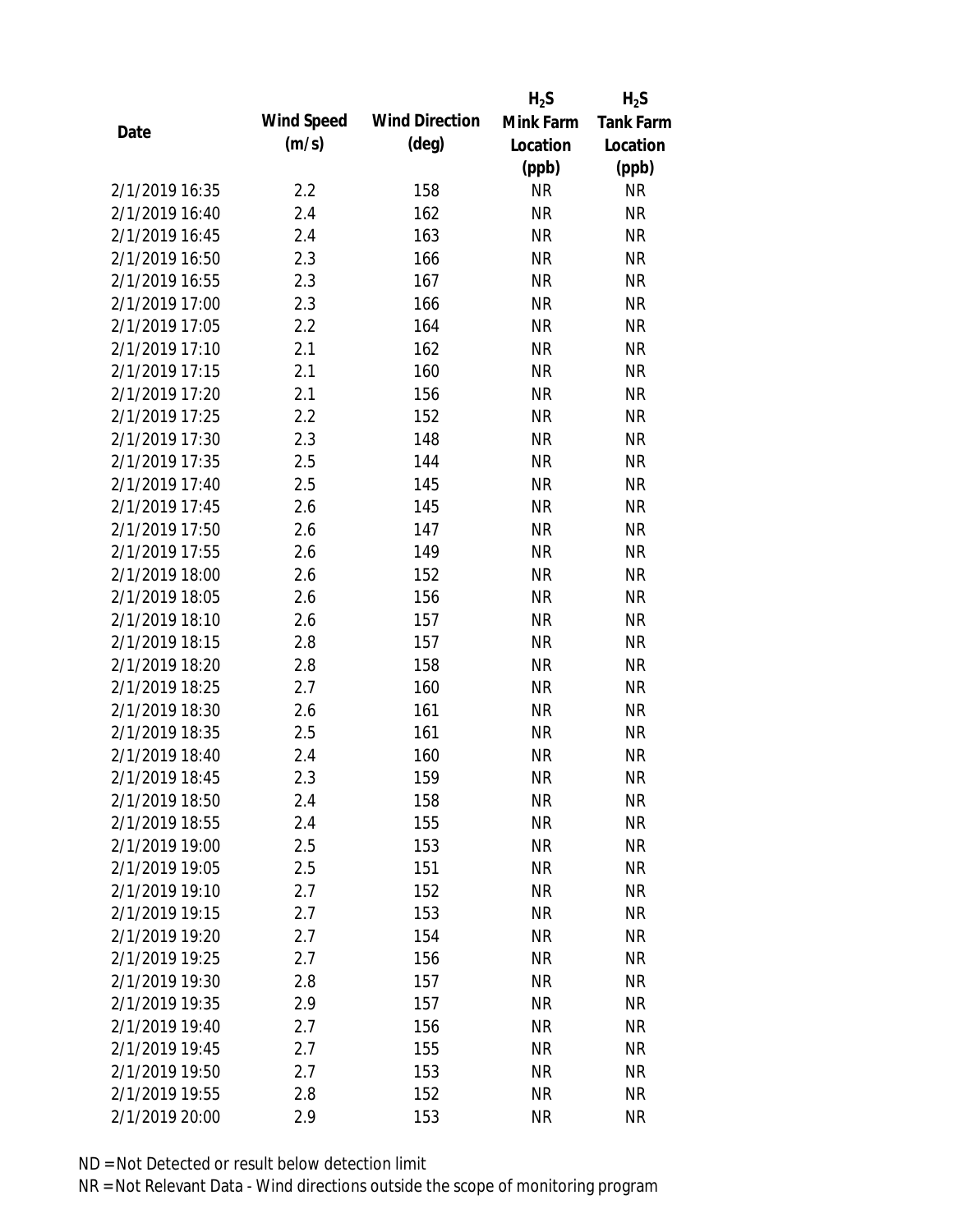| Date | Wind Speed (m/s) | Wind Direction (deg) | $H_2S$ Mink Farm Location (ppb) | $H_2S$ Tank Farm Location (ppb) |
|---|---|---|---|---|
| 2/1/2019 16:35 | 2.2 | 158 | NR | NR |
| 2/1/2019 16:40 | 2.4 | 162 | NR | NR |
| 2/1/2019 16:45 | 2.4 | 163 | NR | NR |
| 2/1/2019 16:50 | 2.3 | 166 | NR | NR |
| 2/1/2019 16:55 | 2.3 | 167 | NR | NR |
| 2/1/2019 17:00 | 2.3 | 166 | NR | NR |
| 2/1/2019 17:05 | 2.2 | 164 | NR | NR |
| 2/1/2019 17:10 | 2.1 | 162 | NR | NR |
| 2/1/2019 17:15 | 2.1 | 160 | NR | NR |
| 2/1/2019 17:20 | 2.1 | 156 | NR | NR |
| 2/1/2019 17:25 | 2.2 | 152 | NR | NR |
| 2/1/2019 17:30 | 2.3 | 148 | NR | NR |
| 2/1/2019 17:35 | 2.5 | 144 | NR | NR |
| 2/1/2019 17:40 | 2.5 | 145 | NR | NR |
| 2/1/2019 17:45 | 2.6 | 145 | NR | NR |
| 2/1/2019 17:50 | 2.6 | 147 | NR | NR |
| 2/1/2019 17:55 | 2.6 | 149 | NR | NR |
| 2/1/2019 18:00 | 2.6 | 152 | NR | NR |
| 2/1/2019 18:05 | 2.6 | 156 | NR | NR |
| 2/1/2019 18:10 | 2.6 | 157 | NR | NR |
| 2/1/2019 18:15 | 2.8 | 157 | NR | NR |
| 2/1/2019 18:20 | 2.8 | 158 | NR | NR |
| 2/1/2019 18:25 | 2.7 | 160 | NR | NR |
| 2/1/2019 18:30 | 2.6 | 161 | NR | NR |
| 2/1/2019 18:35 | 2.5 | 161 | NR | NR |
| 2/1/2019 18:40 | 2.4 | 160 | NR | NR |
| 2/1/2019 18:45 | 2.3 | 159 | NR | NR |
| 2/1/2019 18:50 | 2.4 | 158 | NR | NR |
| 2/1/2019 18:55 | 2.4 | 155 | NR | NR |
| 2/1/2019 19:00 | 2.5 | 153 | NR | NR |
| 2/1/2019 19:05 | 2.5 | 151 | NR | NR |
| 2/1/2019 19:10 | 2.7 | 152 | NR | NR |
| 2/1/2019 19:15 | 2.7 | 153 | NR | NR |
| 2/1/2019 19:20 | 2.7 | 154 | NR | NR |
| 2/1/2019 19:25 | 2.7 | 156 | NR | NR |
| 2/1/2019 19:30 | 2.8 | 157 | NR | NR |
| 2/1/2019 19:35 | 2.9 | 157 | NR | NR |
| 2/1/2019 19:40 | 2.7 | 156 | NR | NR |
| 2/1/2019 19:45 | 2.7 | 155 | NR | NR |
| 2/1/2019 19:50 | 2.7 | 153 | NR | NR |
| 2/1/2019 19:55 | 2.8 | 152 | NR | NR |
| 2/1/2019 20:00 | 2.9 | 153 | NR | NR |

ND = Not Detected or result below detection limit

NR = Not Relevant Data - Wind directions outside the scope of monitoring program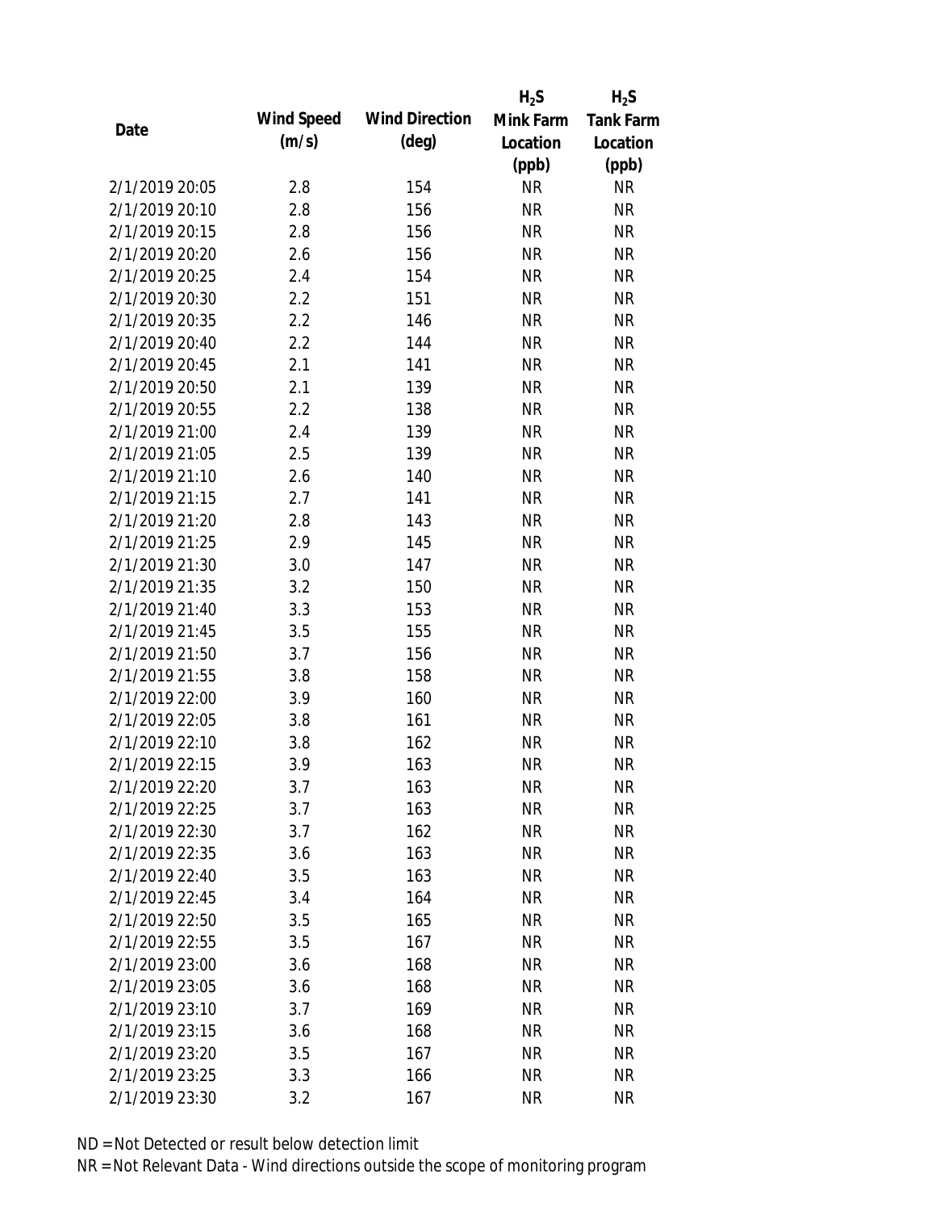| Date | Wind Speed (m/s) | Wind Direction (deg) | $H_2S$ Mink Farm Location (ppb) | $H_2S$ Tank Farm Location (ppb) |
|---|---|---|---|---|
| 2/1/2019 20:05 | 2.8 | 154 | NR | NR |
| 2/1/2019 20:10 | 2.8 | 156 | NR | NR |
| 2/1/2019 20:15 | 2.8 | 156 | NR | NR |
| 2/1/2019 20:20 | 2.6 | 156 | NR | NR |
| 2/1/2019 20:25 | 2.4 | 154 | NR | NR |
| 2/1/2019 20:30 | 2.2 | 151 | NR | NR |
| 2/1/2019 20:35 | 2.2 | 146 | NR | NR |
| 2/1/2019 20:40 | 2.2 | 144 | NR | NR |
| 2/1/2019 20:45 | 2.1 | 141 | NR | NR |
| 2/1/2019 20:50 | 2.1 | 139 | NR | NR |
| 2/1/2019 20:55 | 2.2 | 138 | NR | NR |
| 2/1/2019 21:00 | 2.4 | 139 | NR | NR |
| 2/1/2019 21:05 | 2.5 | 139 | NR | NR |
| 2/1/2019 21:10 | 2.6 | 140 | NR | NR |
| 2/1/2019 21:15 | 2.7 | 141 | NR | NR |
| 2/1/2019 21:20 | 2.8 | 143 | NR | NR |
| 2/1/2019 21:25 | 2.9 | 145 | NR | NR |
| 2/1/2019 21:30 | 3.0 | 147 | NR | NR |
| 2/1/2019 21:35 | 3.2 | 150 | NR | NR |
| 2/1/2019 21:40 | 3.3 | 153 | NR | NR |
| 2/1/2019 21:45 | 3.5 | 155 | NR | NR |
| 2/1/2019 21:50 | 3.7 | 156 | NR | NR |
| 2/1/2019 21:55 | 3.8 | 158 | NR | NR |
| 2/1/2019 22:00 | 3.9 | 160 | NR | NR |
| 2/1/2019 22:05 | 3.8 | 161 | NR | NR |
| 2/1/2019 22:10 | 3.8 | 162 | NR | NR |
| 2/1/2019 22:15 | 3.9 | 163 | NR | NR |
| 2/1/2019 22:20 | 3.7 | 163 | NR | NR |
| 2/1/2019 22:25 | 3.7 | 163 | NR | NR |
| 2/1/2019 22:30 | 3.7 | 162 | NR | NR |
| 2/1/2019 22:35 | 3.6 | 163 | NR | NR |
| 2/1/2019 22:40 | 3.5 | 163 | NR | NR |
| 2/1/2019 22:45 | 3.4 | 164 | NR | NR |
| 2/1/2019 22:50 | 3.5 | 165 | NR | NR |
| 2/1/2019 22:55 | 3.5 | 167 | NR | NR |
| 2/1/2019 23:00 | 3.6 | 168 | NR | NR |
| 2/1/2019 23:05 | 3.6 | 168 | NR | NR |
| 2/1/2019 23:10 | 3.7 | 169 | NR | NR |
| 2/1/2019 23:15 | 3.6 | 168 | NR | NR |
| 2/1/2019 23:20 | 3.5 | 167 | NR | NR |
| 2/1/2019 23:25 | 3.3 | 166 | NR | NR |
| 2/1/2019 23:30 | 3.2 | 167 | NR | NR |

ND = Not Detected or result below detection limit

NR = Not Relevant Data - Wind directions outside the scope of monitoring program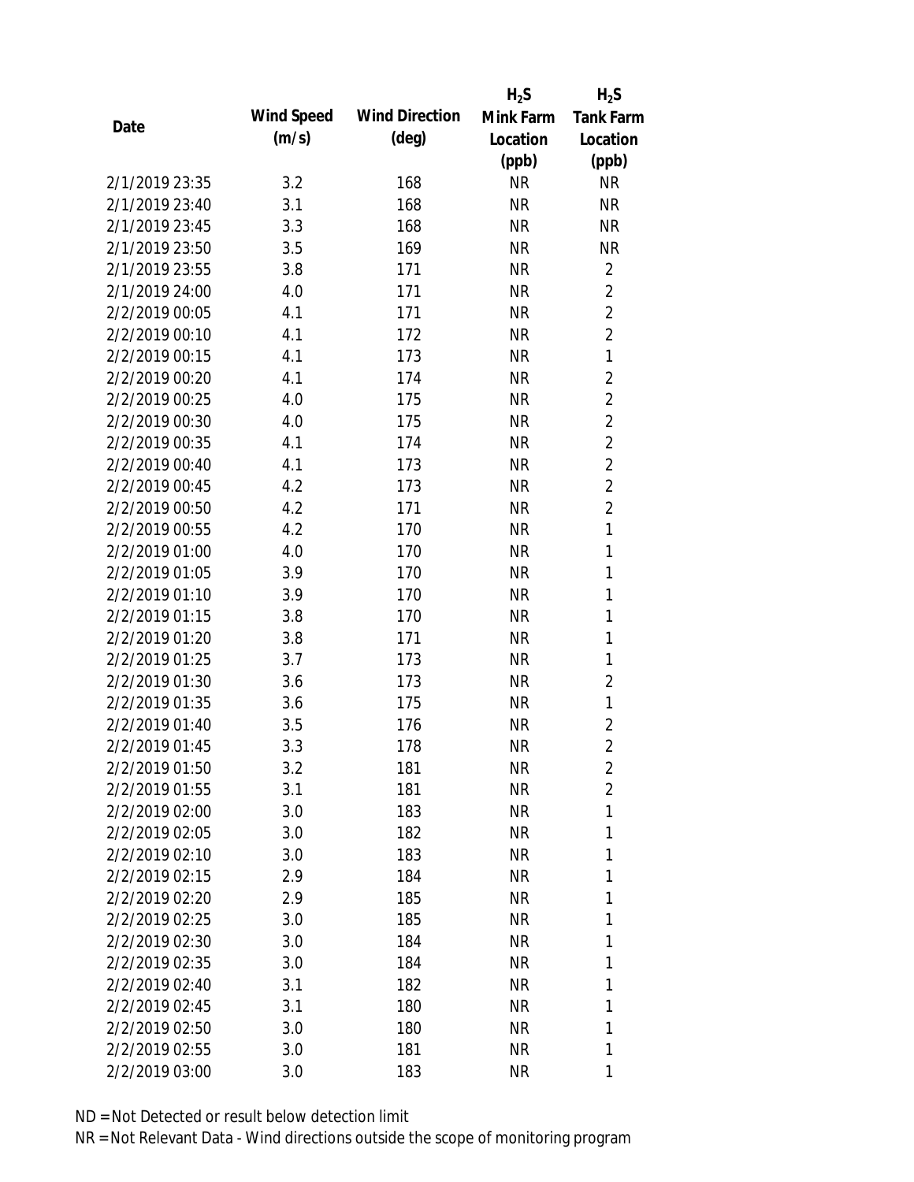| Date | Wind Speed (m/s) | Wind Direction (deg) | $H_2S$ Mink Farm Location (ppb) | $H_2S$ Tank Farm Location (ppb) |
|---|---|---|---|---|
| 2/1/2019 23:35 | 3.2 | 168 | NR | NR |
| 2/1/2019 23:40 | 3.1 | 168 | NR | NR |
| 2/1/2019 23:45 | 3.3 | 168 | NR | NR |
| 2/1/2019 23:50 | 3.5 | 169 | NR | NR |
| 2/1/2019 23:55 | 3.8 | 171 | NR | 2 |
| 2/1/2019 24:00 | 4.0 | 171 | NR | 2 |
| 2/2/2019 00:05 | 4.1 | 171 | NR | 2 |
| 2/2/2019 00:10 | 4.1 | 172 | NR | 2 |
| 2/2/2019 00:15 | 4.1 | 173 | NR | 1 |
| 2/2/2019 00:20 | 4.1 | 174 | NR | 2 |
| 2/2/2019 00:25 | 4.0 | 175 | NR | 2 |
| 2/2/2019 00:30 | 4.0 | 175 | NR | 2 |
| 2/2/2019 00:35 | 4.1 | 174 | NR | 2 |
| 2/2/2019 00:40 | 4.1 | 173 | NR | 2 |
| 2/2/2019 00:45 | 4.2 | 173 | NR | 2 |
| 2/2/2019 00:50 | 4.2 | 171 | NR | 2 |
| 2/2/2019 00:55 | 4.2 | 170 | NR | 1 |
| 2/2/2019 01:00 | 4.0 | 170 | NR | 1 |
| 2/2/2019 01:05 | 3.9 | 170 | NR | 1 |
| 2/2/2019 01:10 | 3.9 | 170 | NR | 1 |
| 2/2/2019 01:15 | 3.8 | 170 | NR | 1 |
| 2/2/2019 01:20 | 3.8 | 171 | NR | 1 |
| 2/2/2019 01:25 | 3.7 | 173 | NR | 1 |
| 2/2/2019 01:30 | 3.6 | 173 | NR | 2 |
| 2/2/2019 01:35 | 3.6 | 175 | NR | 1 |
| 2/2/2019 01:40 | 3.5 | 176 | NR | 2 |
| 2/2/2019 01:45 | 3.3 | 178 | NR | 2 |
| 2/2/2019 01:50 | 3.2 | 181 | NR | 2 |
| 2/2/2019 01:55 | 3.1 | 181 | NR | 2 |
| 2/2/2019 02:00 | 3.0 | 183 | NR | 1 |
| 2/2/2019 02:05 | 3.0 | 182 | NR | 1 |
| 2/2/2019 02:10 | 3.0 | 183 | NR | 1 |
| 2/2/2019 02:15 | 2.9 | 184 | NR | 1 |
| 2/2/2019 02:20 | 2.9 | 185 | NR | 1 |
| 2/2/2019 02:25 | 3.0 | 185 | NR | 1 |
| 2/2/2019 02:30 | 3.0 | 184 | NR | 1 |
| 2/2/2019 02:35 | 3.0 | 184 | NR | 1 |
| 2/2/2019 02:40 | 3.1 | 182 | NR | 1 |
| 2/2/2019 02:45 | 3.1 | 180 | NR | 1 |
| 2/2/2019 02:50 | 3.0 | 180 | NR | 1 |
| 2/2/2019 02:55 | 3.0 | 181 | NR | 1 |
| 2/2/2019 03:00 | 3.0 | 183 | NR | 1 |

ND = Not Detected or result below detection limit

NR = Not Relevant Data - Wind directions outside the scope of monitoring program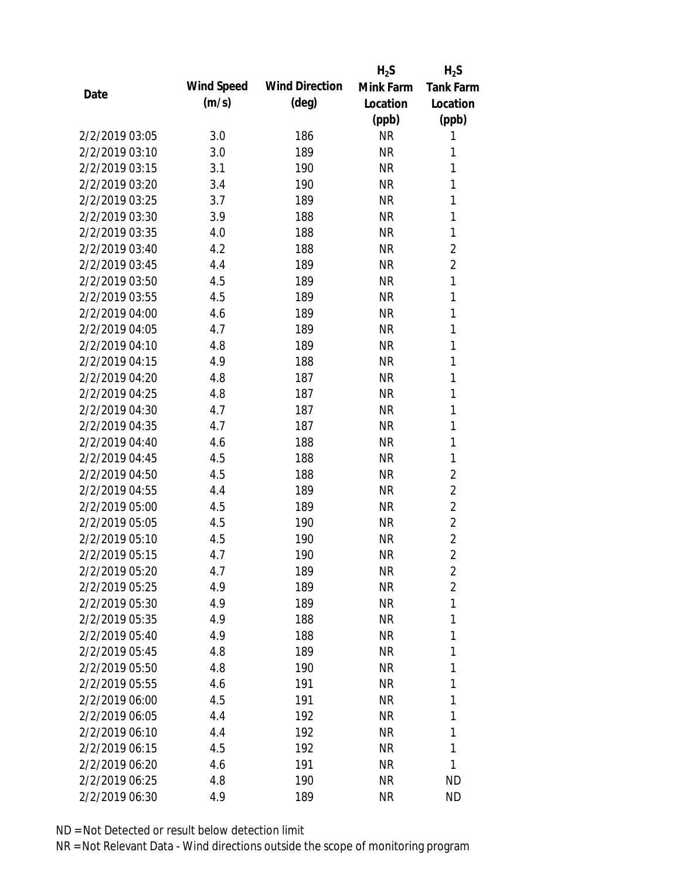| Date | Wind Speed (m/s) | Wind Direction (deg) | $H_2S$ Mink Farm Location (ppb) | $H_2S$ Tank Farm Location (ppb) |
|---|---|---|---|---|
| 2/2/2019 03:05 | 3.0 | 186 | NR | 1 |
| 2/2/2019 03:10 | 3.0 | 189 | NR | 1 |
| 2/2/2019 03:15 | 3.1 | 190 | NR | 1 |
| 2/2/2019 03:20 | 3.4 | 190 | NR | 1 |
| 2/2/2019 03:25 | 3.7 | 189 | NR | 1 |
| 2/2/2019 03:30 | 3.9 | 188 | NR | 1 |
| 2/2/2019 03:35 | 4.0 | 188 | NR | 1 |
| 2/2/2019 03:40 | 4.2 | 188 | NR | 2 |
| 2/2/2019 03:45 | 4.4 | 189 | NR | 2 |
| 2/2/2019 03:50 | 4.5 | 189 | NR | 1 |
| 2/2/2019 03:55 | 4.5 | 189 | NR | 1 |
| 2/2/2019 04:00 | 4.6 | 189 | NR | 1 |
| 2/2/2019 04:05 | 4.7 | 189 | NR | 1 |
| 2/2/2019 04:10 | 4.8 | 189 | NR | 1 |
| 2/2/2019 04:15 | 4.9 | 188 | NR | 1 |
| 2/2/2019 04:20 | 4.8 | 187 | NR | 1 |
| 2/2/2019 04:25 | 4.8 | 187 | NR | 1 |
| 2/2/2019 04:30 | 4.7 | 187 | NR | 1 |
| 2/2/2019 04:35 | 4.7 | 187 | NR | 1 |
| 2/2/2019 04:40 | 4.6 | 188 | NR | 1 |
| 2/2/2019 04:45 | 4.5 | 188 | NR | 1 |
| 2/2/2019 04:50 | 4.5 | 188 | NR | 2 |
| 2/2/2019 04:55 | 4.4 | 189 | NR | 2 |
| 2/2/2019 05:00 | 4.5 | 189 | NR | 2 |
| 2/2/2019 05:05 | 4.5 | 190 | NR | 2 |
| 2/2/2019 05:10 | 4.5 | 190 | NR | 2 |
| 2/2/2019 05:15 | 4.7 | 190 | NR | 2 |
| 2/2/2019 05:20 | 4.7 | 189 | NR | 2 |
| 2/2/2019 05:25 | 4.9 | 189 | NR | 2 |
| 2/2/2019 05:30 | 4.9 | 189 | NR | 1 |
| 2/2/2019 05:35 | 4.9 | 188 | NR | 1 |
| 2/2/2019 05:40 | 4.9 | 188 | NR | 1 |
| 2/2/2019 05:45 | 4.8 | 189 | NR | 1 |
| 2/2/2019 05:50 | 4.8 | 190 | NR | 1 |
| 2/2/2019 05:55 | 4.6 | 191 | NR | 1 |
| 2/2/2019 06:00 | 4.5 | 191 | NR | 1 |
| 2/2/2019 06:05 | 4.4 | 192 | NR | 1 |
| 2/2/2019 06:10 | 4.4 | 192 | NR | 1 |
| 2/2/2019 06:15 | 4.5 | 192 | NR | 1 |
| 2/2/2019 06:20 | 4.6 | 191 | NR | 1 |
| 2/2/2019 06:25 | 4.8 | 190 | NR | ND |
| 2/2/2019 06:30 | 4.9 | 189 | NR | ND |

ND = Not Detected or result below detection limit

NR = Not Relevant Data - Wind directions outside the scope of monitoring program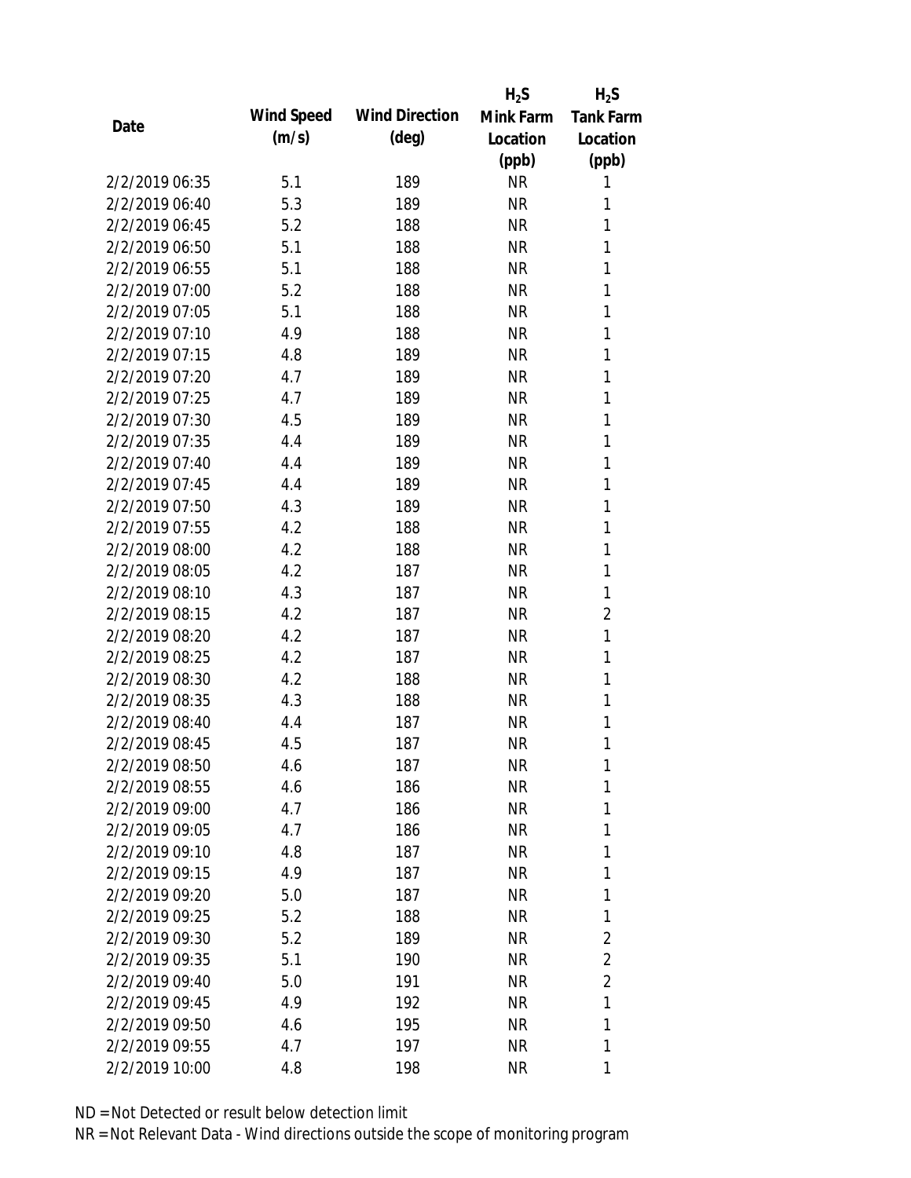| Date | Wind Speed (m/s) | Wind Direction (deg) | $H_2S$ Mink Farm Location (ppb) | $H_2S$ Tank Farm Location (ppb) |
|---|---|---|---|---|
| 2/2/2019 06:35 | 5.1 | 189 | NR | 1 |
| 2/2/2019 06:40 | 5.3 | 189 | NR | 1 |
| 2/2/2019 06:45 | 5.2 | 188 | NR | 1 |
| 2/2/2019 06:50 | 5.1 | 188 | NR | 1 |
| 2/2/2019 06:55 | 5.1 | 188 | NR | 1 |
| 2/2/2019 07:00 | 5.2 | 188 | NR | 1 |
| 2/2/2019 07:05 | 5.1 | 188 | NR | 1 |
| 2/2/2019 07:10 | 4.9 | 188 | NR | 1 |
| 2/2/2019 07:15 | 4.8 | 189 | NR | 1 |
| 2/2/2019 07:20 | 4.7 | 189 | NR | 1 |
| 2/2/2019 07:25 | 4.7 | 189 | NR | 1 |
| 2/2/2019 07:30 | 4.5 | 189 | NR | 1 |
| 2/2/2019 07:35 | 4.4 | 189 | NR | 1 |
| 2/2/2019 07:40 | 4.4 | 189 | NR | 1 |
| 2/2/2019 07:45 | 4.4 | 189 | NR | 1 |
| 2/2/2019 07:50 | 4.3 | 189 | NR | 1 |
| 2/2/2019 07:55 | 4.2 | 188 | NR | 1 |
| 2/2/2019 08:00 | 4.2 | 188 | NR | 1 |
| 2/2/2019 08:05 | 4.2 | 187 | NR | 1 |
| 2/2/2019 08:10 | 4.3 | 187 | NR | 1 |
| 2/2/2019 08:15 | 4.2 | 187 | NR | 2 |
| 2/2/2019 08:20 | 4.2 | 187 | NR | 1 |
| 2/2/2019 08:25 | 4.2 | 187 | NR | 1 |
| 2/2/2019 08:30 | 4.2 | 188 | NR | 1 |
| 2/2/2019 08:35 | 4.3 | 188 | NR | 1 |
| 2/2/2019 08:40 | 4.4 | 187 | NR | 1 |
| 2/2/2019 08:45 | 4.5 | 187 | NR | 1 |
| 2/2/2019 08:50 | 4.6 | 187 | NR | 1 |
| 2/2/2019 08:55 | 4.6 | 186 | NR | 1 |
| 2/2/2019 09:00 | 4.7 | 186 | NR | 1 |
| 2/2/2019 09:05 | 4.7 | 186 | NR | 1 |
| 2/2/2019 09:10 | 4.8 | 187 | NR | 1 |
| 2/2/2019 09:15 | 4.9 | 187 | NR | 1 |
| 2/2/2019 09:20 | 5.0 | 187 | NR | 1 |
| 2/2/2019 09:25 | 5.2 | 188 | NR | 1 |
| 2/2/2019 09:30 | 5.2 | 189 | NR | 2 |
| 2/2/2019 09:35 | 5.1 | 190 | NR | 2 |
| 2/2/2019 09:40 | 5.0 | 191 | NR | 2 |
| 2/2/2019 09:45 | 4.9 | 192 | NR | 1 |
| 2/2/2019 09:50 | 4.6 | 195 | NR | 1 |
| 2/2/2019 09:55 | 4.7 | 197 | NR | 1 |
| 2/2/2019 10:00 | 4.8 | 198 | NR | 1 |

ND = Not Detected or result below detection limit
NR = Not Relevant Data - Wind directions outside the scope of monitoring program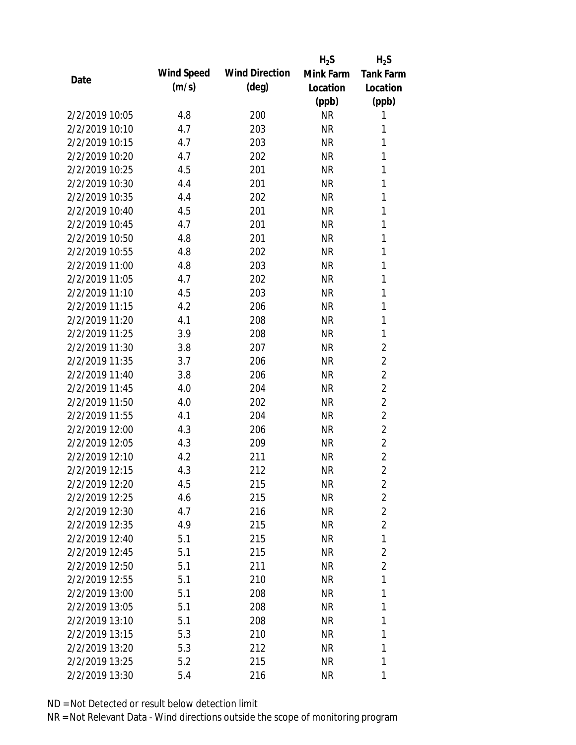| Date | Wind Speed (m/s) | Wind Direction (deg) | $H_2S$ Mink Farm Location (ppb) | $H_2S$ Tank Farm Location (ppb) |
|---|---|---|---|---|
| 2/2/2019 10:05 | 4.8 | 200 | NR | 1 |
| 2/2/2019 10:10 | 4.7 | 203 | NR | 1 |
| 2/2/2019 10:15 | 4.7 | 203 | NR | 1 |
| 2/2/2019 10:20 | 4.7 | 202 | NR | 1 |
| 2/2/2019 10:25 | 4.5 | 201 | NR | 1 |
| 2/2/2019 10:30 | 4.4 | 201 | NR | 1 |
| 2/2/2019 10:35 | 4.4 | 202 | NR | 1 |
| 2/2/2019 10:40 | 4.5 | 201 | NR | 1 |
| 2/2/2019 10:45 | 4.7 | 201 | NR | 1 |
| 2/2/2019 10:50 | 4.8 | 201 | NR | 1 |
| 2/2/2019 10:55 | 4.8 | 202 | NR | 1 |
| 2/2/2019 11:00 | 4.8 | 203 | NR | 1 |
| 2/2/2019 11:05 | 4.7 | 202 | NR | 1 |
| 2/2/2019 11:10 | 4.5 | 203 | NR | 1 |
| 2/2/2019 11:15 | 4.2 | 206 | NR | 1 |
| 2/2/2019 11:20 | 4.1 | 208 | NR | 1 |
| 2/2/2019 11:25 | 3.9 | 208 | NR | 1 |
| 2/2/2019 11:30 | 3.8 | 207 | NR | 2 |
| 2/2/2019 11:35 | 3.7 | 206 | NR | 2 |
| 2/2/2019 11:40 | 3.8 | 206 | NR | 2 |
| 2/2/2019 11:45 | 4.0 | 204 | NR | 2 |
| 2/2/2019 11:50 | 4.0 | 202 | NR | 2 |
| 2/2/2019 11:55 | 4.1 | 204 | NR | 2 |
| 2/2/2019 12:00 | 4.3 | 206 | NR | 2 |
| 2/2/2019 12:05 | 4.3 | 209 | NR | 2 |
| 2/2/2019 12:10 | 4.2 | 211 | NR | 2 |
| 2/2/2019 12:15 | 4.3 | 212 | NR | 2 |
| 2/2/2019 12:20 | 4.5 | 215 | NR | 2 |
| 2/2/2019 12:25 | 4.6 | 215 | NR | 2 |
| 2/2/2019 12:30 | 4.7 | 216 | NR | 2 |
| 2/2/2019 12:35 | 4.9 | 215 | NR | 2 |
| 2/2/2019 12:40 | 5.1 | 215 | NR | 1 |
| 2/2/2019 12:45 | 5.1 | 215 | NR | 2 |
| 2/2/2019 12:50 | 5.1 | 211 | NR | 2 |
| 2/2/2019 12:55 | 5.1 | 210 | NR | 1 |
| 2/2/2019 13:00 | 5.1 | 208 | NR | 1 |
| 2/2/2019 13:05 | 5.1 | 208 | NR | 1 |
| 2/2/2019 13:10 | 5.1 | 208 | NR | 1 |
| 2/2/2019 13:15 | 5.3 | 210 | NR | 1 |
| 2/2/2019 13:20 | 5.3 | 212 | NR | 1 |
| 2/2/2019 13:25 | 5.2 | 215 | NR | 1 |
| 2/2/2019 13:30 | 5.4 | 216 | NR | 1 |

ND = Not Detected or result below detection limit

NR = Not Relevant Data - Wind directions outside the scope of monitoring program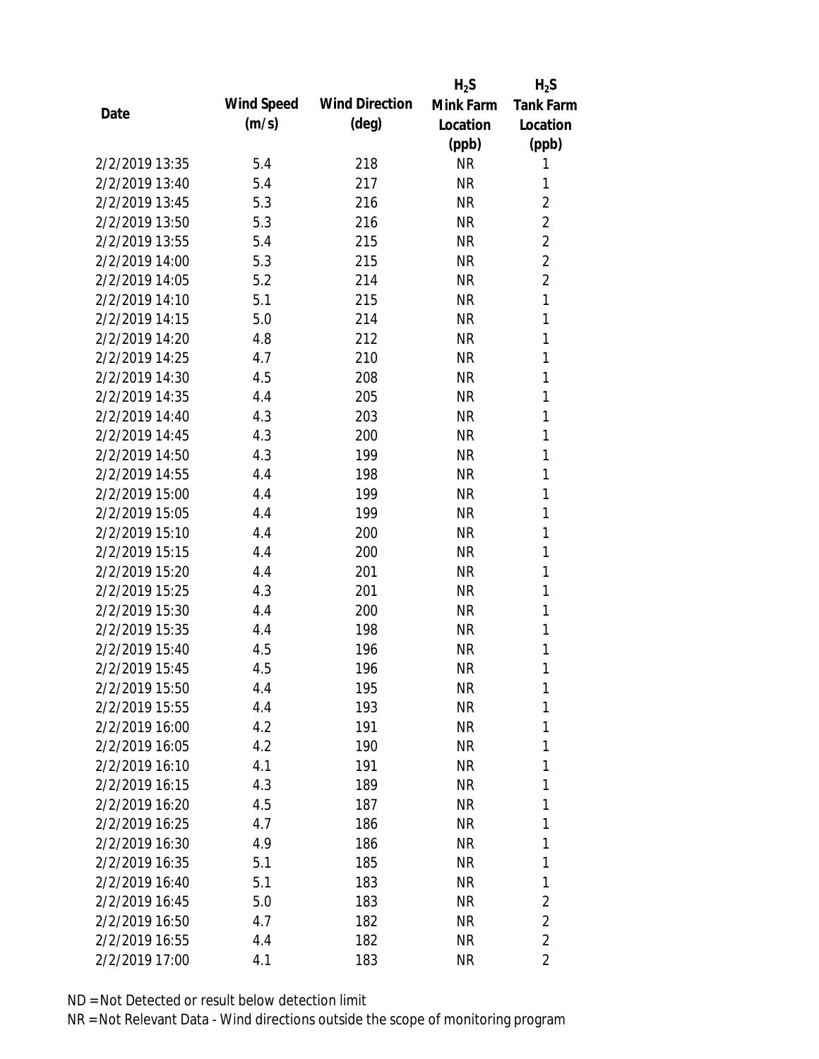| Date | Wind Speed (m/s) | Wind Direction (deg) | $H_2S$ Mink Farm Location (ppb) | $H_2S$ Tank Farm Location (ppb) |
|---|---|---|---|---|
| 2/2/2019 13:35 | 5.4 | 218 | NR | 1 |
| 2/2/2019 13:40 | 5.4 | 217 | NR | 1 |
| 2/2/2019 13:45 | 5.3 | 216 | NR | 2 |
| 2/2/2019 13:50 | 5.3 | 216 | NR | 2 |
| 2/2/2019 13:55 | 5.4 | 215 | NR | 2 |
| 2/2/2019 14:00 | 5.3 | 215 | NR | 2 |
| 2/2/2019 14:05 | 5.2 | 214 | NR | 2 |
| 2/2/2019 14:10 | 5.1 | 215 | NR | 1 |
| 2/2/2019 14:15 | 5.0 | 214 | NR | 1 |
| 2/2/2019 14:20 | 4.8 | 212 | NR | 1 |
| 2/2/2019 14:25 | 4.7 | 210 | NR | 1 |
| 2/2/2019 14:30 | 4.5 | 208 | NR | 1 |
| 2/2/2019 14:35 | 4.4 | 205 | NR | 1 |
| 2/2/2019 14:40 | 4.3 | 203 | NR | 1 |
| 2/2/2019 14:45 | 4.3 | 200 | NR | 1 |
| 2/2/2019 14:50 | 4.3 | 199 | NR | 1 |
| 2/2/2019 14:55 | 4.4 | 198 | NR | 1 |
| 2/2/2019 15:00 | 4.4 | 199 | NR | 1 |
| 2/2/2019 15:05 | 4.4 | 199 | NR | 1 |
| 2/2/2019 15:10 | 4.4 | 200 | NR | 1 |
| 2/2/2019 15:15 | 4.4 | 200 | NR | 1 |
| 2/2/2019 15:20 | 4.4 | 201 | NR | 1 |
| 2/2/2019 15:25 | 4.3 | 201 | NR | 1 |
| 2/2/2019 15:30 | 4.4 | 200 | NR | 1 |
| 2/2/2019 15:35 | 4.4 | 198 | NR | 1 |
| 2/2/2019 15:40 | 4.5 | 196 | NR | 1 |
| 2/2/2019 15:45 | 4.5 | 196 | NR | 1 |
| 2/2/2019 15:50 | 4.4 | 195 | NR | 1 |
| 2/2/2019 15:55 | 4.4 | 193 | NR | 1 |
| 2/2/2019 16:00 | 4.2 | 191 | NR | 1 |
| 2/2/2019 16:05 | 4.2 | 190 | NR | 1 |
| 2/2/2019 16:10 | 4.1 | 191 | NR | 1 |
| 2/2/2019 16:15 | 4.3 | 189 | NR | 1 |
| 2/2/2019 16:20 | 4.5 | 187 | NR | 1 |
| 2/2/2019 16:25 | 4.7 | 186 | NR | 1 |
| 2/2/2019 16:30 | 4.9 | 186 | NR | 1 |
| 2/2/2019 16:35 | 5.1 | 185 | NR | 1 |
| 2/2/2019 16:40 | 5.1 | 183 | NR | 1 |
| 2/2/2019 16:45 | 5.0 | 183 | NR | 2 |
| 2/2/2019 16:50 | 4.7 | 182 | NR | 2 |
| 2/2/2019 16:55 | 4.4 | 182 | NR | 2 |
| 2/2/2019 17:00 | 4.1 | 183 | NR | 2 |

ND = Not Detected or result below detection limit

NR = Not Relevant Data - Wind directions outside the scope of monitoring program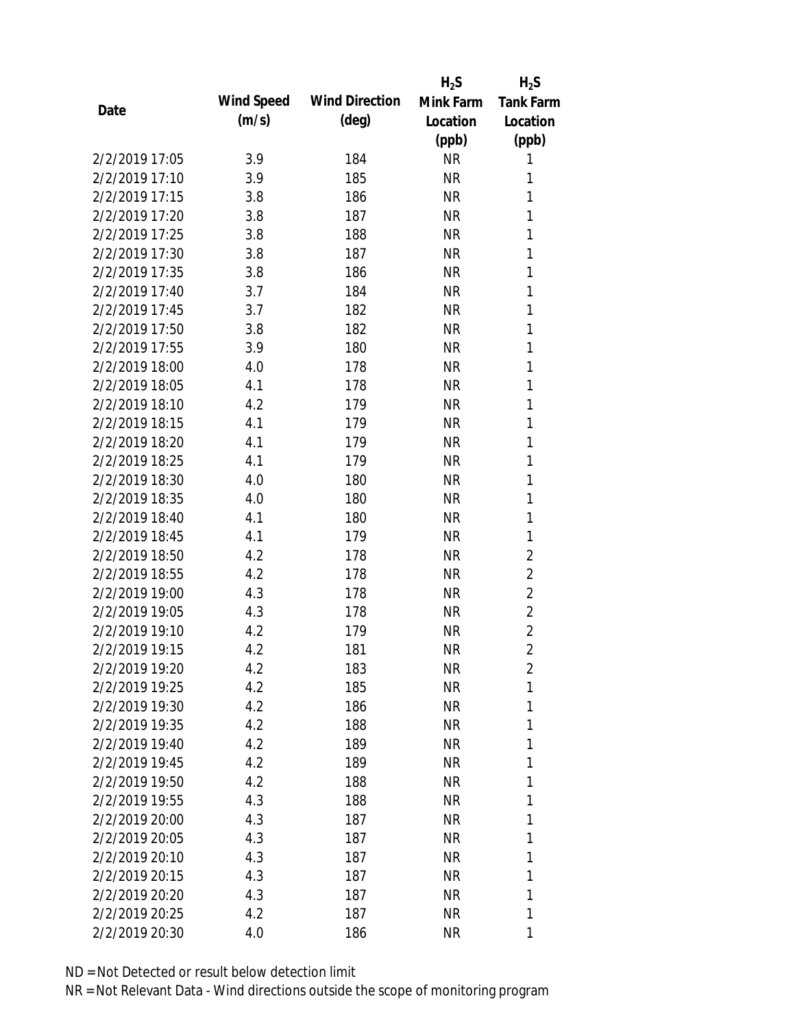| Date | Wind Speed (m/s) | Wind Direction (deg) | $H_2S$ Mink Farm Location (ppb) | $H_2S$ Tank Farm Location (ppb) |
|---|---|---|---|---|
| 2/2/2019 17:05 | 3.9 | 184 | NR | 1 |
| 2/2/2019 17:10 | 3.9 | 185 | NR | 1 |
| 2/2/2019 17:15 | 3.8 | 186 | NR | 1 |
| 2/2/2019 17:20 | 3.8 | 187 | NR | 1 |
| 2/2/2019 17:25 | 3.8 | 188 | NR | 1 |
| 2/2/2019 17:30 | 3.8 | 187 | NR | 1 |
| 2/2/2019 17:35 | 3.8 | 186 | NR | 1 |
| 2/2/2019 17:40 | 3.7 | 184 | NR | 1 |
| 2/2/2019 17:45 | 3.7 | 182 | NR | 1 |
| 2/2/2019 17:50 | 3.8 | 182 | NR | 1 |
| 2/2/2019 17:55 | 3.9 | 180 | NR | 1 |
| 2/2/2019 18:00 | 4.0 | 178 | NR | 1 |
| 2/2/2019 18:05 | 4.1 | 178 | NR | 1 |
| 2/2/2019 18:10 | 4.2 | 179 | NR | 1 |
| 2/2/2019 18:15 | 4.1 | 179 | NR | 1 |
| 2/2/2019 18:20 | 4.1 | 179 | NR | 1 |
| 2/2/2019 18:25 | 4.1 | 179 | NR | 1 |
| 2/2/2019 18:30 | 4.0 | 180 | NR | 1 |
| 2/2/2019 18:35 | 4.0 | 180 | NR | 1 |
| 2/2/2019 18:40 | 4.1 | 180 | NR | 1 |
| 2/2/2019 18:45 | 4.1 | 179 | NR | 1 |
| 2/2/2019 18:50 | 4.2 | 178 | NR | 2 |
| 2/2/2019 18:55 | 4.2 | 178 | NR | 2 |
| 2/2/2019 19:00 | 4.3 | 178 | NR | 2 |
| 2/2/2019 19:05 | 4.3 | 178 | NR | 2 |
| 2/2/2019 19:10 | 4.2 | 179 | NR | 2 |
| 2/2/2019 19:15 | 4.2 | 181 | NR | 2 |
| 2/2/2019 19:20 | 4.2 | 183 | NR | 2 |
| 2/2/2019 19:25 | 4.2 | 185 | NR | 1 |
| 2/2/2019 19:30 | 4.2 | 186 | NR | 1 |
| 2/2/2019 19:35 | 4.2 | 188 | NR | 1 |
| 2/2/2019 19:40 | 4.2 | 189 | NR | 1 |
| 2/2/2019 19:45 | 4.2 | 189 | NR | 1 |
| 2/2/2019 19:50 | 4.2 | 188 | NR | 1 |
| 2/2/2019 19:55 | 4.3 | 188 | NR | 1 |
| 2/2/2019 20:00 | 4.3 | 187 | NR | 1 |
| 2/2/2019 20:05 | 4.3 | 187 | NR | 1 |
| 2/2/2019 20:10 | 4.3 | 187 | NR | 1 |
| 2/2/2019 20:15 | 4.3 | 187 | NR | 1 |
| 2/2/2019 20:20 | 4.3 | 187 | NR | 1 |
| 2/2/2019 20:25 | 4.2 | 187 | NR | 1 |
| 2/2/2019 20:30 | 4.0 | 186 | NR | 1 |

ND = Not Detected or result below detection limit

NR = Not Relevant Data - Wind directions outside the scope of monitoring program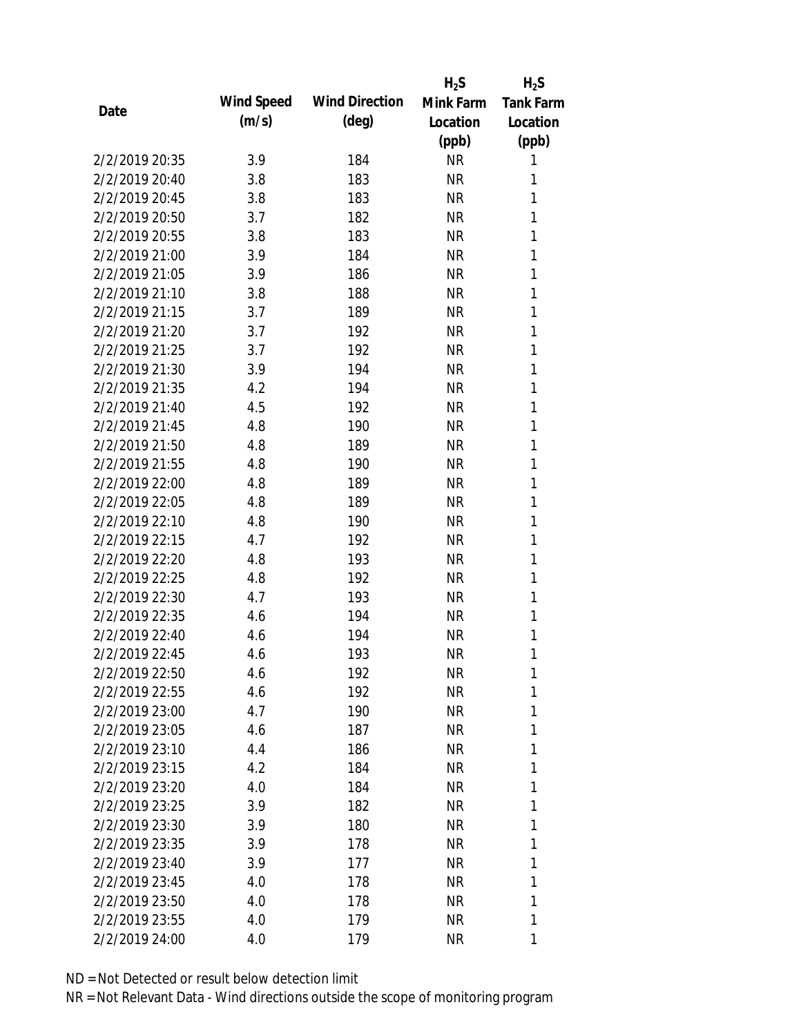| Date | Wind Speed (m/s) | Wind Direction (deg) | $H_2S$ Mink Farm Location (ppb) | $H_2S$ Tank Farm Location (ppb) |
|---|---|---|---|---|
| 2/2/2019 20:35 | 3.9 | 184 | NR | 1 |
| 2/2/2019 20:40 | 3.8 | 183 | NR | 1 |
| 2/2/2019 20:45 | 3.8 | 183 | NR | 1 |
| 2/2/2019 20:50 | 3.7 | 182 | NR | 1 |
| 2/2/2019 20:55 | 3.8 | 183 | NR | 1 |
| 2/2/2019 21:00 | 3.9 | 184 | NR | 1 |
| 2/2/2019 21:05 | 3.9 | 186 | NR | 1 |
| 2/2/2019 21:10 | 3.8 | 188 | NR | 1 |
| 2/2/2019 21:15 | 3.7 | 189 | NR | 1 |
| 2/2/2019 21:20 | 3.7 | 192 | NR | 1 |
| 2/2/2019 21:25 | 3.7 | 192 | NR | 1 |
| 2/2/2019 21:30 | 3.9 | 194 | NR | 1 |
| 2/2/2019 21:35 | 4.2 | 194 | NR | 1 |
| 2/2/2019 21:40 | 4.5 | 192 | NR | 1 |
| 2/2/2019 21:45 | 4.8 | 190 | NR | 1 |
| 2/2/2019 21:50 | 4.8 | 189 | NR | 1 |
| 2/2/2019 21:55 | 4.8 | 190 | NR | 1 |
| 2/2/2019 22:00 | 4.8 | 189 | NR | 1 |
| 2/2/2019 22:05 | 4.8 | 189 | NR | 1 |
| 2/2/2019 22:10 | 4.8 | 190 | NR | 1 |
| 2/2/2019 22:15 | 4.7 | 192 | NR | 1 |
| 2/2/2019 22:20 | 4.8 | 193 | NR | 1 |
| 2/2/2019 22:25 | 4.8 | 192 | NR | 1 |
| 2/2/2019 22:30 | 4.7 | 193 | NR | 1 |
| 2/2/2019 22:35 | 4.6 | 194 | NR | 1 |
| 2/2/2019 22:40 | 4.6 | 194 | NR | 1 |
| 2/2/2019 22:45 | 4.6 | 193 | NR | 1 |
| 2/2/2019 22:50 | 4.6 | 192 | NR | 1 |
| 2/2/2019 22:55 | 4.6 | 192 | NR | 1 |
| 2/2/2019 23:00 | 4.7 | 190 | NR | 1 |
| 2/2/2019 23:05 | 4.6 | 187 | NR | 1 |
| 2/2/2019 23:10 | 4.4 | 186 | NR | 1 |
| 2/2/2019 23:15 | 4.2 | 184 | NR | 1 |
| 2/2/2019 23:20 | 4.0 | 184 | NR | 1 |
| 2/2/2019 23:25 | 3.9 | 182 | NR | 1 |
| 2/2/2019 23:30 | 3.9 | 180 | NR | 1 |
| 2/2/2019 23:35 | 3.9 | 178 | NR | 1 |
| 2/2/2019 23:40 | 3.9 | 177 | NR | 1 |
| 2/2/2019 23:45 | 4.0 | 178 | NR | 1 |
| 2/2/2019 23:50 | 4.0 | 178 | NR | 1 |
| 2/2/2019 23:55 | 4.0 | 179 | NR | 1 |
| 2/2/2019 24:00 | 4.0 | 179 | NR | 1 |

ND = Not Detected or result below detection limit

NR = Not Relevant Data - Wind directions outside the scope of monitoring program